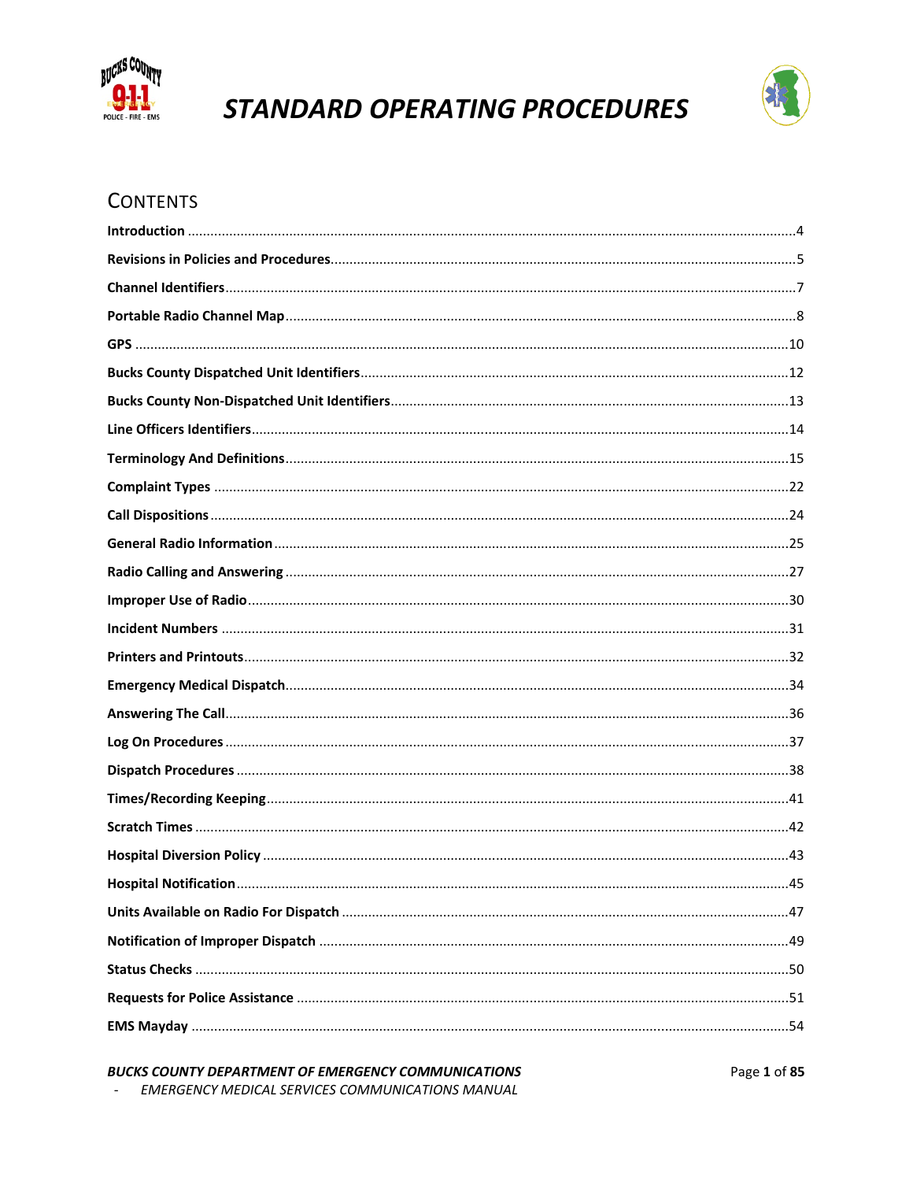# STANDARD OPERATING PROCEDURES

## CONTENTS

| Section | Page |
| --- | --- |
| **Introduction** | 4 |
| **Revisions in Policies and Procedures** | 5 |
| **Channel Identifiers** | 7 |
| **Portable Radio Channel Map** | 8 |
| **GPS** | 10 |
| **Bucks County Dispatched Unit Identifiers** | 12 |
| **Bucks County Non-Dispatched Unit Identifiers** | 13 |
| **Line Officers Identifiers** | 14 |
| **Terminology And Definitions** | 15 |
| **Complaint Types** | 22 |
| **Call Dispositions** | 24 |
| **General Radio Information** | 25 |
| **Radio Calling and Answering** | 27 |
| **Improper Use of Radio** | 30 |
| **Incident Numbers** | 31 |
| **Printers and Printouts** | 32 |
| **Emergency Medical Dispatch** | 34 |
| **Answering The Call** | 36 |
| **Log On Procedures** | 37 |
| **Dispatch Procedures** | 38 |
| **Times/Recording Keeping** | 41 |
| **Scratch Times** | 42 |
| **Hospital Diversion Policy** | 43 |
| **Hospital Notification** | 45 |
| **Units Available on Radio For Dispatch** | 47 |
| **Notification of Improper Dispatch** | 49 |
| **Status Checks** | 50 |
| **Requests for Police Assistance** | 51 |
| **EMS Mayday** | 54 |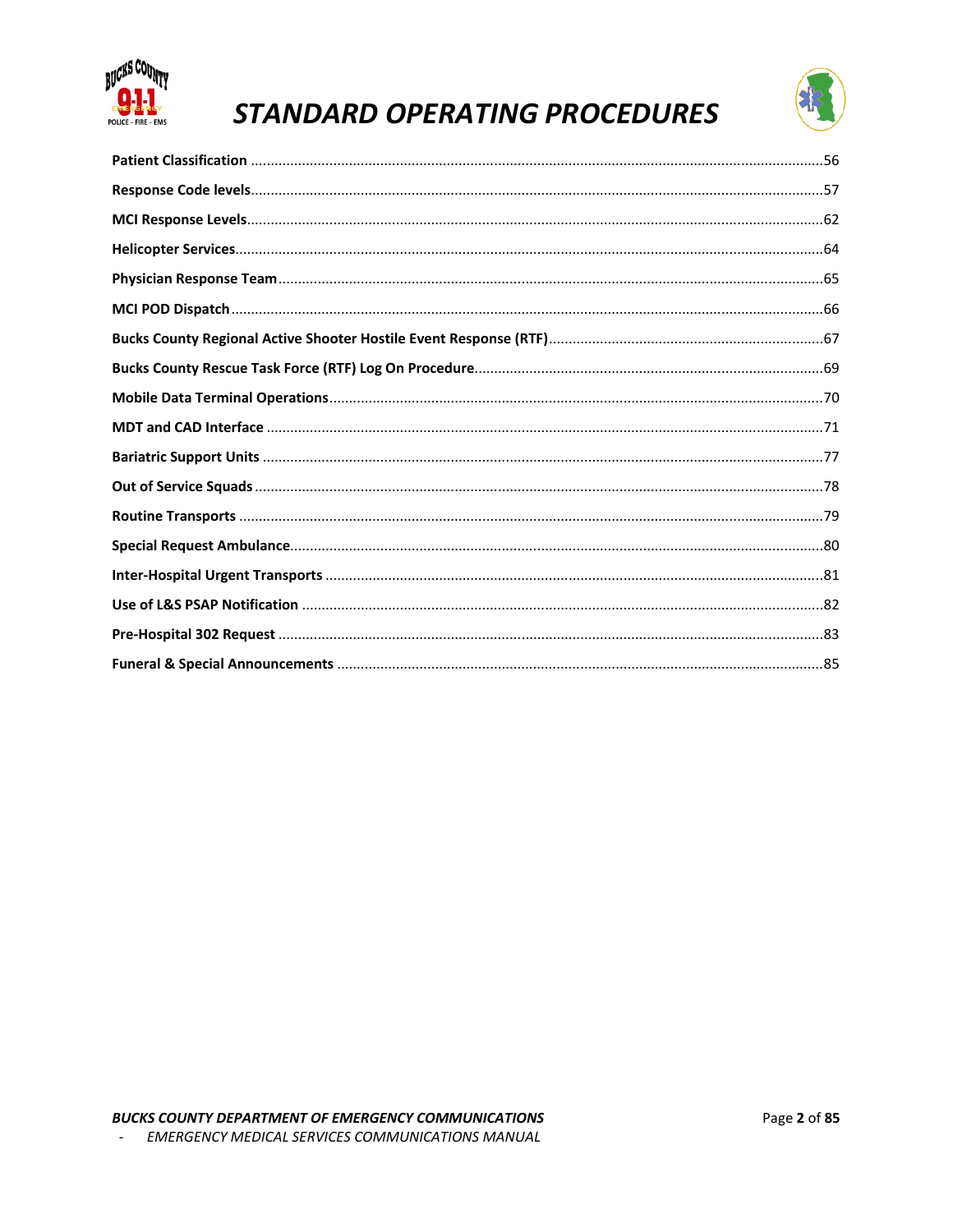**Patient Classification** ..... 56

**Response Code levels** ..... 57

**MCI Response Levels** ..... 62

**Helicopter Services** ..... 64

**Physician Response Team** ..... 65

**MCI POD Dispatch** ..... 66

**Bucks County Regional Active Shooter Hostile Event Response (RTF)** ..... 67

**Bucks County Rescue Task Force (RTF) Log On Procedure** ..... 69

**Mobile Data Terminal Operations** ..... 70

**MDT and CAD Interface** ..... 71

**Bariatric Support Units** ..... 77

**Out of Service Squads** ..... 78

**Routine Transports** ..... 79

**Special Request Ambulance** ..... 80

**Inter-Hospital Urgent Transports** ..... 81

**Use of L&S PSAP Notification** ..... 82

**Pre-Hospital 302 Request** ..... 83

**Funeral & Special Announcements** ..... 85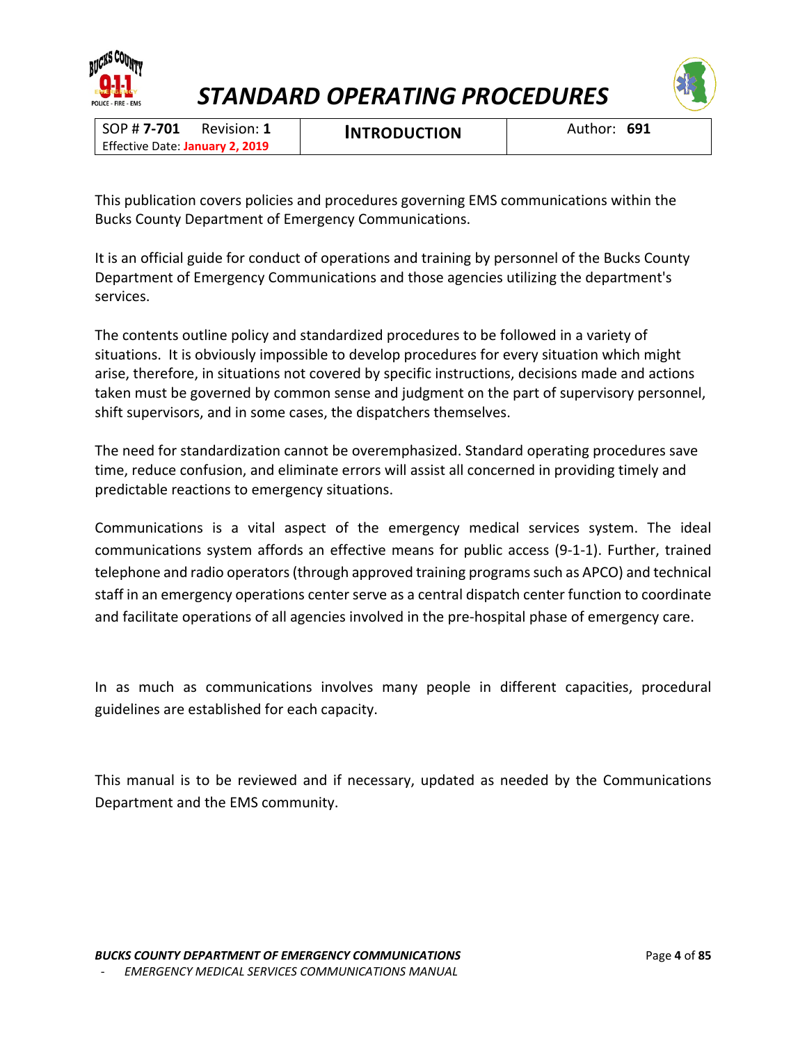# STANDARD OPERATING PROCEDURES

| SOP # **7-701** Revision: **1** Effective Date: **January 2, 2019** | **INTRODUCTION** | Author: **691** |
|---|---|---|

This publication covers policies and procedures governing EMS communications within the Bucks County Department of Emergency Communications.

It is an official guide for conduct of operations and training by personnel of the Bucks County Department of Emergency Communications and those agencies utilizing the department's services.

The contents outline policy and standardized procedures to be followed in a variety of situations. It is obviously impossible to develop procedures for every situation which might arise, therefore, in situations not covered by specific instructions, decisions made and actions taken must be governed by common sense and judgment on the part of supervisory personnel, shift supervisors, and in some cases, the dispatchers themselves.

The need for standardization cannot be overemphasized. Standard operating procedures save time, reduce confusion, and eliminate errors will assist all concerned in providing timely and predictable reactions to emergency situations.

Communications is a vital aspect of the emergency medical services system. The ideal communications system affords an effective means for public access (9-1-1). Further, trained telephone and radio operators (through approved training programs such as APCO) and technical staff in an emergency operations center serve as a central dispatch center function to coordinate and facilitate operations of all agencies involved in the pre-hospital phase of emergency care.

In as much as communications involves many people in different capacities, procedural guidelines are established for each capacity.

This manual is to be reviewed and if necessary, updated as needed by the Communications Department and the EMS community.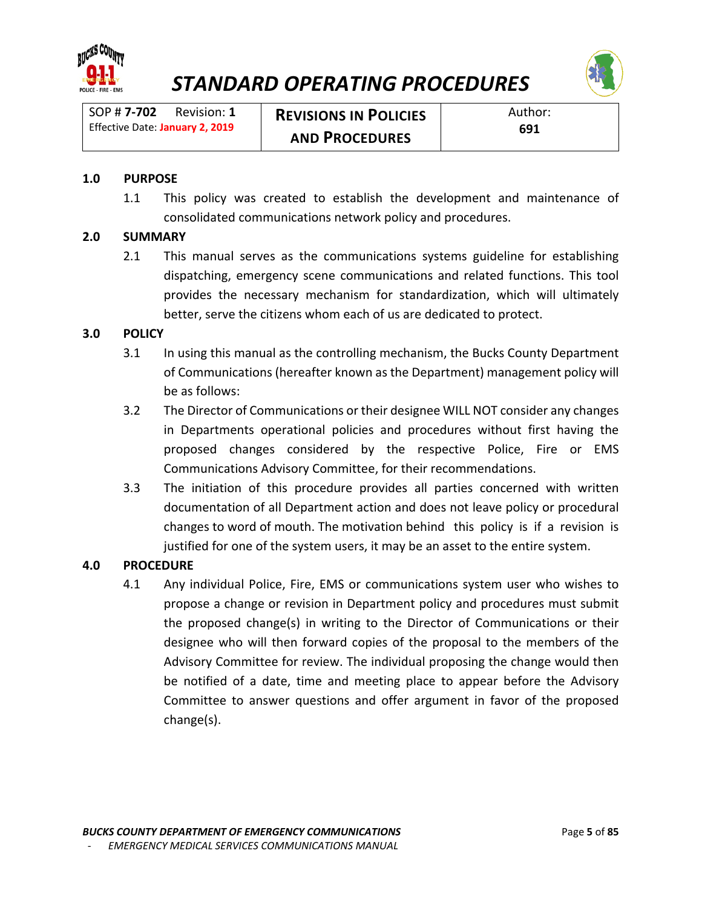# STANDARD OPERATING PROCEDURES

| SOP # **7-702** Revision: **1** Effective Date: **January 2, 2019** | **REVISIONS IN POLICIES AND PROCEDURES** | Author: **691** |
|---|---|---|

**1.0 PURPOSE**

1.1 This policy was created to establish the development and maintenance of consolidated communications network policy and procedures.

**2.0 SUMMARY**

2.1 This manual serves as the communications systems guideline for establishing dispatching, emergency scene communications and related functions. This tool provides the necessary mechanism for standardization, which will ultimately better, serve the citizens whom each of us are dedicated to protect.

**3.0 POLICY**

3.1 In using this manual as the controlling mechanism, the Bucks County Department of Communications (hereafter known as the Department) management policy will be as follows:

3.2 The Director of Communications or their designee WILL NOT consider any changes in Departments operational policies and procedures without first having the proposed changes considered by the respective Police, Fire or EMS Communications Advisory Committee, for their recommendations.

3.3 The initiation of this procedure provides all parties concerned with written documentation of all Department action and does not leave policy or procedural changes to word of mouth. The motivation behind this policy is if a revision is justified for one of the system users, it may be an asset to the entire system.

**4.0 PROCEDURE**

4.1 Any individual Police, Fire, EMS or communications system user who wishes to propose a change or revision in Department policy and procedures must submit the proposed change(s) in writing to the Director of Communications or their designee who will then forward copies of the proposal to the members of the Advisory Committee for review. The individual proposing the change would then be notified of a date, time and meeting place to appear before the Advisory Committee to answer questions and offer argument in favor of the proposed change(s).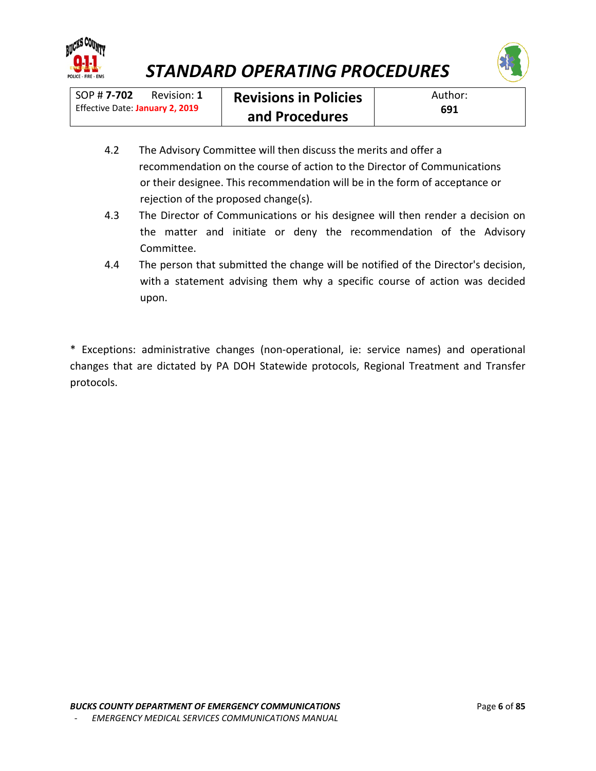| SOP # **7-702** Revision: **1** Effective Date: **January 2, 2019** | **Revisions in Policies and Procedures** | Author: **691** |
|---|---|---|

4.2 The Advisory Committee will then discuss the merits and offer a recommendation on the course of action to the Director of Communications or their designee. This recommendation will be in the form of acceptance or rejection of the proposed change(s).

4.3 The Director of Communications or his designee will then render a decision on the matter and initiate or deny the recommendation of the Advisory Committee.

4.4 The person that submitted the change will be notified of the Director's decision, with a statement advising them why a specific course of action was decided upon.

* Exceptions: administrative changes (non-operational, ie: service names) and operational changes that are dictated by PA DOH Statewide protocols, Regional Treatment and Transfer protocols.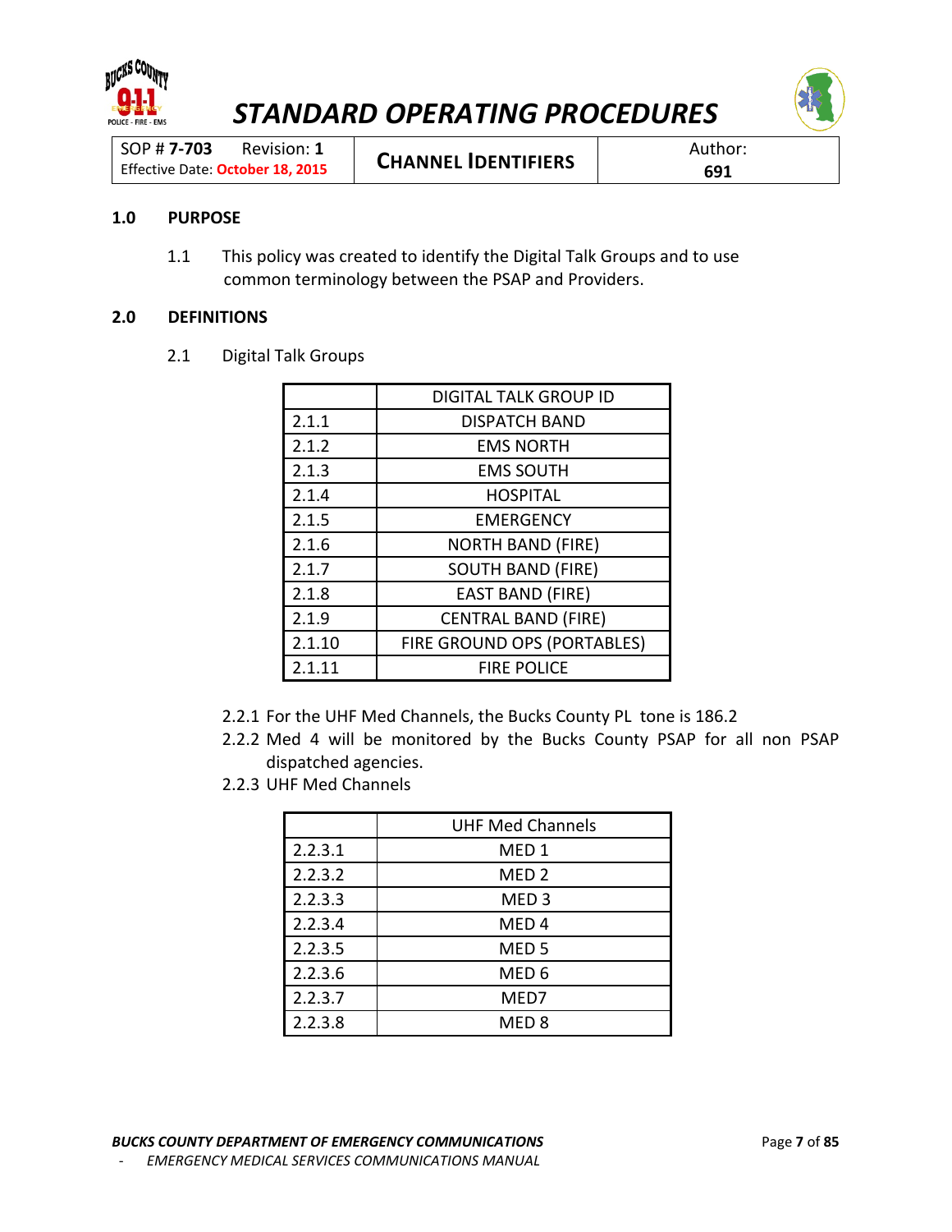# STANDARD OPERATING PROCEDURES

| SOP # **7-703** Revision: **1** Effective Date: **October 18, 2015** | **CHANNEL IDENTIFIERS** | Author: **691** |
|---|---|---|

## 1.0 PURPOSE

1.1 This policy was created to identify the Digital Talk Groups and to use common terminology between the PSAP and Providers.

## 2.0 DEFINITIONS

2.1 Digital Talk Groups

| | DIGITAL TALK GROUP ID |
|---|---|
| 2.1.1 | DISPATCH BAND |
| 2.1.2 | EMS NORTH |
| 2.1.3 | EMS SOUTH |
| 2.1.4 | HOSPITAL |
| 2.1.5 | EMERGENCY |
| 2.1.6 | NORTH BAND (FIRE) |
| 2.1.7 | SOUTH BAND (FIRE) |
| 2.1.8 | EAST BAND (FIRE) |
| 2.1.9 | CENTRAL BAND (FIRE) |
| 2.1.10 | FIRE GROUND OPS (PORTABLES) |
| 2.1.11 | FIRE POLICE |

2.2.1 For the UHF Med Channels, the Bucks County PL tone is 186.2

2.2.2 Med 4 will be monitored by the Bucks County PSAP for all non PSAP dispatched agencies.

2.2.3 UHF Med Channels

| | UHF Med Channels |
|---|---|
| 2.2.3.1 | MED 1 |
| 2.2.3.2 | MED 2 |
| 2.2.3.3 | MED 3 |
| 2.2.3.4 | MED 4 |
| 2.2.3.5 | MED 5 |
| 2.2.3.6 | MED 6 |
| 2.2.3.7 | MED7 |
| 2.2.3.8 | MED 8 |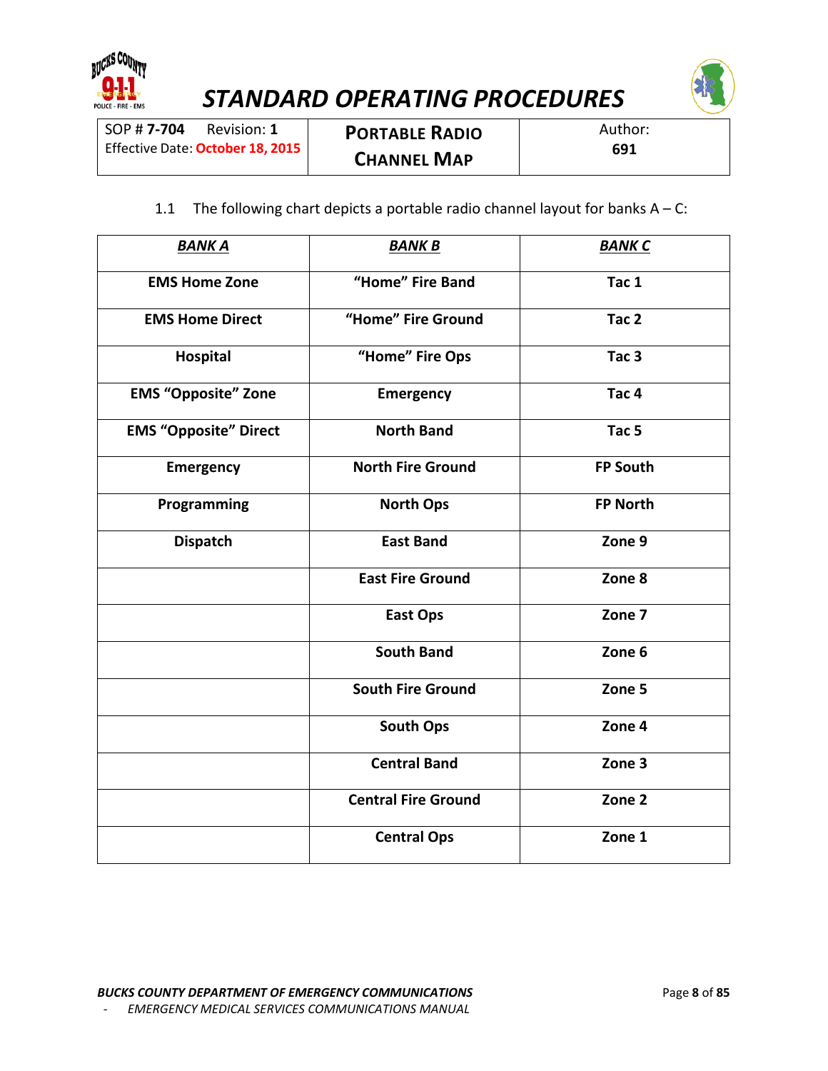# STANDARD OPERATING PROCEDURES

| SOP # **7-704** Revision: **1** Effective Date: **October 18, 2015** | **PORTABLE RADIO CHANNEL MAP** | Author: **691** |
|---|---|---|

1.1 The following chart depicts a portable radio channel layout for banks A – C:

| ***BANK A*** | ***BANK B*** | ***BANK C*** |
|---|---|---|
| **EMS Home Zone** | **"Home" Fire Band** | **Tac 1** |
| **EMS Home Direct** | **"Home" Fire Ground** | **Tac 2** |
| **Hospital** | **"Home" Fire Ops** | **Tac 3** |
| **EMS "Opposite" Zone** | **Emergency** | **Tac 4** |
| **EMS "Opposite" Direct** | **North Band** | **Tac 5** |
| **Emergency** | **North Fire Ground** | **FP South** |
| **Programming** | **North Ops** | **FP North** |
| **Dispatch** | **East Band** | **Zone 9** |
| | **East Fire Ground** | **Zone 8** |
| | **East Ops** | **Zone 7** |
| | **South Band** | **Zone 6** |
| | **South Fire Ground** | **Zone 5** |
| | **South Ops** | **Zone 4** |
| | **Central Band** | **Zone 3** |
| | **Central Fire Ground** | **Zone 2** |
| | **Central Ops** | **Zone 1** |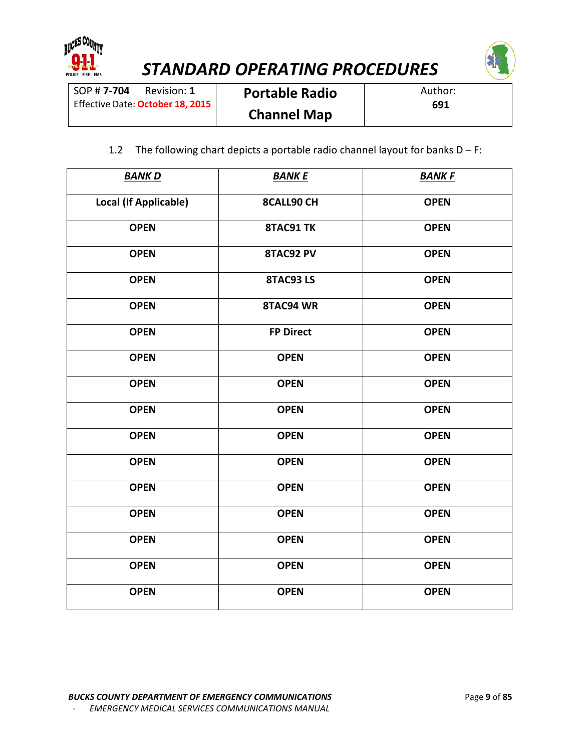1.2 The following chart depicts a portable radio channel layout for banks D – F:

| ***BANK D*** | ***BANK E*** | ***BANK F*** |
|---|---|---|
| **Local (If Applicable)** | **8CALL90 CH** | **OPEN** |
| **OPEN** | **8TAC91 TK** | **OPEN** |
| **OPEN** | **8TAC92 PV** | **OPEN** |
| **OPEN** | **8TAC93 LS** | **OPEN** |
| **OPEN** | **8TAC94 WR** | **OPEN** |
| **OPEN** | **FP Direct** | **OPEN** |
| **OPEN** | **OPEN** | **OPEN** |
| **OPEN** | **OPEN** | **OPEN** |
| **OPEN** | **OPEN** | **OPEN** |
| **OPEN** | **OPEN** | **OPEN** |
| **OPEN** | **OPEN** | **OPEN** |
| **OPEN** | **OPEN** | **OPEN** |
| **OPEN** | **OPEN** | **OPEN** |
| **OPEN** | **OPEN** | **OPEN** |
| **OPEN** | **OPEN** | **OPEN** |
| **OPEN** | **OPEN** | **OPEN** |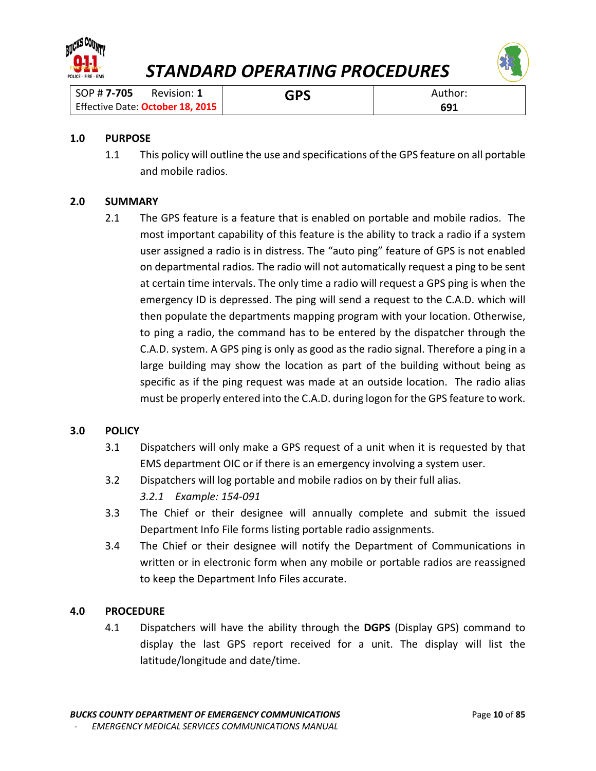# STANDARD OPERATING PROCEDURES

| SOP # **7-705** Revision: **1** Effective Date: **October 18, 2015** | **GPS** | Author: **691** |
|---|---|---|

## 1.0 PURPOSE

1.1 This policy will outline the use and specifications of the GPS feature on all portable and mobile radios.

## 2.0 SUMMARY

2.1 The GPS feature is a feature that is enabled on portable and mobile radios. The most important capability of this feature is the ability to track a radio if a system user assigned a radio is in distress. The "auto ping" feature of GPS is not enabled on departmental radios. The radio will not automatically request a ping to be sent at certain time intervals. The only time a radio will request a GPS ping is when the emergency ID is depressed. The ping will send a request to the C.A.D. which will then populate the departments mapping program with your location. Otherwise, to ping a radio, the command has to be entered by the dispatcher through the C.A.D. system. A GPS ping is only as good as the radio signal. Therefore a ping in a large building may show the location as part of the building without being as specific as if the ping request was made at an outside location. The radio alias must be properly entered into the C.A.D. during logon for the GPS feature to work.

## 3.0 POLICY

3.1 Dispatchers will only make a GPS request of a unit when it is requested by that EMS department OIC or if there is an emergency involving a system user.

3.2 Dispatchers will log portable and mobile radios on by their full alias.

*3.2.1 Example: 154-091*

3.3 The Chief or their designee will annually complete and submit the issued Department Info File forms listing portable radio assignments.

3.4 The Chief or their designee will notify the Department of Communications in written or in electronic form when any mobile or portable radios are reassigned to keep the Department Info Files accurate.

## 4.0 PROCEDURE

4.1 Dispatchers will have the ability through the **DGPS** (Display GPS) command to display the last GPS report received for a unit. The display will list the latitude/longitude and date/time.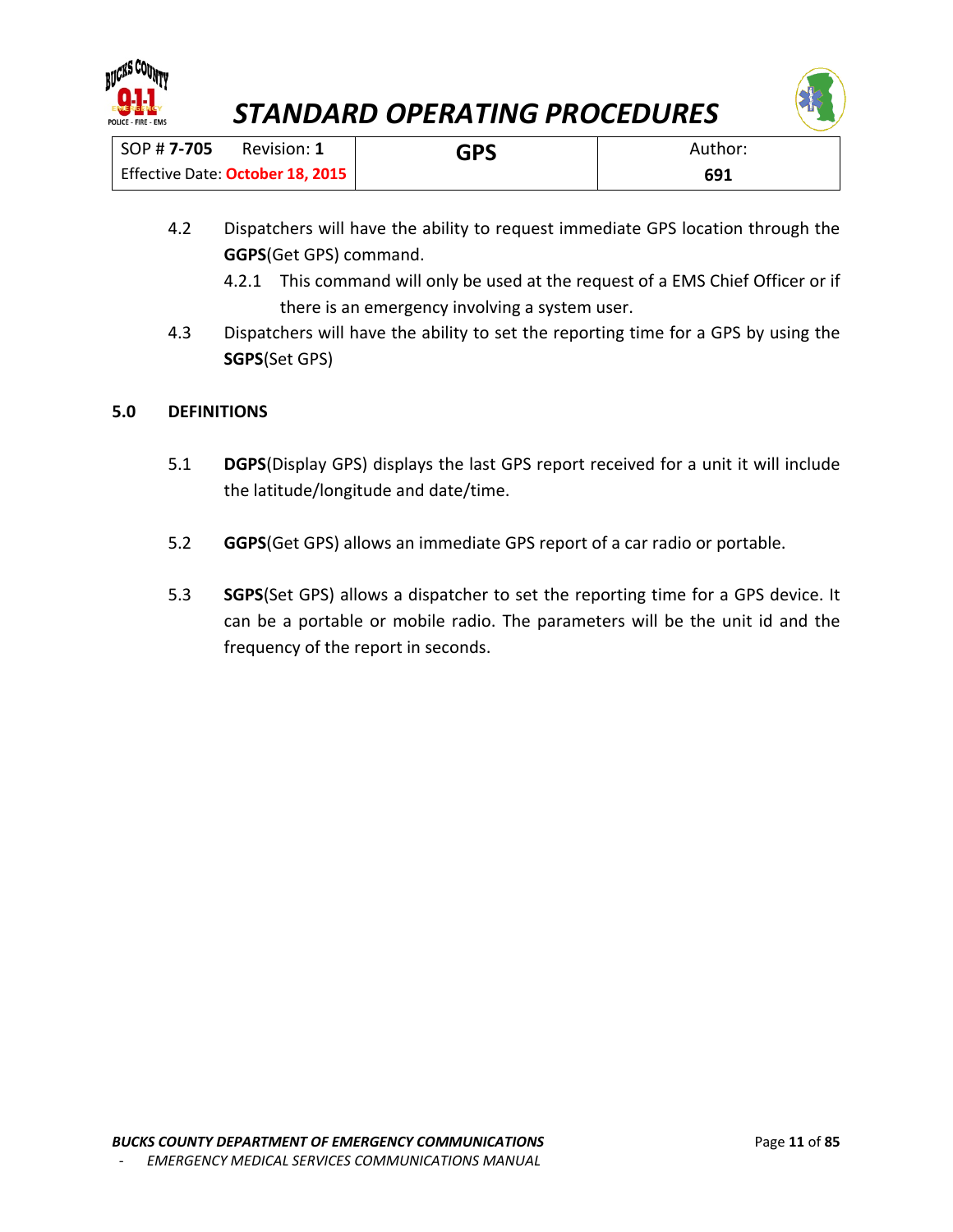4.2 Dispatchers will have the ability to request immediate GPS location through the **GGPS**(Get GPS) command.

4.2.1 This command will only be used at the request of a EMS Chief Officer or if there is an emergency involving a system user.

4.3 Dispatchers will have the ability to set the reporting time for a GPS by using the **SGPS**(Set GPS)

## 5.0 DEFINITIONS

5.1 **DGPS**(Display GPS) displays the last GPS report received for a unit it will include the latitude/longitude and date/time.

5.2 **GGPS**(Get GPS) allows an immediate GPS report of a car radio or portable.

5.3 **SGPS**(Set GPS) allows a dispatcher to set the reporting time for a GPS device. It can be a portable or mobile radio. The parameters will be the unit id and the frequency of the report in seconds.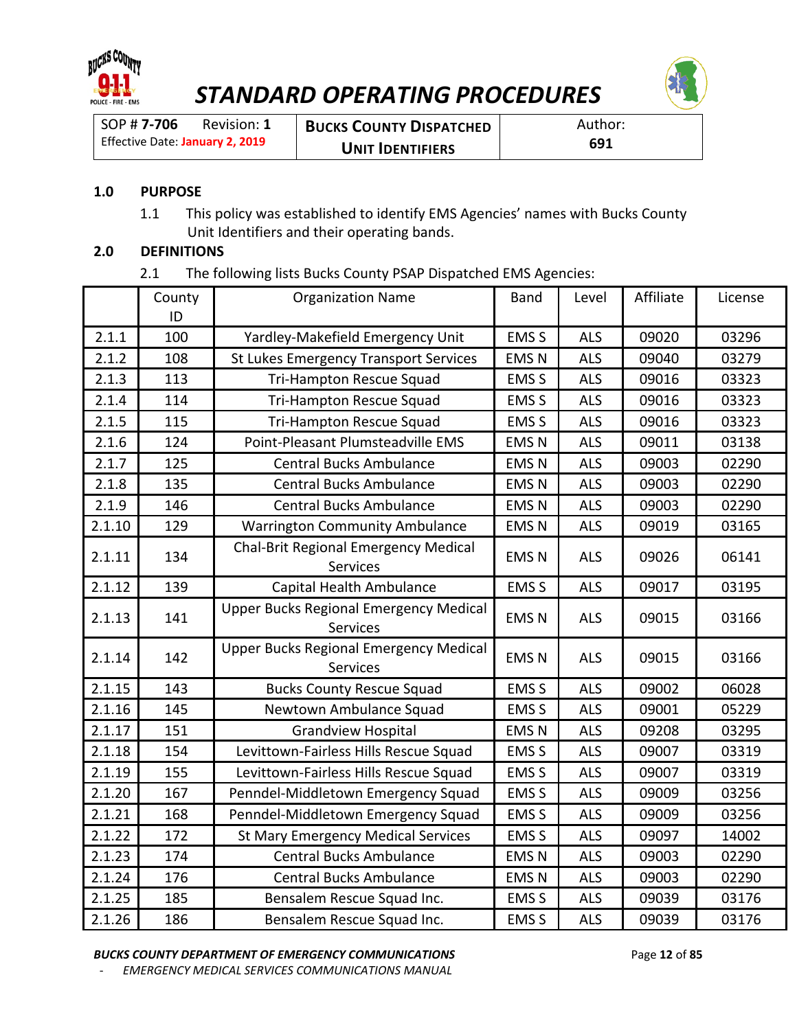# STANDARD OPERATING PROCEDURES

| SOP # **7-706** Revision: **1** Effective Date: **January 2, 2019** | **BUCKS COUNTY DISPATCHED UNIT IDENTIFIERS** | Author: **691** |
|---|---|---|

**1.0 PURPOSE**

1.1 This policy was established to identify EMS Agencies' names with Bucks County Unit Identifiers and their operating bands.

**2.0 DEFINITIONS**

2.1 The following lists Bucks County PSAP Dispatched EMS Agencies:

| | County ID | Organization Name | Band | Level | Affiliate | License |
|---|---|---|---|---|---|---|
| 2.1.1 | 100 | Yardley-Makefield Emergency Unit | EMS S | ALS | 09020 | 03296 |
| 2.1.2 | 108 | St Lukes Emergency Transport Services | EMS N | ALS | 09040 | 03279 |
| 2.1.3 | 113 | Tri-Hampton Rescue Squad | EMS S | ALS | 09016 | 03323 |
| 2.1.4 | 114 | Tri-Hampton Rescue Squad | EMS S | ALS | 09016 | 03323 |
| 2.1.5 | 115 | Tri-Hampton Rescue Squad | EMS S | ALS | 09016 | 03323 |
| 2.1.6 | 124 | Point-Pleasant Plumsteadville EMS | EMS N | ALS | 09011 | 03138 |
| 2.1.7 | 125 | Central Bucks Ambulance | EMS N | ALS | 09003 | 02290 |
| 2.1.8 | 135 | Central Bucks Ambulance | EMS N | ALS | 09003 | 02290 |
| 2.1.9 | 146 | Central Bucks Ambulance | EMS N | ALS | 09003 | 02290 |
| 2.1.10 | 129 | Warrington Community Ambulance | EMS N | ALS | 09019 | 03165 |
| 2.1.11 | 134 | Chal-Brit Regional Emergency Medical Services | EMS N | ALS | 09026 | 06141 |
| 2.1.12 | 139 | Capital Health Ambulance | EMS S | ALS | 09017 | 03195 |
| 2.1.13 | 141 | Upper Bucks Regional Emergency Medical Services | EMS N | ALS | 09015 | 03166 |
| 2.1.14 | 142 | Upper Bucks Regional Emergency Medical Services | EMS N | ALS | 09015 | 03166 |
| 2.1.15 | 143 | Bucks County Rescue Squad | EMS S | ALS | 09002 | 06028 |
| 2.1.16 | 145 | Newtown Ambulance Squad | EMS S | ALS | 09001 | 05229 |
| 2.1.17 | 151 | Grandview Hospital | EMS N | ALS | 09208 | 03295 |
| 2.1.18 | 154 | Levittown-Fairless Hills Rescue Squad | EMS S | ALS | 09007 | 03319 |
| 2.1.19 | 155 | Levittown-Fairless Hills Rescue Squad | EMS S | ALS | 09007 | 03319 |
| 2.1.20 | 167 | Penndel-Middletown Emergency Squad | EMS S | ALS | 09009 | 03256 |
| 2.1.21 | 168 | Penndel-Middletown Emergency Squad | EMS S | ALS | 09009 | 03256 |
| 2.1.22 | 172 | St Mary Emergency Medical Services | EMS S | ALS | 09097 | 14002 |
| 2.1.23 | 174 | Central Bucks Ambulance | EMS N | ALS | 09003 | 02290 |
| 2.1.24 | 176 | Central Bucks Ambulance | EMS N | ALS | 09003 | 02290 |
| 2.1.25 | 185 | Bensalem Rescue Squad Inc. | EMS S | ALS | 09039 | 03176 |
| 2.1.26 | 186 | Bensalem Rescue Squad Inc. | EMS S | ALS | 09039 | 03176 |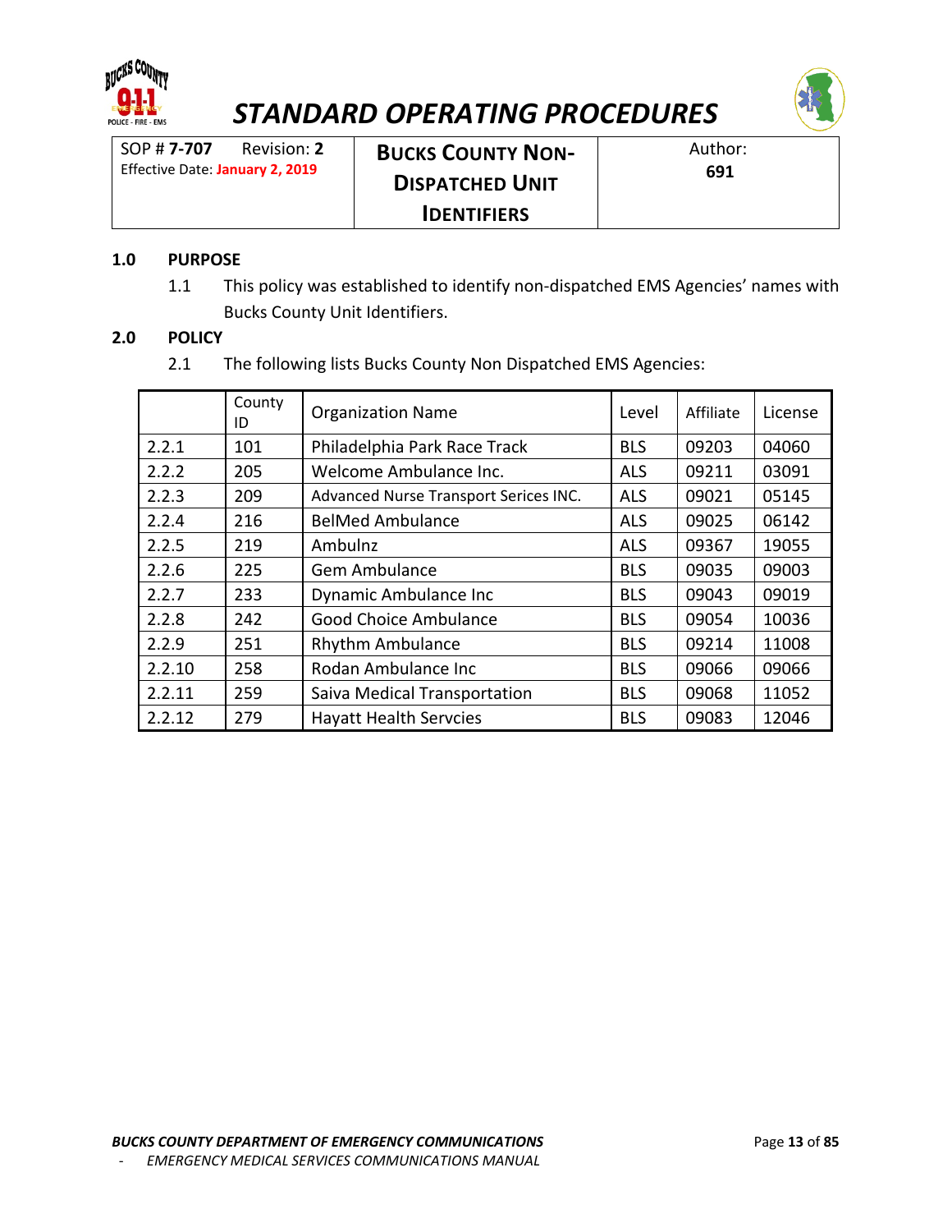# STANDARD OPERATING PROCEDURES

| SOP # **7-707** Revision: **2** Effective Date: **January 2, 2019** | **BUCKS COUNTY NON-DISPATCHED UNIT IDENTIFIERS** | Author: **691** |
|---|---|---|

## 1.0 PURPOSE

1.1 This policy was established to identify non-dispatched EMS Agencies' names with Bucks County Unit Identifiers.

## 2.0 POLICY

2.1 The following lists Bucks County Non Dispatched EMS Agencies:

| | County ID | Organization Name | Level | Affiliate | License |
|---|---|---|---|---|---|
| 2.2.1 | 101 | Philadelphia Park Race Track | BLS | 09203 | 04060 |
| 2.2.2 | 205 | Welcome Ambulance Inc. | ALS | 09211 | 03091 |
| 2.2.3 | 209 | Advanced Nurse Transport Serices INC. | ALS | 09021 | 05145 |
| 2.2.4 | 216 | BelMed Ambulance | ALS | 09025 | 06142 |
| 2.2.5 | 219 | Ambulnz | ALS | 09367 | 19055 |
| 2.2.6 | 225 | Gem Ambulance | BLS | 09035 | 09003 |
| 2.2.7 | 233 | Dynamic Ambulance Inc | BLS | 09043 | 09019 |
| 2.2.8 | 242 | Good Choice Ambulance | BLS | 09054 | 10036 |
| 2.2.9 | 251 | Rhythm Ambulance | BLS | 09214 | 11008 |
| 2.2.10 | 258 | Rodan Ambulance Inc | BLS | 09066 | 09066 |
| 2.2.11 | 259 | Saiva Medical Transportation | BLS | 09068 | 11052 |
| 2.2.12 | 279 | Hayatt Health Servcies | BLS | 09083 | 12046 |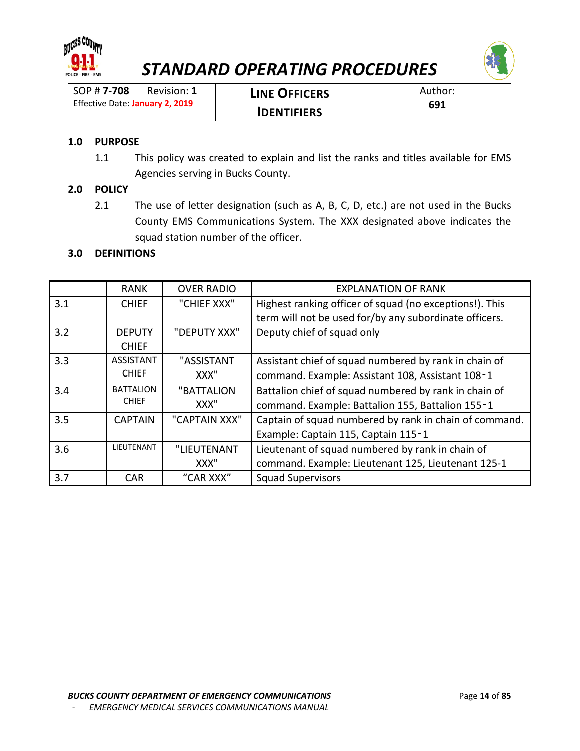# STANDARD OPERATING PROCEDURES

| SOP # **7-708** Revision: **1** Effective Date: **January 2, 2019** | **LINE OFFICERS IDENTIFIERS** | Author: **691** |
|---|---|---|

## 1.0 PURPOSE

1.1 This policy was created to explain and list the ranks and titles available for EMS Agencies serving in Bucks County.

## 2.0 POLICY

2.1 The use of letter designation (such as A, B, C, D, etc.) are not used in the Bucks County EMS Communications System. The XXX designated above indicates the squad station number of the officer.

## 3.0 DEFINITIONS

| | RANK | OVER RADIO | EXPLANATION OF RANK |
|---|---|---|---|
| 3.1 | CHIEF | "CHIEF XXX" | Highest ranking officer of squad (no exceptions!). This term will not be used for/by any subordinate officers. |
| 3.2 | DEPUTY CHIEF | "DEPUTY XXX" | Deputy chief of squad only |
| 3.3 | ASSISTANT CHIEF | "ASSISTANT XXX" | Assistant chief of squad numbered by rank in chain of command. Example: Assistant 108, Assistant 108-1 |
| 3.4 | BATTALION CHIEF | "BATTALION XXX" | Battalion chief of squad numbered by rank in chain of command. Example: Battalion 155, Battalion 155-1 |
| 3.5 | CAPTAIN | "CAPTAIN XXX" | Captain of squad numbered by rank in chain of command. Example: Captain 115, Captain 115-1 |
| 3.6 | LIEUTENANT | "LIEUTENANT XXX" | Lieutenant of squad numbered by rank in chain of command. Example: Lieutenant 125, Lieutenant 125-1 |
| 3.7 | CAR | "CAR XXX" | Squad Supervisors |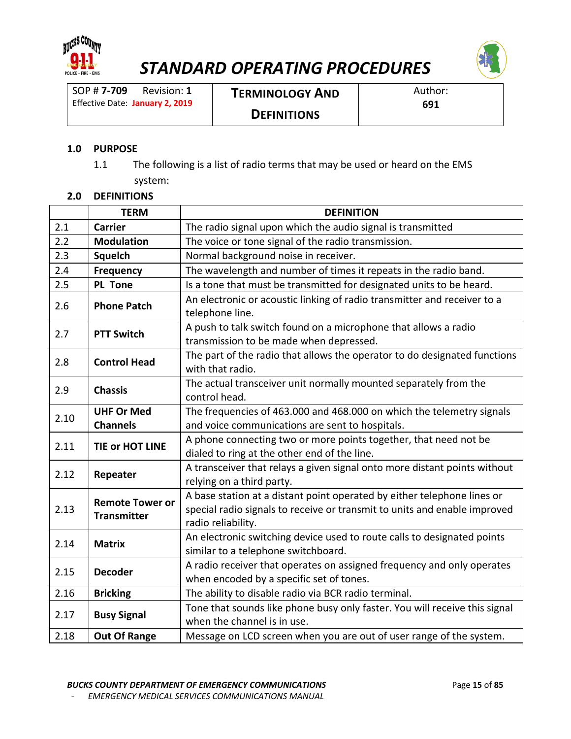# STANDARD OPERATING PROCEDURES

| SOP # **7-709** Revision: **1** Effective Date: **January 2, 2019** | **TERMINOLOGY AND DEFINITIONS** | Author: **691** |
|---|---|---|

## 1.0 PURPOSE

1.1 The following is a list of radio terms that may be used or heard on the EMS system:

## 2.0 DEFINITIONS

| | TERM | DEFINITION |
|---|---|---|
| 2.1 | **Carrier** | The radio signal upon which the audio signal is transmitted |
| 2.2 | **Modulation** | The voice or tone signal of the radio transmission. |
| 2.3 | **Squelch** | Normal background noise in receiver. |
| 2.4 | **Frequency** | The wavelength and number of times it repeats in the radio band. |
| 2.5 | **PL Tone** | Is a tone that must be transmitted for designated units to be heard. |
| 2.6 | **Phone Patch** | An electronic or acoustic linking of radio transmitter and receiver to a telephone line. |
| 2.7 | **PTT Switch** | A push to talk switch found on a microphone that allows a radio transmission to be made when depressed. |
| 2.8 | **Control Head** | The part of the radio that allows the operator to do designated functions with that radio. |
| 2.9 | **Chassis** | The actual transceiver unit normally mounted separately from the control head. |
| 2.10 | **UHF Or Med Channels** | The frequencies of 463.000 and 468.000 on which the telemetry signals and voice communications are sent to hospitals. |
| 2.11 | **TIE or HOT LINE** | A phone connecting two or more points together, that need not be dialed to ring at the other end of the line. |
| 2.12 | **Repeater** | A transceiver that relays a given signal onto more distant points without relying on a third party. |
| 2.13 | **Remote Tower or Transmitter** | A base station at a distant point operated by either telephone lines or special radio signals to receive or transmit to units and enable improved radio reliability. |
| 2.14 | **Matrix** | An electronic switching device used to route calls to designated points similar to a telephone switchboard. |
| 2.15 | **Decoder** | A radio receiver that operates on assigned frequency and only operates when encoded by a specific set of tones. |
| 2.16 | **Bricking** | The ability to disable radio via BCR radio terminal. |
| 2.17 | **Busy Signal** | Tone that sounds like phone busy only faster. You will receive this signal when the channel is in use. |
| 2.18 | **Out Of Range** | Message on LCD screen when you are out of user range of the system. |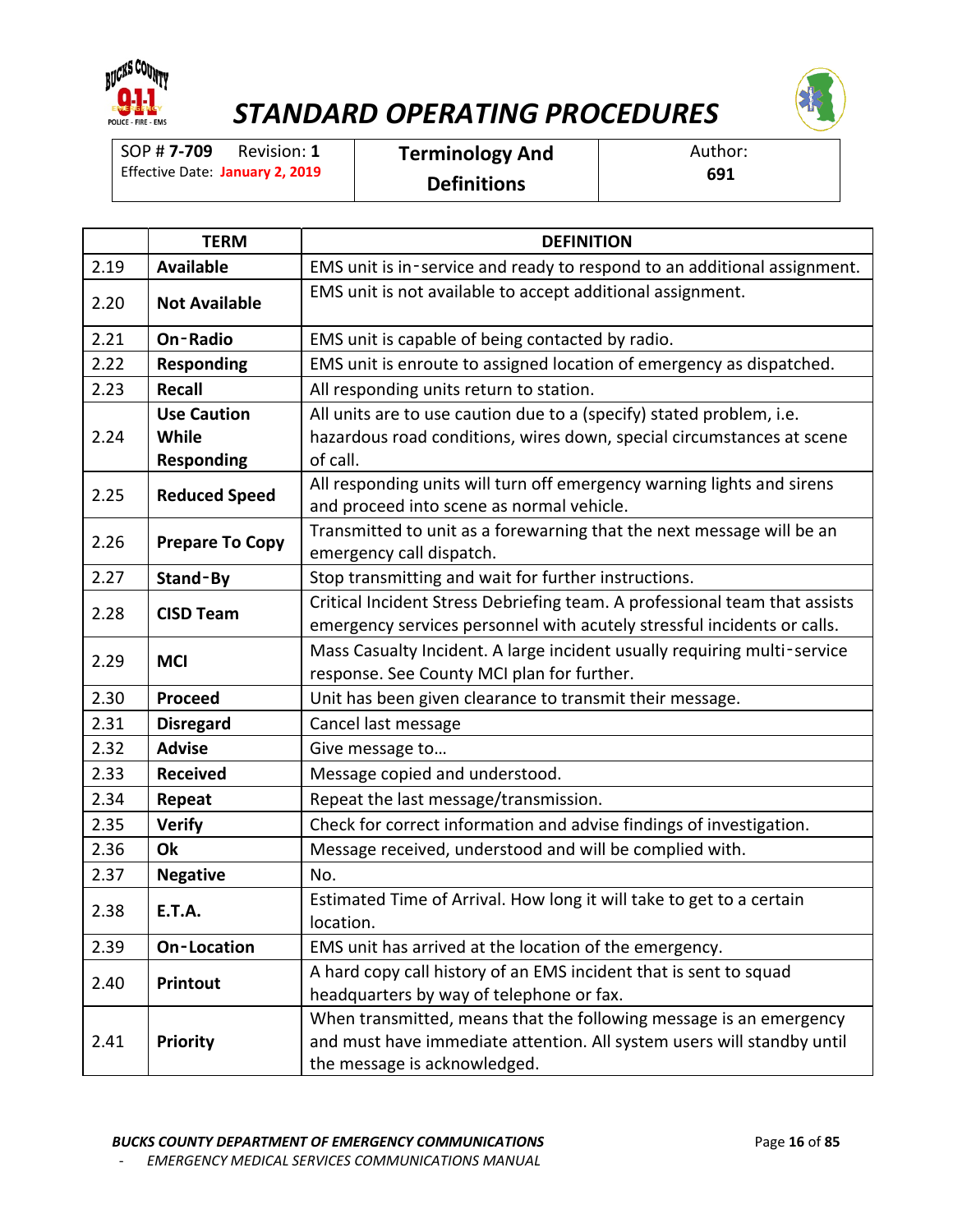| | TERM | DEFINITION |
|---|---|---|
| 2.19 | **Available** | EMS unit is in-service and ready to respond to an additional assignment. |
| 2.20 | **Not Available** | EMS unit is not available to accept additional assignment. |
| 2.21 | **On-Radio** | EMS unit is capable of being contacted by radio. |
| 2.22 | **Responding** | EMS unit is enroute to assigned location of emergency as dispatched. |
| 2.23 | **Recall** | All responding units return to station. |
| 2.24 | **Use Caution While Responding** | All units are to use caution due to a (specify) stated problem, i.e. hazardous road conditions, wires down, special circumstances at scene of call. |
| 2.25 | **Reduced Speed** | All responding units will turn off emergency warning lights and sirens and proceed into scene as normal vehicle. |
| 2.26 | **Prepare To Copy** | Transmitted to unit as a forewarning that the next message will be an emergency call dispatch. |
| 2.27 | **Stand-By** | Stop transmitting and wait for further instructions. |
| 2.28 | **CISD Team** | Critical Incident Stress Debriefing team. A professional team that assists emergency services personnel with acutely stressful incidents or calls. |
| 2.29 | **MCI** | Mass Casualty Incident. A large incident usually requiring multi-service response. See County MCI plan for further. |
| 2.30 | **Proceed** | Unit has been given clearance to transmit their message. |
| 2.31 | **Disregard** | Cancel last message |
| 2.32 | **Advise** | Give message to… |
| 2.33 | **Received** | Message copied and understood. |
| 2.34 | **Repeat** | Repeat the last message/transmission. |
| 2.35 | **Verify** | Check for correct information and advise findings of investigation. |
| 2.36 | **Ok** | Message received, understood and will be complied with. |
| 2.37 | **Negative** | No. |
| 2.38 | **E.T.A.** | Estimated Time of Arrival. How long it will take to get to a certain location. |
| 2.39 | **On-Location** | EMS unit has arrived at the location of the emergency. |
| 2.40 | **Printout** | A hard copy call history of an EMS incident that is sent to squad headquarters by way of telephone or fax. |
| 2.41 | **Priority** | When transmitted, means that the following message is an emergency and must have immediate attention. All system users will standby until the message is acknowledged. |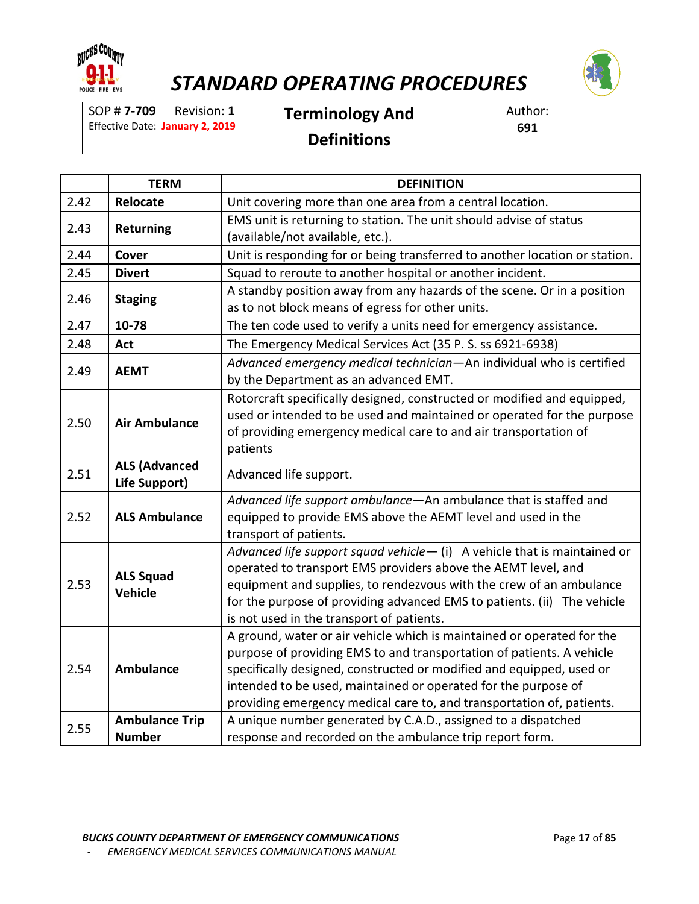# STANDARD OPERATING PROCEDURES

| SOP # **7-709** Revision: **1** Effective Date: **January 2, 2019** | **Terminology And Definitions** | Author: **691** |
|---|---|---|

| | TERM | DEFINITION |
|---|---|---|
| 2.42 | **Relocate** | Unit covering more than one area from a central location. |
| 2.43 | **Returning** | EMS unit is returning to station. The unit should advise of status (available/not available, etc.). |
| 2.44 | **Cover** | Unit is responding for or being transferred to another location or station. |
| 2.45 | **Divert** | Squad to reroute to another hospital or another incident. |
| 2.46 | **Staging** | A standby position away from any hazards of the scene. Or in a position as to not block means of egress for other units. |
| 2.47 | **10-78** | The ten code used to verify a units need for emergency assistance. |
| 2.48 | **Act** | The Emergency Medical Services Act (35 P. S. ss 6921-6938) |
| 2.49 | **AEMT** | *Advanced emergency medical technician*—An individual who is certified by the Department as an advanced EMT. |
| 2.50 | **Air Ambulance** | Rotorcraft specifically designed, constructed or modified and equipped, used or intended to be used and maintained or operated for the purpose of providing emergency medical care to and air transportation of patients |
| 2.51 | **ALS (Advanced Life Support)** | Advanced life support. |
| 2.52 | **ALS Ambulance** | *Advanced life support ambulance*—An ambulance that is staffed and equipped to provide EMS above the AEMT level and used in the transport of patients. |
| 2.53 | **ALS Squad Vehicle** | *Advanced life support squad vehicle*— (i) A vehicle that is maintained or operated to transport EMS providers above the AEMT level, and equipment and supplies, to rendezvous with the crew of an ambulance for the purpose of providing advanced EMS to patients. (ii) The vehicle is not used in the transport of patients. |
| 2.54 | **Ambulance** | A ground, water or air vehicle which is maintained or operated for the purpose of providing EMS to and transportation of patients. A vehicle specifically designed, constructed or modified and equipped, used or intended to be used, maintained or operated for the purpose of providing emergency medical care to, and transportation of, patients. |
| 2.55 | **Ambulance Trip Number** | A unique number generated by C.A.D., assigned to a dispatched response and recorded on the ambulance trip report form. |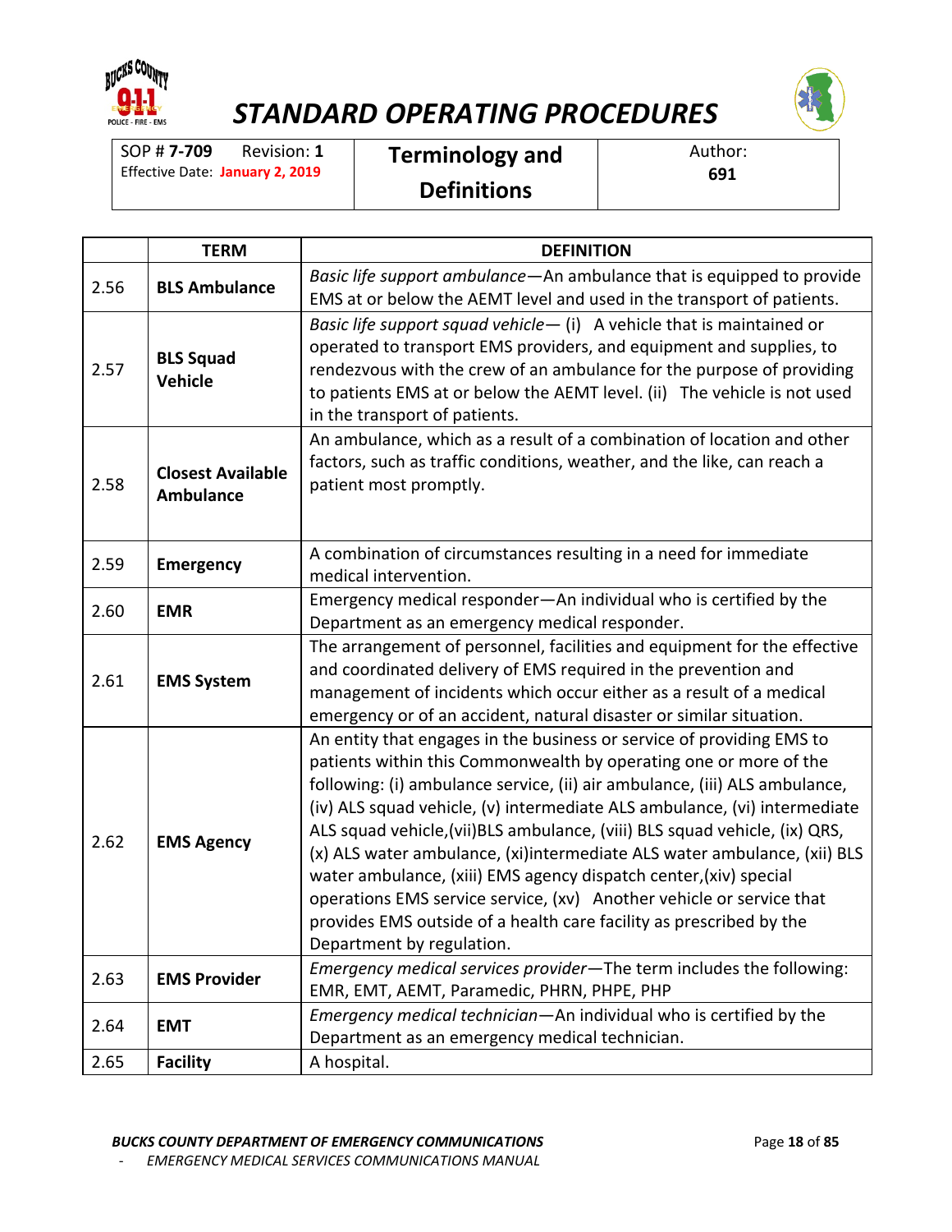# STANDARD OPERATING PROCEDURES

| SOP # **7-709** Revision: **1** Effective Date: **January 2, 2019** | **Terminology and Definitions** | Author: **691** |
|---|---|---|

| | TERM | DEFINITION |
|---|---|---|
| 2.56 | **BLS Ambulance** | *Basic life support ambulance*—An ambulance that is equipped to provide EMS at or below the AEMT level and used in the transport of patients. |
| 2.57 | **BLS Squad Vehicle** | *Basic life support squad vehicle*— (i) A vehicle that is maintained or operated to transport EMS providers, and equipment and supplies, to rendezvous with the crew of an ambulance for the purpose of providing to patients EMS at or below the AEMT level. (ii) The vehicle is not used in the transport of patients. |
| 2.58 | **Closest Available Ambulance** | An ambulance, which as a result of a combination of location and other factors, such as traffic conditions, weather, and the like, can reach a patient most promptly. |
| 2.59 | **Emergency** | A combination of circumstances resulting in a need for immediate medical intervention. |
| 2.60 | **EMR** | Emergency medical responder—An individual who is certified by the Department as an emergency medical responder. |
| 2.61 | **EMS System** | The arrangement of personnel, facilities and equipment for the effective and coordinated delivery of EMS required in the prevention and management of incidents which occur either as a result of a medical emergency or of an accident, natural disaster or similar situation. |
| 2.62 | **EMS Agency** | An entity that engages in the business or service of providing EMS to patients within this Commonwealth by operating one or more of the following: (i) ambulance service, (ii) air ambulance, (iii) ALS ambulance, (iv) ALS squad vehicle, (v) intermediate ALS ambulance, (vi) intermediate ALS squad vehicle,(vii)BLS ambulance, (viii) BLS squad vehicle, (ix) QRS, (x) ALS water ambulance, (xi)intermediate ALS water ambulance, (xii) BLS water ambulance, (xiii) EMS agency dispatch center,(xiv) special operations EMS service service, (xv) Another vehicle or service that provides EMS outside of a health care facility as prescribed by the Department by regulation. |
| 2.63 | **EMS Provider** | *Emergency medical services provider*—The term includes the following: EMR, EMT, AEMT, Paramedic, PHRN, PHPE, PHP |
| 2.64 | **EMT** | *Emergency medical technician*—An individual who is certified by the Department as an emergency medical technician. |
| 2.65 | **Facility** | A hospital. |

***BUCKS COUNTY DEPARTMENT OF EMERGENCY COMMUNICATIONS***
- *EMERGENCY MEDICAL SERVICES COMMUNICATIONS MANUAL*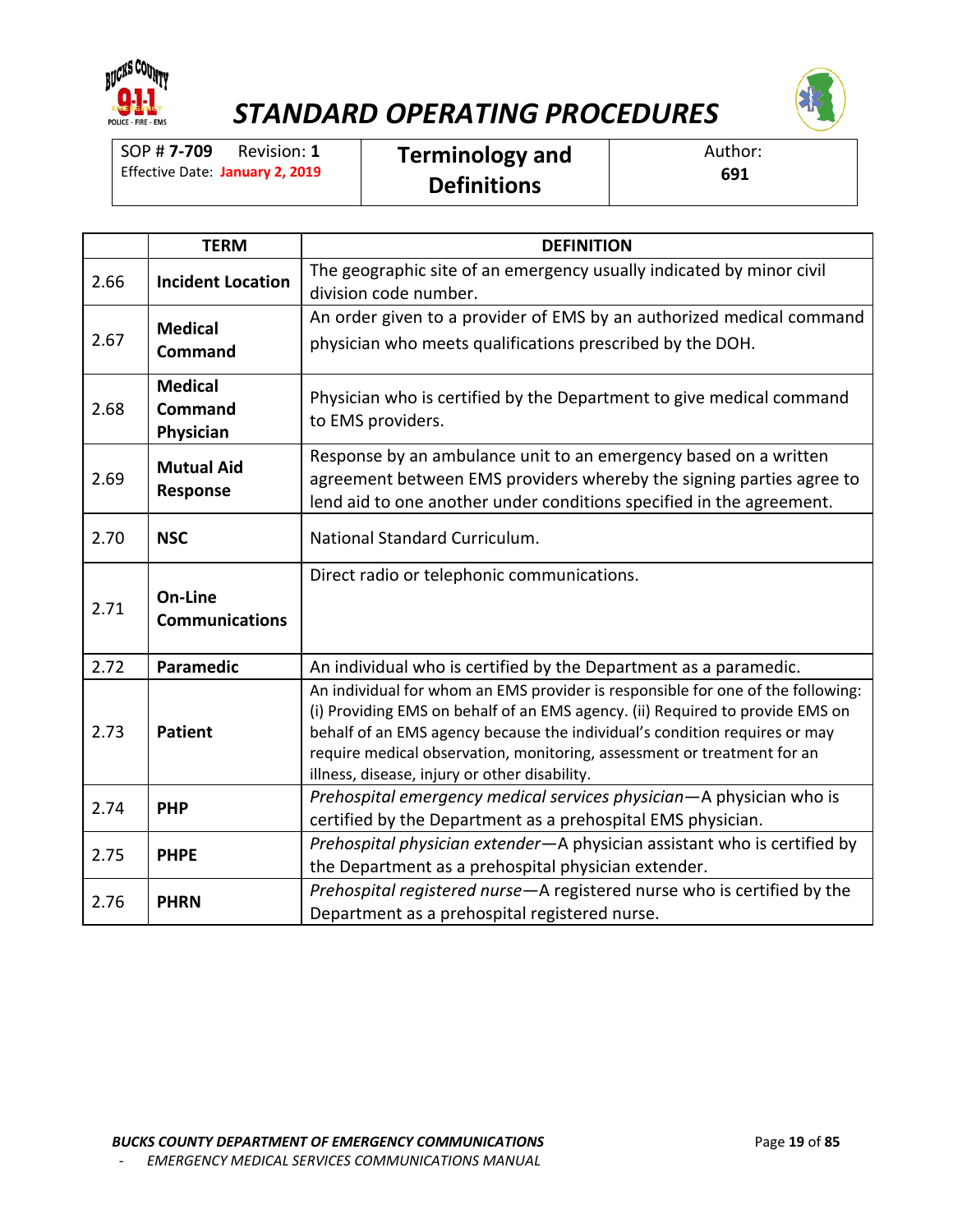| SOP # **7-709** Revision: **1** Effective Date: **January 2, 2019** | **Terminology and Definitions** | Author: **691** |
|---|---|---|

| | TERM | DEFINITION |
|---|---|---|
| 2.66 | **Incident Location** | The geographic site of an emergency usually indicated by minor civil division code number. |
| 2.67 | **Medical Command** | An order given to a provider of EMS by an authorized medical command physician who meets qualifications prescribed by the DOH. |
| 2.68 | **Medical Command Physician** | Physician who is certified by the Department to give medical command to EMS providers. |
| 2.69 | **Mutual Aid Response** | Response by an ambulance unit to an emergency based on a written agreement between EMS providers whereby the signing parties agree to lend aid to one another under conditions specified in the agreement. |
| 2.70 | **NSC** | National Standard Curriculum. |
| 2.71 | **On-Line Communications** | Direct radio or telephonic communications. |
| 2.72 | **Paramedic** | An individual who is certified by the Department as a paramedic. |
| 2.73 | **Patient** | An individual for whom an EMS provider is responsible for one of the following: (i) Providing EMS on behalf of an EMS agency. (ii) Required to provide EMS on behalf of an EMS agency because the individual's condition requires or may require medical observation, monitoring, assessment or treatment for an illness, disease, injury or other disability. |
| 2.74 | **PHP** | *Prehospital emergency medical services physician*—A physician who is certified by the Department as a prehospital EMS physician. |
| 2.75 | **PHPE** | *Prehospital physician extender*—A physician assistant who is certified by the Department as a prehospital physician extender. |
| 2.76 | **PHRN** | *Prehospital registered nurse*—A registered nurse who is certified by the Department as a prehospital registered nurse. |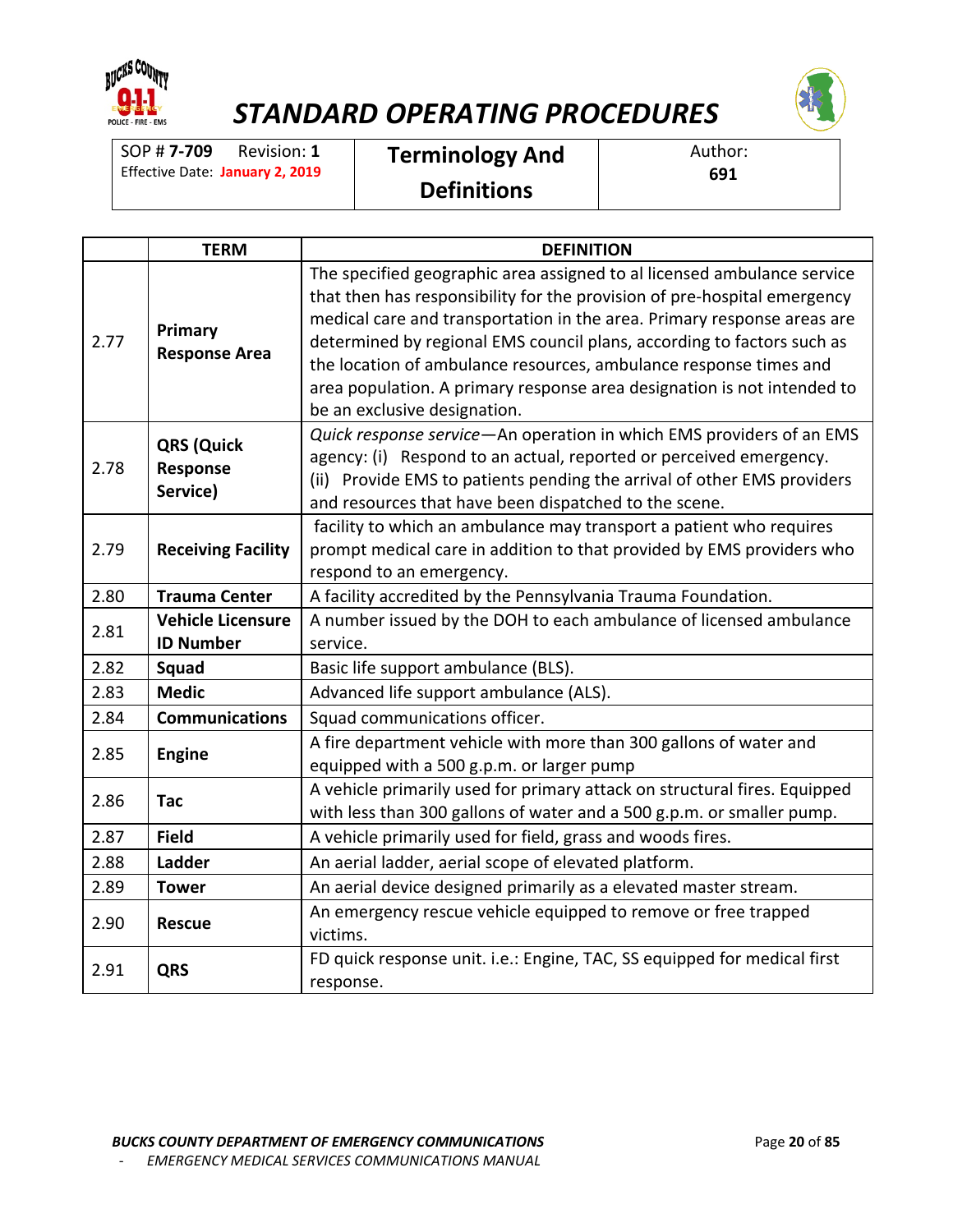# STANDARD OPERATING PROCEDURES

| SOP # **7-709** Revision: **1** Effective Date: **January 2, 2019** | **Terminology And Definitions** | Author: **691** |
|---|---|---|

| | TERM | DEFINITION |
|---|---|---|
| 2.77 | **Primary Response Area** | The specified geographic area assigned to al licensed ambulance service that then has responsibility for the provision of pre-hospital emergency medical care and transportation in the area. Primary response areas are determined by regional EMS council plans, according to factors such as the location of ambulance resources, ambulance response times and area population. A primary response area designation is not intended to be an exclusive designation. |
| 2.78 | **QRS (Quick Response Service)** | *Quick response service*—An operation in which EMS providers of an EMS agency: (i) Respond to an actual, reported or perceived emergency. (ii) Provide EMS to patients pending the arrival of other EMS providers and resources that have been dispatched to the scene. |
| 2.79 | **Receiving Facility** | facility to which an ambulance may transport a patient who requires prompt medical care in addition to that provided by EMS providers who respond to an emergency. |
| 2.80 | **Trauma Center** | A facility accredited by the Pennsylvania Trauma Foundation. |
| 2.81 | **Vehicle Licensure ID Number** | A number issued by the DOH to each ambulance of licensed ambulance service. |
| 2.82 | **Squad** | Basic life support ambulance (BLS). |
| 2.83 | **Medic** | Advanced life support ambulance (ALS). |
| 2.84 | **Communications** | Squad communications officer. |
| 2.85 | **Engine** | A fire department vehicle with more than 300 gallons of water and equipped with a 500 g.p.m. or larger pump |
| 2.86 | **Tac** | A vehicle primarily used for primary attack on structural fires. Equipped with less than 300 gallons of water and a 500 g.p.m. or smaller pump. |
| 2.87 | **Field** | A vehicle primarily used for field, grass and woods fires. |
| 2.88 | **Ladder** | An aerial ladder, aerial scope of elevated platform. |
| 2.89 | **Tower** | An aerial device designed primarily as a elevated master stream. |
| 2.90 | **Rescue** | An emergency rescue vehicle equipped to remove or free trapped victims. |
| 2.91 | **QRS** | FD quick response unit. i.e.: Engine, TAC, SS equipped for medical first response. |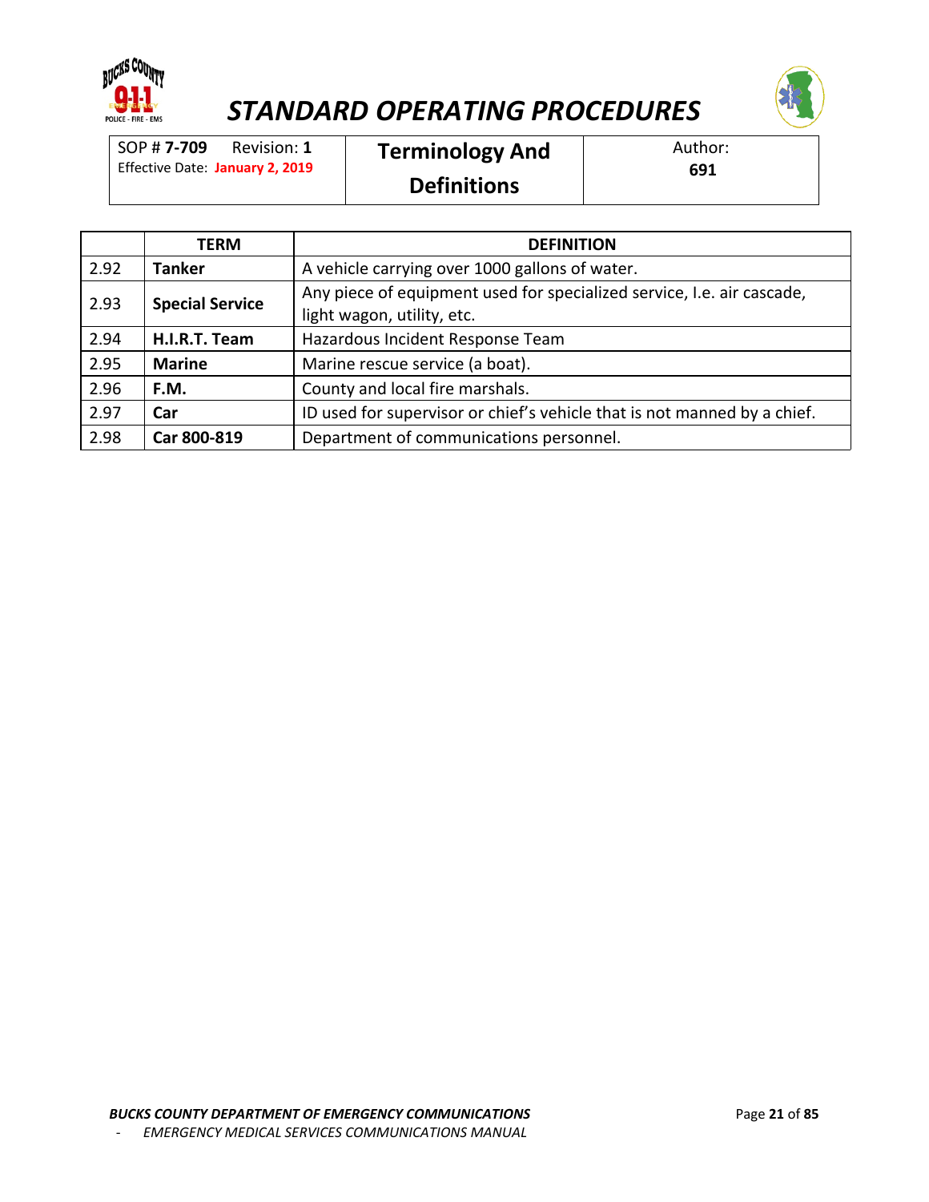# STANDARD OPERATING PROCEDURES

| SOP # **7-709** Revision: **1** Effective Date: **January 2, 2019** | **Terminology And Definitions** | Author: **691** |
|---|---|---|

| | TERM | DEFINITION |
|---|---|---|
| 2.92 | **Tanker** | A vehicle carrying over 1000 gallons of water. |
| 2.93 | **Special Service** | Any piece of equipment used for specialized service, I.e. air cascade, light wagon, utility, etc. |
| 2.94 | **H.I.R.T. Team** | Hazardous Incident Response Team |
| 2.95 | **Marine** | Marine rescue service (a boat). |
| 2.96 | **F.M.** | County and local fire marshals. |
| 2.97 | **Car** | ID used for supervisor or chief's vehicle that is not manned by a chief. |
| 2.98 | **Car 800-819** | Department of communications personnel. |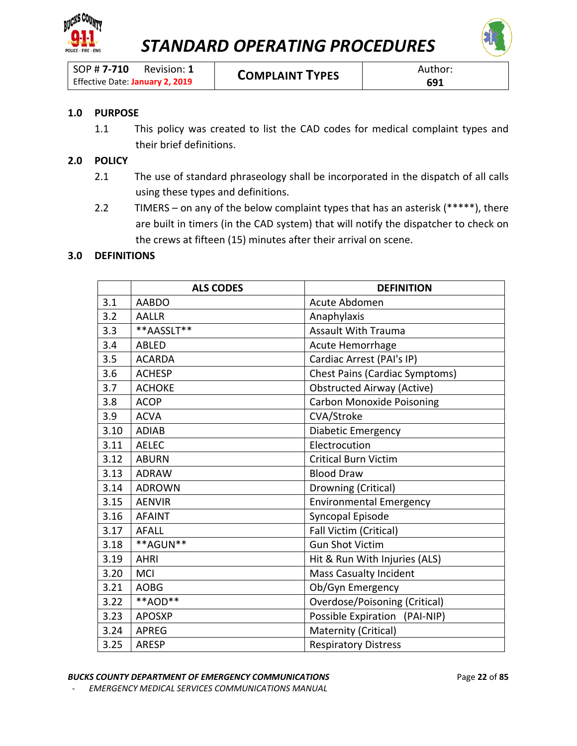# STANDARD OPERATING PROCEDURES

| SOP # **7-710** Revision: **1** Effective Date: **January 2, 2019** | **COMPLAINT TYPES** | Author: **691** |
|---|---|---|

## 1.0 PURPOSE

1.1 This policy was created to list the CAD codes for medical complaint types and their brief definitions.

## 2.0 POLICY

2.1 The use of standard phraseology shall be incorporated in the dispatch of all calls using these types and definitions.

2.2 TIMERS – on any of the below complaint types that has an asterisk (*****), there are built in timers (in the CAD system) that will notify the dispatcher to check on the crews at fifteen (15) minutes after their arrival on scene.

## 3.0 DEFINITIONS

| | ALS CODES | DEFINITION |
|---|---|---|
| 3.1 | AABDO | Acute Abdomen |
| 3.2 | AALLR | Anaphylaxis |
| 3.3 | **AASSLT** | Assault With Trauma |
| 3.4 | ABLED | Acute Hemorrhage |
| 3.5 | ACARDA | Cardiac Arrest (PAI's IP) |
| 3.6 | ACHESP | Chest Pains (Cardiac Symptoms) |
| 3.7 | ACHOKE | Obstructed Airway (Active) |
| 3.8 | ACOP | Carbon Monoxide Poisoning |
| 3.9 | ACVA | CVA/Stroke |
| 3.10 | ADIAB | Diabetic Emergency |
| 3.11 | AELEC | Electrocution |
| 3.12 | ABURN | Critical Burn Victim |
| 3.13 | ADRAW | Blood Draw |
| 3.14 | ADROWN | Drowning (Critical) |
| 3.15 | AENVIR | Environmental Emergency |
| 3.16 | AFAINT | Syncopal Episode |
| 3.17 | AFALL | Fall Victim (Critical) |
| 3.18 | **AGUN** | Gun Shot Victim |
| 3.19 | AHRI | Hit & Run With Injuries (ALS) |
| 3.20 | MCI | Mass Casualty Incident |
| 3.21 | AOBG | Ob/Gyn Emergency |
| 3.22 | **AOD** | Overdose/Poisoning (Critical) |
| 3.23 | APOSXP | Possible Expiration (PAI-NIP) |
| 3.24 | APREG | Maternity (Critical) |
| 3.25 | ARESP | Respiratory Distress |

***BUCKS COUNTY DEPARTMENT OF EMERGENCY COMMUNICATIONS***

*- EMERGENCY MEDICAL SERVICES COMMUNICATIONS MANUAL*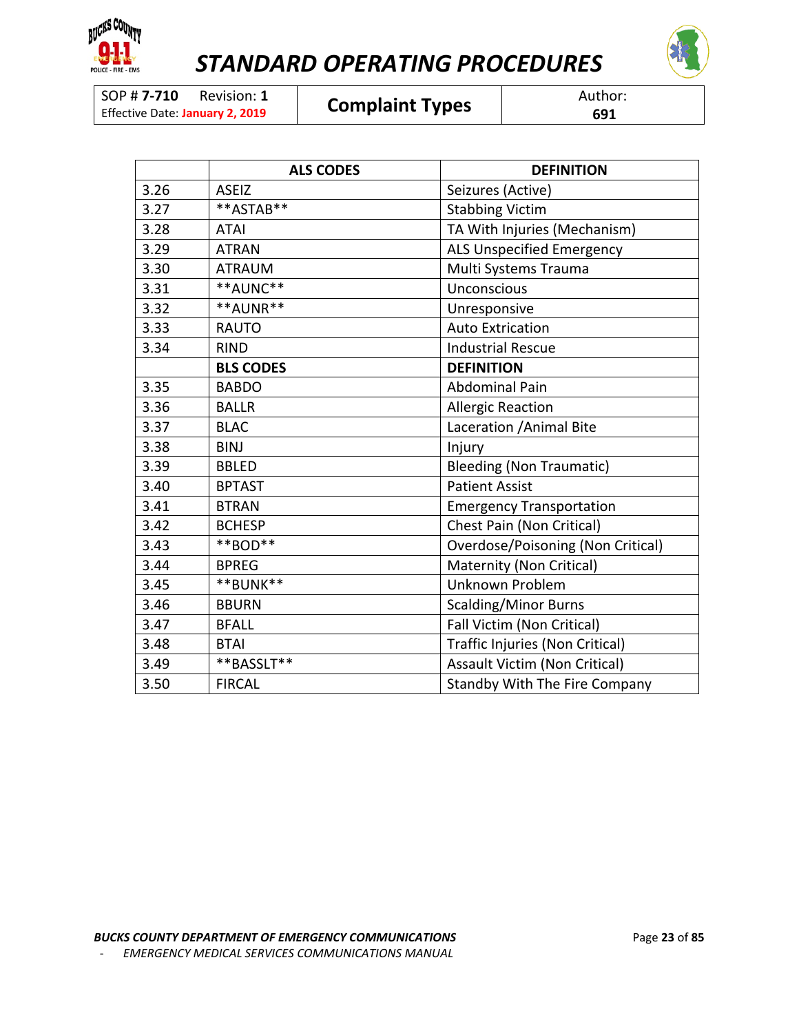| | ALS CODES | DEFINITION |
|---|---|---|
| 3.26 | ASEIZ | Seizures (Active) |
| 3.27 | **ASTAB** | Stabbing Victim |
| 3.28 | ATAI | TA With Injuries (Mechanism) |
| 3.29 | ATRAN | ALS Unspecified Emergency |
| 3.30 | ATRAUM | Multi Systems Trauma |
| 3.31 | **AUNC** | Unconscious |
| 3.32 | **AUNR** | Unresponsive |
| 3.33 | RAUTO | Auto Extrication |
| 3.34 | RIND | Industrial Rescue |
| | **BLS CODES** | **DEFINITION** |
| 3.35 | BABDO | Abdominal Pain |
| 3.36 | BALLR | Allergic Reaction |
| 3.37 | BLAC | Laceration /Animal Bite |
| 3.38 | BINJ | Injury |
| 3.39 | BBLED | Bleeding (Non Traumatic) |
| 3.40 | BPTAST | Patient Assist |
| 3.41 | BTRAN | Emergency Transportation |
| 3.42 | BCHESP | Chest Pain (Non Critical) |
| 3.43 | **BOD** | Overdose/Poisoning (Non Critical) |
| 3.44 | BPREG | Maternity (Non Critical) |
| 3.45 | **BUNK** | Unknown Problem |
| 3.46 | BBURN | Scalding/Minor Burns |
| 3.47 | BFALL | Fall Victim (Non Critical) |
| 3.48 | BTAI | Traffic Injuries (Non Critical) |
| 3.49 | **BASSLT** | Assault Victim (Non Critical) |
| 3.50 | FIRCAL | Standby With The Fire Company |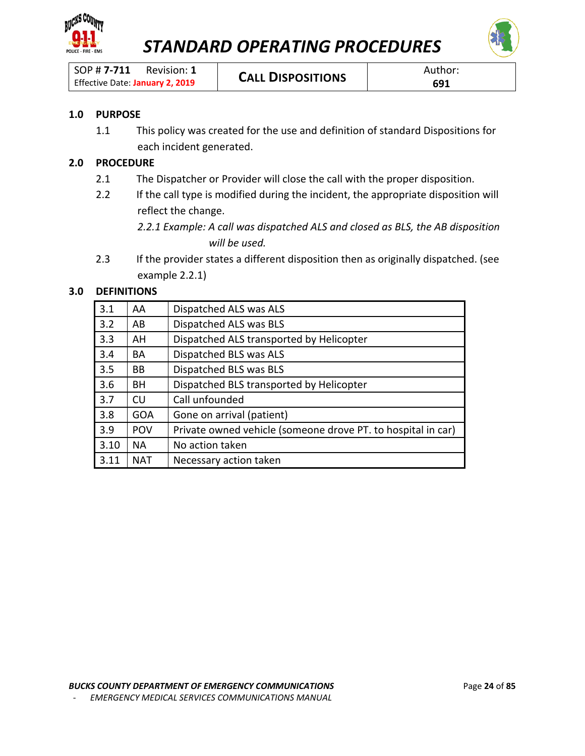# STANDARD OPERATING PROCEDURES

| SOP # **7-711** Revision: **1** Effective Date: **January 2, 2019** | **CALL DISPOSITIONS** | Author: **691** |
|---|---|---|

## 1.0 PURPOSE

1.1 This policy was created for the use and definition of standard Dispositions for each incident generated.

## 2.0 PROCEDURE

2.1 The Dispatcher or Provider will close the call with the proper disposition.

2.2 If the call type is modified during the incident, the appropriate disposition will reflect the change.

*2.2.1 Example: A call was dispatched ALS and closed as BLS, the AB disposition will be used.*

2.3 If the provider states a different disposition then as originally dispatched. (see example 2.2.1)

## 3.0 DEFINITIONS

| | | |
|---|---|---|
| 3.1 | AA | Dispatched ALS was ALS |
| 3.2 | AB | Dispatched ALS was BLS |
| 3.3 | AH | Dispatched ALS transported by Helicopter |
| 3.4 | BA | Dispatched BLS was ALS |
| 3.5 | BB | Dispatched BLS was BLS |
| 3.6 | BH | Dispatched BLS transported by Helicopter |
| 3.7 | CU | Call unfounded |
| 3.8 | GOA | Gone on arrival (patient) |
| 3.9 | POV | Private owned vehicle (someone drove PT. to hospital in car) |
| 3.10 | NA | No action taken |
| 3.11 | NAT | Necessary action taken |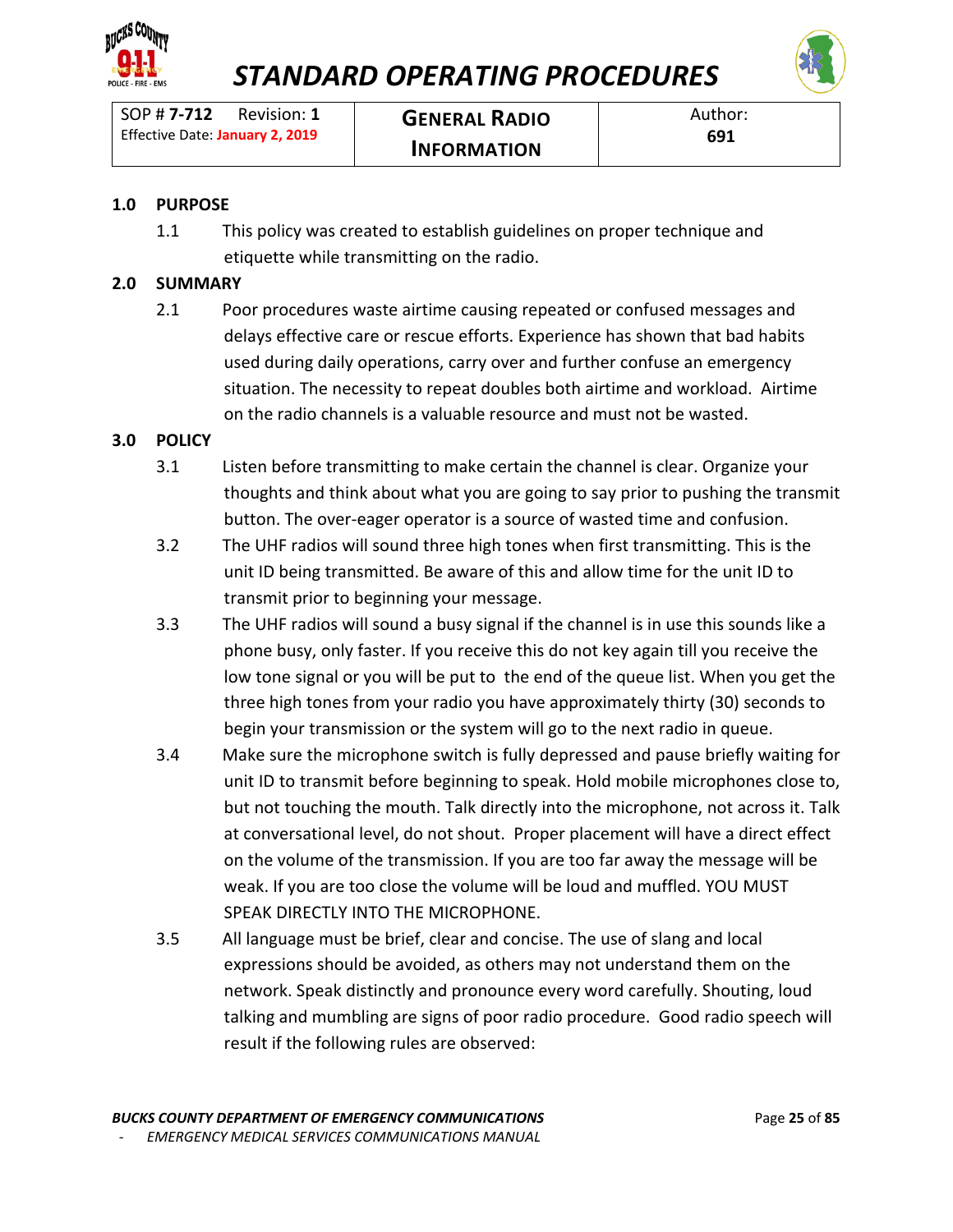# STANDARD OPERATING PROCEDURES

| SOP # **7-712** Revision: **1** Effective Date: **January 2, 2019** | **GENERAL RADIO INFORMATION** | Author: **691** |
|---|---|---|

## 1.0 PURPOSE

1.1 This policy was created to establish guidelines on proper technique and etiquette while transmitting on the radio.

## 2.0 SUMMARY

2.1 Poor procedures waste airtime causing repeated or confused messages and delays effective care or rescue efforts. Experience has shown that bad habits used during daily operations, carry over and further confuse an emergency situation. The necessity to repeat doubles both airtime and workload. Airtime on the radio channels is a valuable resource and must not be wasted.

## 3.0 POLICY

3.1 Listen before transmitting to make certain the channel is clear. Organize your thoughts and think about what you are going to say prior to pushing the transmit button. The over-eager operator is a source of wasted time and confusion.

3.2 The UHF radios will sound three high tones when first transmitting. This is the unit ID being transmitted. Be aware of this and allow time for the unit ID to transmit prior to beginning your message.

3.3 The UHF radios will sound a busy signal if the channel is in use this sounds like a phone busy, only faster. If you receive this do not key again till you receive the low tone signal or you will be put to the end of the queue list. When you get the three high tones from your radio you have approximately thirty (30) seconds to begin your transmission or the system will go to the next radio in queue.

3.4 Make sure the microphone switch is fully depressed and pause briefly waiting for unit ID to transmit before beginning to speak. Hold mobile microphones close to, but not touching the mouth. Talk directly into the microphone, not across it. Talk at conversational level, do not shout. Proper placement will have a direct effect on the volume of the transmission. If you are too far away the message will be weak. If you are too close the volume will be loud and muffled. YOU MUST SPEAK DIRECTLY INTO THE MICROPHONE.

3.5 All language must be brief, clear and concise. The use of slang and local expressions should be avoided, as others may not understand them on the network. Speak distinctly and pronounce every word carefully. Shouting, loud talking and mumbling are signs of poor radio procedure. Good radio speech will result if the following rules are observed: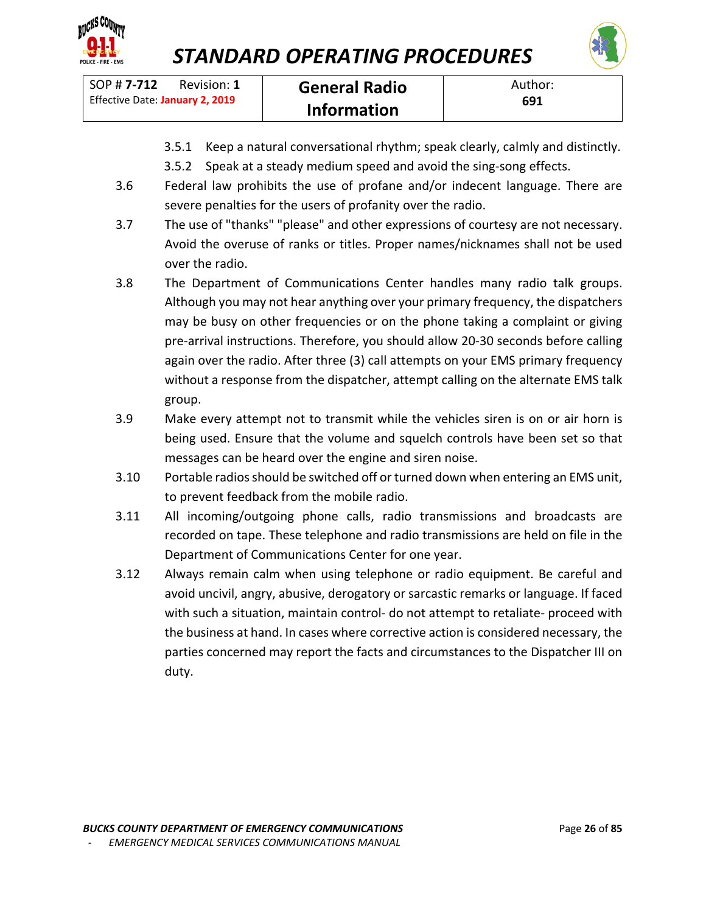3.5.1 Keep a natural conversational rhythm; speak clearly, calmly and distinctly.

3.5.2 Speak at a steady medium speed and avoid the sing-song effects.

3.6 Federal law prohibits the use of profane and/or indecent language. There are severe penalties for the users of profanity over the radio.

3.7 The use of "thanks" "please" and other expressions of courtesy are not necessary. Avoid the overuse of ranks or titles. Proper names/nicknames shall not be used over the radio.

3.8 The Department of Communications Center handles many radio talk groups. Although you may not hear anything over your primary frequency, the dispatchers may be busy on other frequencies or on the phone taking a complaint or giving pre-arrival instructions. Therefore, you should allow 20-30 seconds before calling again over the radio. After three (3) call attempts on your EMS primary frequency without a response from the dispatcher, attempt calling on the alternate EMS talk group.

3.9 Make every attempt not to transmit while the vehicles siren is on or air horn is being used. Ensure that the volume and squelch controls have been set so that messages can be heard over the engine and siren noise.

3.10 Portable radios should be switched off or turned down when entering an EMS unit, to prevent feedback from the mobile radio.

3.11 All incoming/outgoing phone calls, radio transmissions and broadcasts are recorded on tape. These telephone and radio transmissions are held on file in the Department of Communications Center for one year.

3.12 Always remain calm when using telephone or radio equipment. Be careful and avoid uncivil, angry, abusive, derogatory or sarcastic remarks or language. If faced with such a situation, maintain control- do not attempt to retaliate- proceed with the business at hand. In cases where corrective action is considered necessary, the parties concerned may report the facts and circumstances to the Dispatcher III on duty.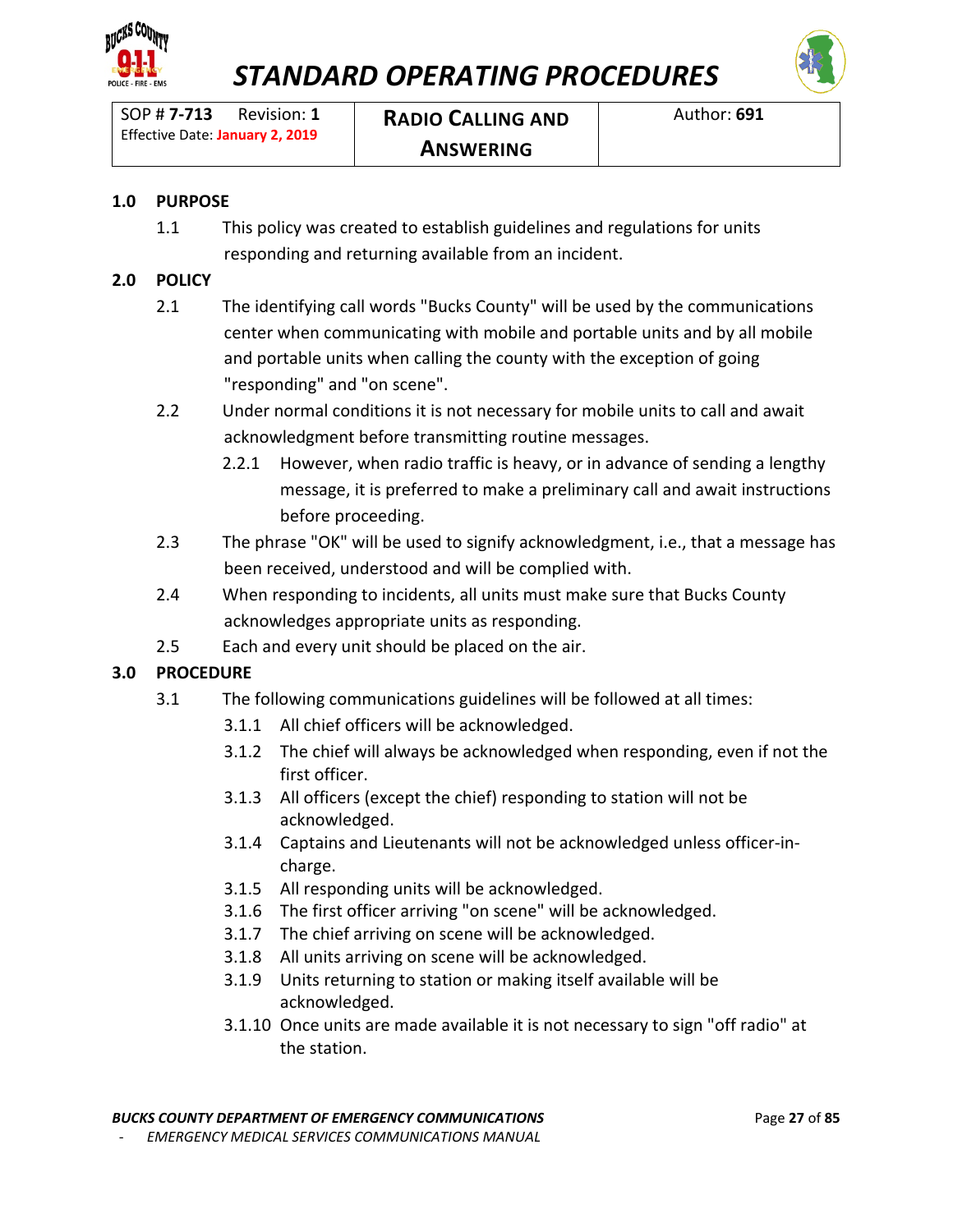# STANDARD OPERATING PROCEDURES

| SOP # **7-713** Revision: **1** Effective Date: **January 2, 2019** | **RADIO CALLING AND ANSWERING** | Author: **691** |
|---|---|---|

## 1.0 PURPOSE

1.1 This policy was created to establish guidelines and regulations for units responding and returning available from an incident.

## 2.0 POLICY

2.1 The identifying call words "Bucks County" will be used by the communications center when communicating with mobile and portable units and by all mobile and portable units when calling the county with the exception of going "responding" and "on scene".

2.2 Under normal conditions it is not necessary for mobile units to call and await acknowledgment before transmitting routine messages.

- 2.2.1 However, when radio traffic is heavy, or in advance of sending a lengthy message, it is preferred to make a preliminary call and await instructions before proceeding.

2.3 The phrase "OK" will be used to signify acknowledgment, i.e., that a message has been received, understood and will be complied with.

2.4 When responding to incidents, all units must make sure that Bucks County acknowledges appropriate units as responding.

2.5 Each and every unit should be placed on the air.

## 3.0 PROCEDURE

3.1 The following communications guidelines will be followed at all times:

- 3.1.1 All chief officers will be acknowledged.
- 3.1.2 The chief will always be acknowledged when responding, even if not the first officer.
- 3.1.3 All officers (except the chief) responding to station will not be acknowledged.
- 3.1.4 Captains and Lieutenants will not be acknowledged unless officer-in-charge.
- 3.1.5 All responding units will be acknowledged.
- 3.1.6 The first officer arriving "on scene" will be acknowledged.
- 3.1.7 The chief arriving on scene will be acknowledged.
- 3.1.8 All units arriving on scene will be acknowledged.
- 3.1.9 Units returning to station or making itself available will be acknowledged.
- 3.1.10 Once units are made available it is not necessary to sign "off radio" at the station.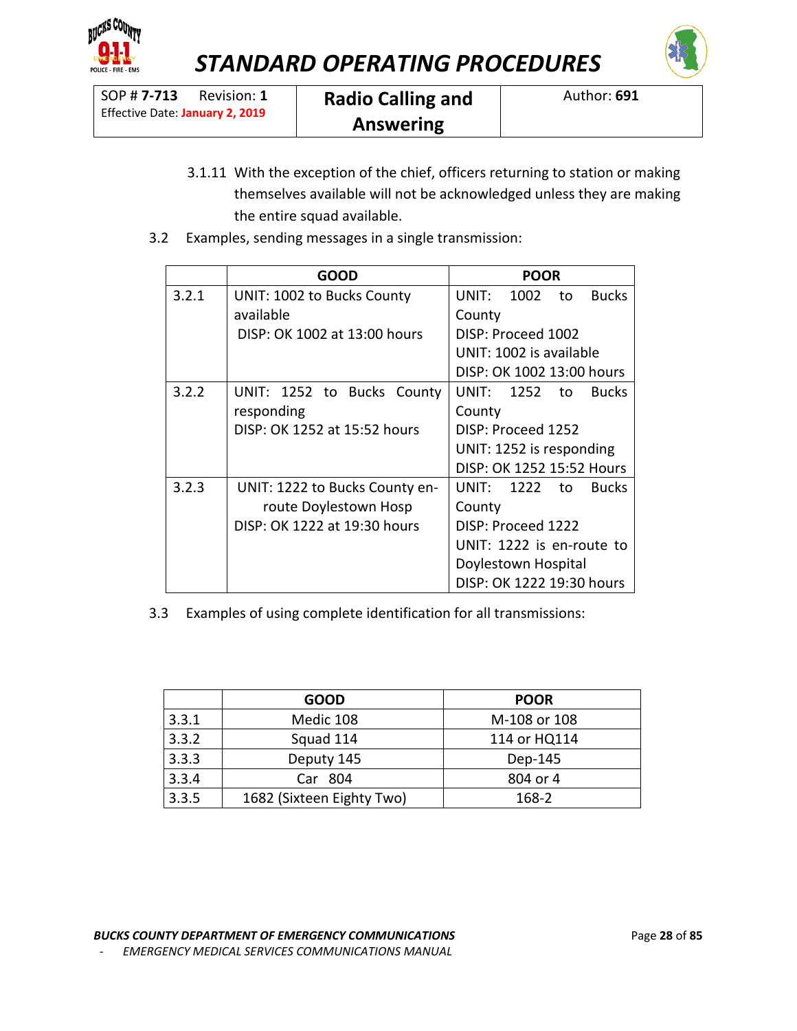3.1.11 With the exception of the chief, officers returning to station or making themselves available will not be acknowledged unless they are making the entire squad available.

3.2 Examples, sending messages in a single transmission:

| | GOOD | POOR |
|---|---|---|
| 3.2.1 | UNIT: 1002 to Bucks County available<br>DISP: OK 1002 at 13:00 hours | UNIT: 1002 to Bucks County<br>DISP: Proceed 1002<br>UNIT: 1002 is available<br>DISP: OK 1002 13:00 hours |
| 3.2.2 | UNIT: 1252 to Bucks County responding<br>DISP: OK 1252 at 15:52 hours | UNIT: 1252 to Bucks County<br>DISP: Proceed 1252<br>UNIT: 1252 is responding<br>DISP: OK 1252 15:52 Hours |
| 3.2.3 | UNIT: 1222 to Bucks County en-route Doylestown Hosp<br>DISP: OK 1222 at 19:30 hours | UNIT: 1222 to Bucks County<br>DISP: Proceed 1222<br>UNIT: 1222 is en-route to Doylestown Hospital<br>DISP: OK 1222 19:30 hours |

3.3 Examples of using complete identification for all transmissions:

| | GOOD | POOR |
|---|---|---|
| 3.3.1 | Medic 108 | M-108 or 108 |
| 3.3.2 | Squad 114 | 114 or HQ114 |
| 3.3.3 | Deputy 145 | Dep-145 |
| 3.3.4 | Car 804 | 804 or 4 |
| 3.3.5 | 1682 (Sixteen Eighty Two) | 168-2 |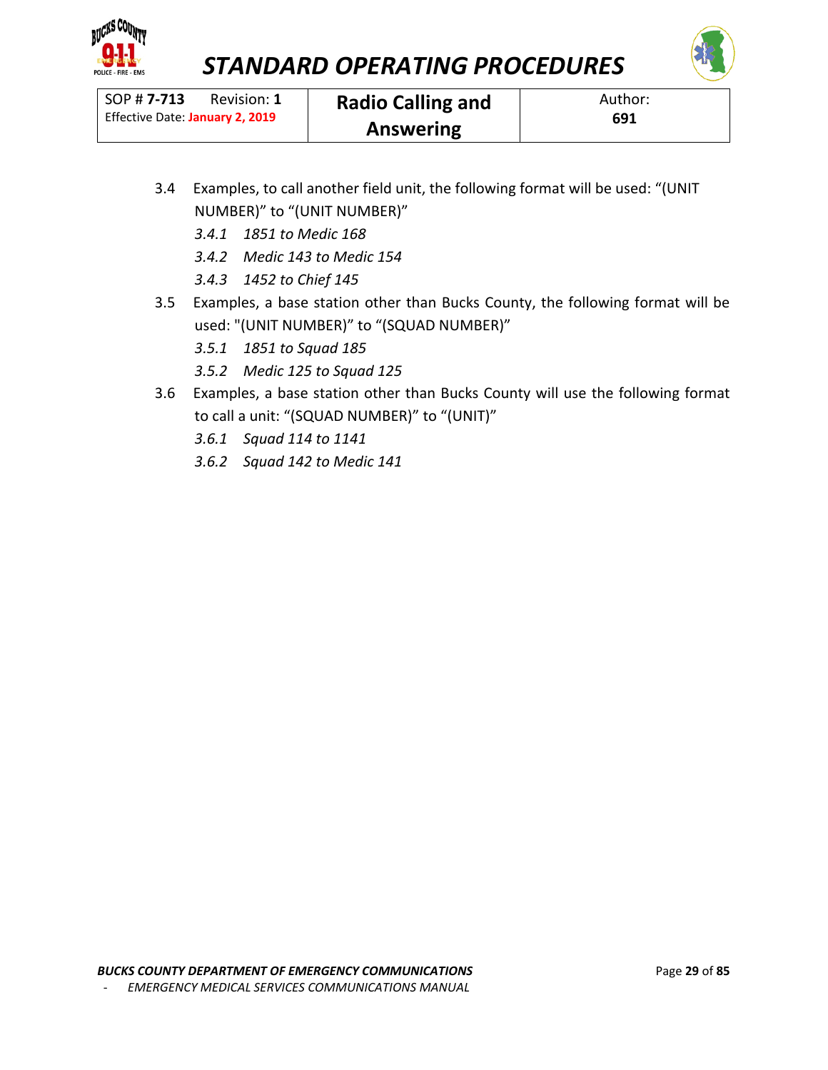3.4 Examples, to call another field unit, the following format will be used: "(UNIT NUMBER)" to "(UNIT NUMBER)"

   *3.4.1 1851 to Medic 168*

   *3.4.2 Medic 143 to Medic 154*

   *3.4.3 1452 to Chief 145*

3.5 Examples, a base station other than Bucks County, the following format will be used: "(UNIT NUMBER)" to "(SQUAD NUMBER)"

   *3.5.1 1851 to Squad 185*

   *3.5.2 Medic 125 to Squad 125*

3.6 Examples, a base station other than Bucks County will use the following format to call a unit: "(SQUAD NUMBER)" to "(UNIT)"

   *3.6.1 Squad 114 to 1141*

   *3.6.2 Squad 142 to Medic 141*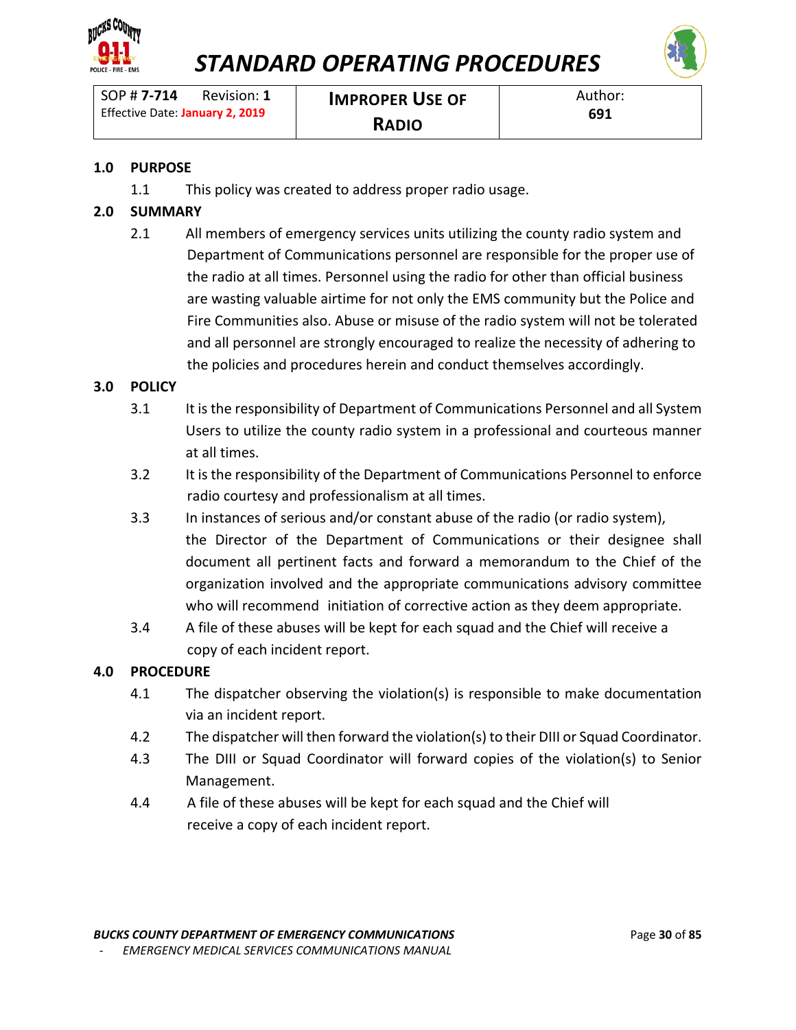# STANDARD OPERATING PROCEDURES

| SOP # **7-714** Revision: **1** Effective Date: **January 2, 2019** | **IMPROPER USE OF RADIO** | Author: **691** |
|---|---|---|

## 1.0 PURPOSE

1.1 This policy was created to address proper radio usage.

## 2.0 SUMMARY

2.1 All members of emergency services units utilizing the county radio system and Department of Communications personnel are responsible for the proper use of the radio at all times. Personnel using the radio for other than official business are wasting valuable airtime for not only the EMS community but the Police and Fire Communities also. Abuse or misuse of the radio system will not be tolerated and all personnel are strongly encouraged to realize the necessity of adhering to the policies and procedures herein and conduct themselves accordingly.

## 3.0 POLICY

3.1 It is the responsibility of Department of Communications Personnel and all System Users to utilize the county radio system in a professional and courteous manner at all times.

3.2 It is the responsibility of the Department of Communications Personnel to enforce radio courtesy and professionalism at all times.

3.3 In instances of serious and/or constant abuse of the radio (or radio system), the Director of the Department of Communications or their designee shall document all pertinent facts and forward a memorandum to the Chief of the organization involved and the appropriate communications advisory committee who will recommend initiation of corrective action as they deem appropriate.

3.4 A file of these abuses will be kept for each squad and the Chief will receive a copy of each incident report.

## 4.0 PROCEDURE

4.1 The dispatcher observing the violation(s) is responsible to make documentation via an incident report.

4.2 The dispatcher will then forward the violation(s) to their DIII or Squad Coordinator.

4.3 The DIII or Squad Coordinator will forward copies of the violation(s) to Senior Management.

4.4 A file of these abuses will be kept for each squad and the Chief will receive a copy of each incident report.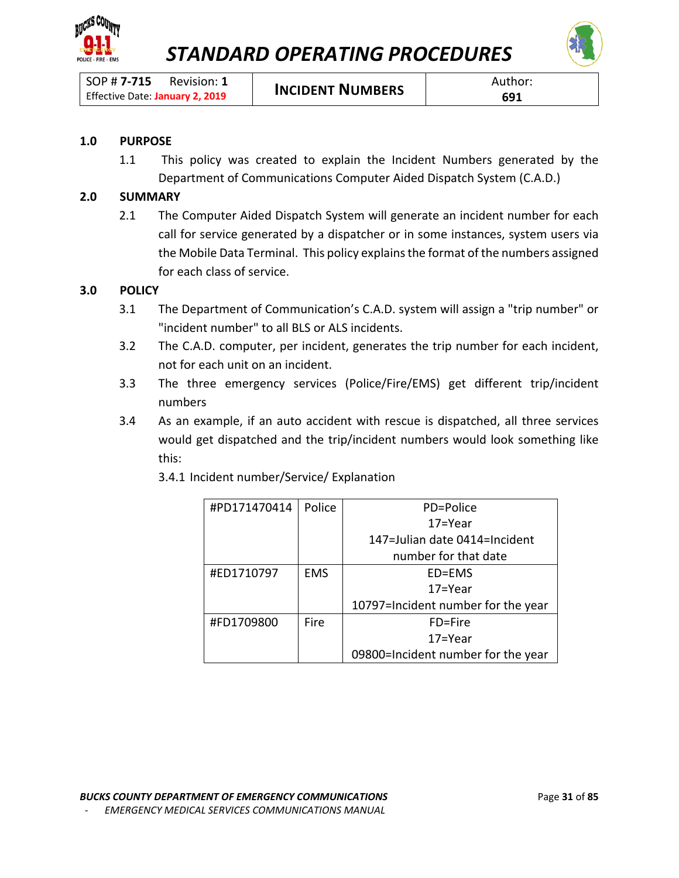# STANDARD OPERATING PROCEDURES

| SOP # **7-715** Revision: **1** Effective Date: **January 2, 2019** | **INCIDENT NUMBERS** | Author: **691** |
|---|---|---|

## 1.0 PURPOSE

1.1 This policy was created to explain the Incident Numbers generated by the Department of Communications Computer Aided Dispatch System (C.A.D.)

## 2.0 SUMMARY

2.1 The Computer Aided Dispatch System will generate an incident number for each call for service generated by a dispatcher or in some instances, system users via the Mobile Data Terminal. This policy explains the format of the numbers assigned for each class of service.

## 3.0 POLICY

3.1 The Department of Communication's C.A.D. system will assign a "trip number" or "incident number" to all BLS or ALS incidents.

3.2 The C.A.D. computer, per incident, generates the trip number for each incident, not for each unit on an incident.

3.3 The three emergency services (Police/Fire/EMS) get different trip/incident numbers

3.4 As an example, if an auto accident with rescue is dispatched, all three services would get dispatched and the trip/incident numbers would look something like this:

3.4.1 Incident number/Service/ Explanation

| #PD171470414 | Police | PD=Police<br>17=Year<br>147=Julian date 0414=Incident number for that date |
|---|---|---|
| #ED1710797 | EMS | ED=EMS<br>17=Year<br>10797=Incident number for the year |
| #FD1709800 | Fire | FD=Fire<br>17=Year<br>09800=Incident number for the year |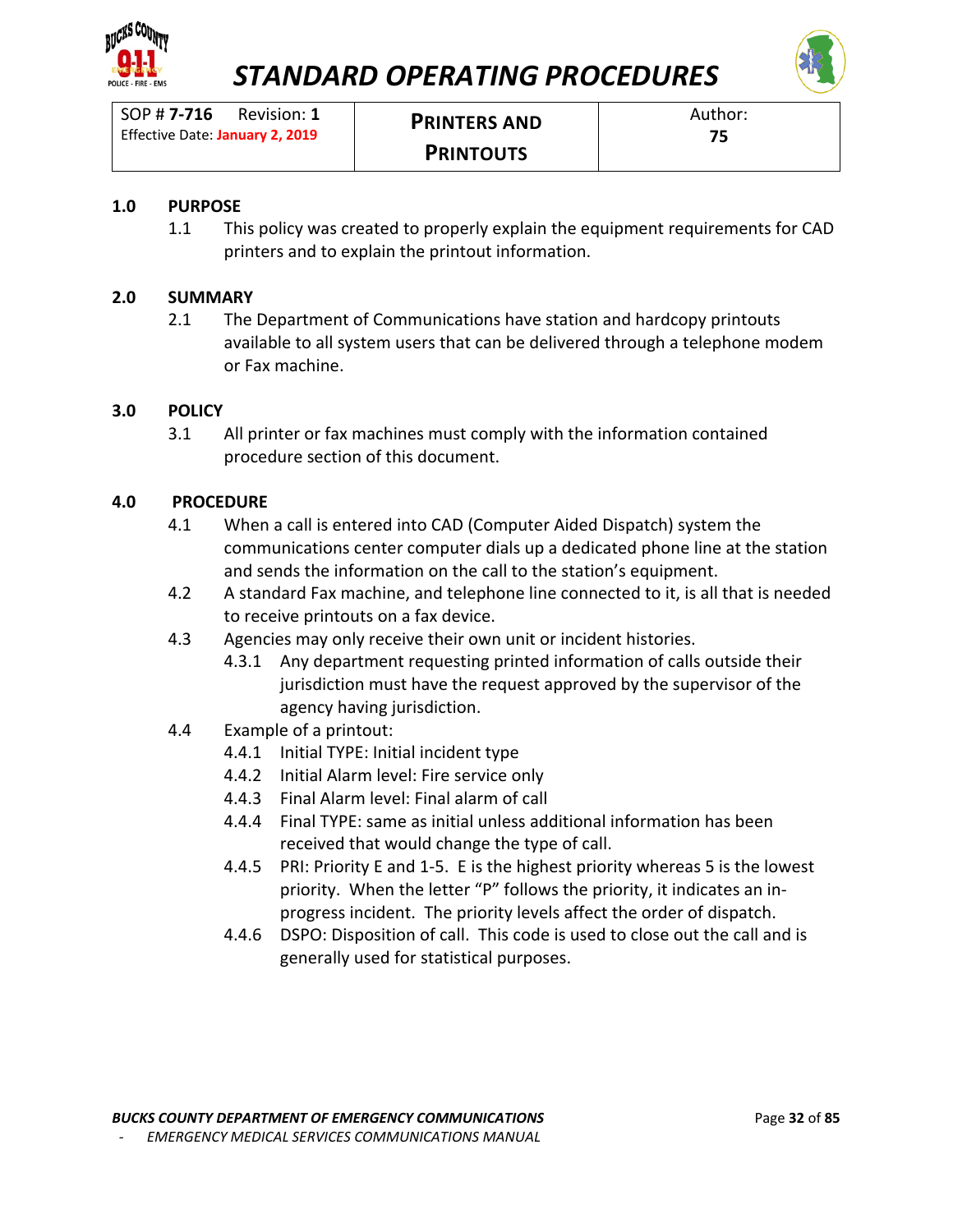# STANDARD OPERATING PROCEDURES

| SOP # **7-716** Revision: **1** Effective Date: **January 2, 2019** | **PRINTERS AND PRINTOUTS** | Author: **75** |
|---|---|---|

## 1.0 PURPOSE

1.1 This policy was created to properly explain the equipment requirements for CAD printers and to explain the printout information.

## 2.0 SUMMARY

2.1 The Department of Communications have station and hardcopy printouts available to all system users that can be delivered through a telephone modem or Fax machine.

## 3.0 POLICY

3.1 All printer or fax machines must comply with the information contained procedure section of this document.

## 4.0 PROCEDURE

4.1 When a call is entered into CAD (Computer Aided Dispatch) system the communications center computer dials up a dedicated phone line at the station and sends the information on the call to the station's equipment.

4.2 A standard Fax machine, and telephone line connected to it, is all that is needed to receive printouts on a fax device.

4.3 Agencies may only receive their own unit or incident histories.

- 4.3.1 Any department requesting printed information of calls outside their jurisdiction must have the request approved by the supervisor of the agency having jurisdiction.

4.4 Example of a printout:

- 4.4.1 Initial TYPE: Initial incident type
- 4.4.2 Initial Alarm level: Fire service only
- 4.4.3 Final Alarm level: Final alarm of call
- 4.4.4 Final TYPE: same as initial unless additional information has been received that would change the type of call.
- 4.4.5 PRI: Priority E and 1-5. E is the highest priority whereas 5 is the lowest priority. When the letter "P" follows the priority, it indicates an in-progress incident. The priority levels affect the order of dispatch.
- 4.4.6 DSPO: Disposition of call. This code is used to close out the call and is generally used for statistical purposes.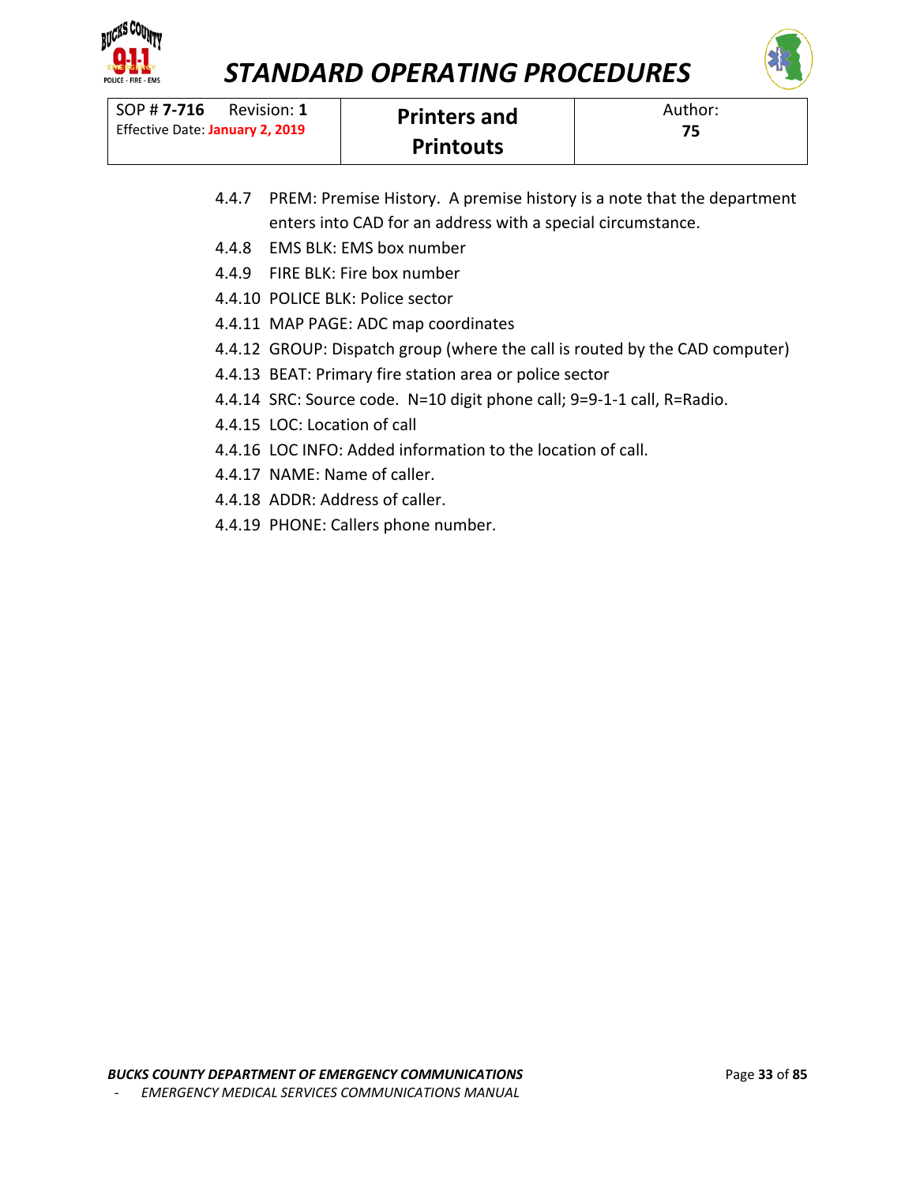| SOP # **7-716** Revision: **1** Effective Date: **January 2, 2019** | **Printers and Printouts** | Author: **75** |
|---|---|---|

4.4.7 PREM: Premise History. A premise history is a note that the department enters into CAD for an address with a special circumstance.

4.4.8 EMS BLK: EMS box number

4.4.9 FIRE BLK: Fire box number

4.4.10 POLICE BLK: Police sector

4.4.11 MAP PAGE: ADC map coordinates

4.4.12 GROUP: Dispatch group (where the call is routed by the CAD computer)

4.4.13 BEAT: Primary fire station area or police sector

4.4.14 SRC: Source code. N=10 digit phone call; 9=9-1-1 call, R=Radio.

4.4.15 LOC: Location of call

4.4.16 LOC INFO: Added information to the location of call.

4.4.17 NAME: Name of caller.

4.4.18 ADDR: Address of caller.

4.4.19 PHONE: Callers phone number.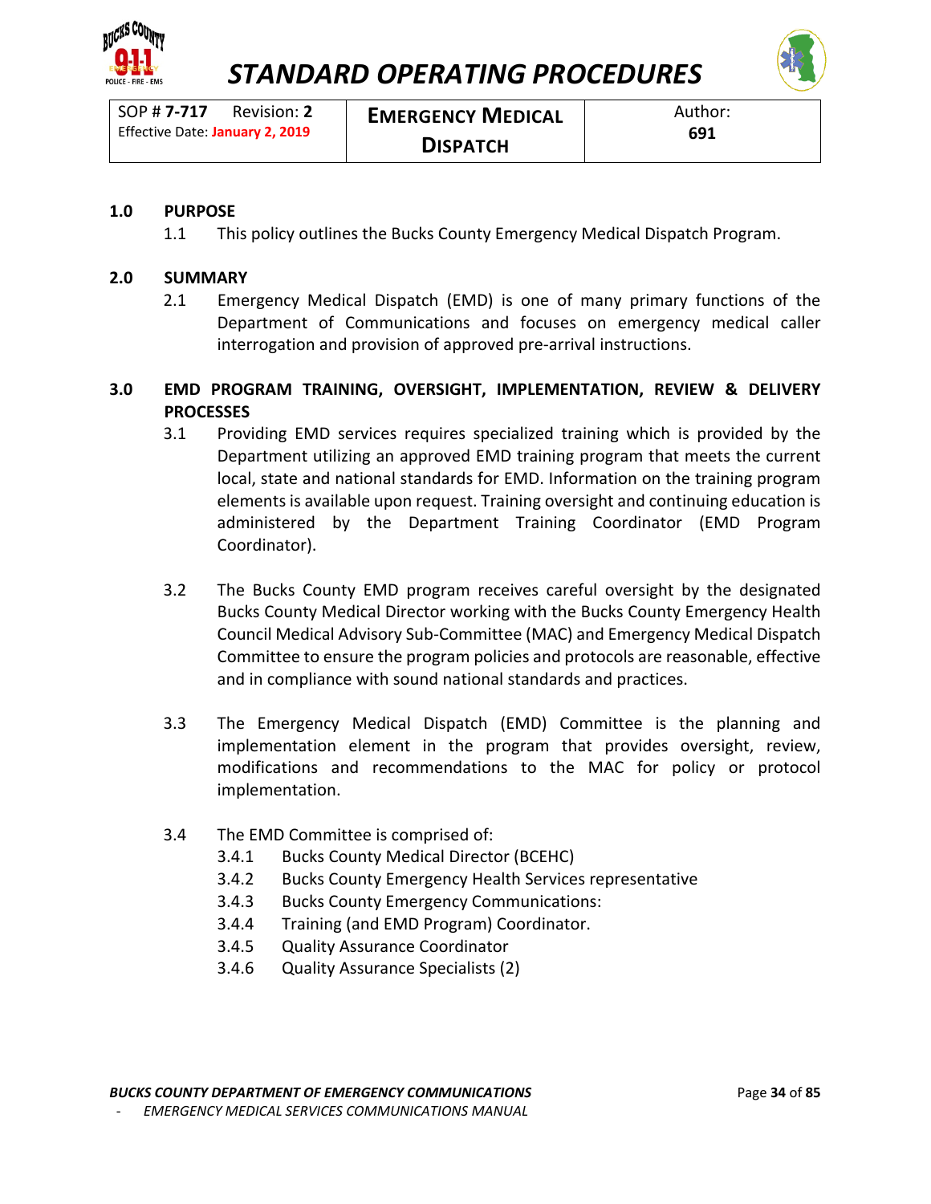# STANDARD OPERATING PROCEDURES

| SOP # **7-717** Revision: **2** Effective Date: **January 2, 2019** | **EMERGENCY MEDICAL DISPATCH** | Author: **691** |
|---|---|---|

## 1.0 PURPOSE

1.1 This policy outlines the Bucks County Emergency Medical Dispatch Program.

## 2.0 SUMMARY

2.1 Emergency Medical Dispatch (EMD) is one of many primary functions of the Department of Communications and focuses on emergency medical caller interrogation and provision of approved pre-arrival instructions.

## 3.0 EMD PROGRAM TRAINING, OVERSIGHT, IMPLEMENTATION, REVIEW & DELIVERY PROCESSES

3.1 Providing EMD services requires specialized training which is provided by the Department utilizing an approved EMD training program that meets the current local, state and national standards for EMD. Information on the training program elements is available upon request. Training oversight and continuing education is administered by the Department Training Coordinator (EMD Program Coordinator).

3.2 The Bucks County EMD program receives careful oversight by the designated Bucks County Medical Director working with the Bucks County Emergency Health Council Medical Advisory Sub-Committee (MAC) and Emergency Medical Dispatch Committee to ensure the program policies and protocols are reasonable, effective and in compliance with sound national standards and practices.

3.3 The Emergency Medical Dispatch (EMD) Committee is the planning and implementation element in the program that provides oversight, review, modifications and recommendations to the MAC for policy or protocol implementation.

3.4 The EMD Committee is comprised of:

- 3.4.1 Bucks County Medical Director (BCEHC)
- 3.4.2 Bucks County Emergency Health Services representative
- 3.4.3 Bucks County Emergency Communications:
- 3.4.4 Training (and EMD Program) Coordinator.
- 3.4.5 Quality Assurance Coordinator
- 3.4.6 Quality Assurance Specialists (2)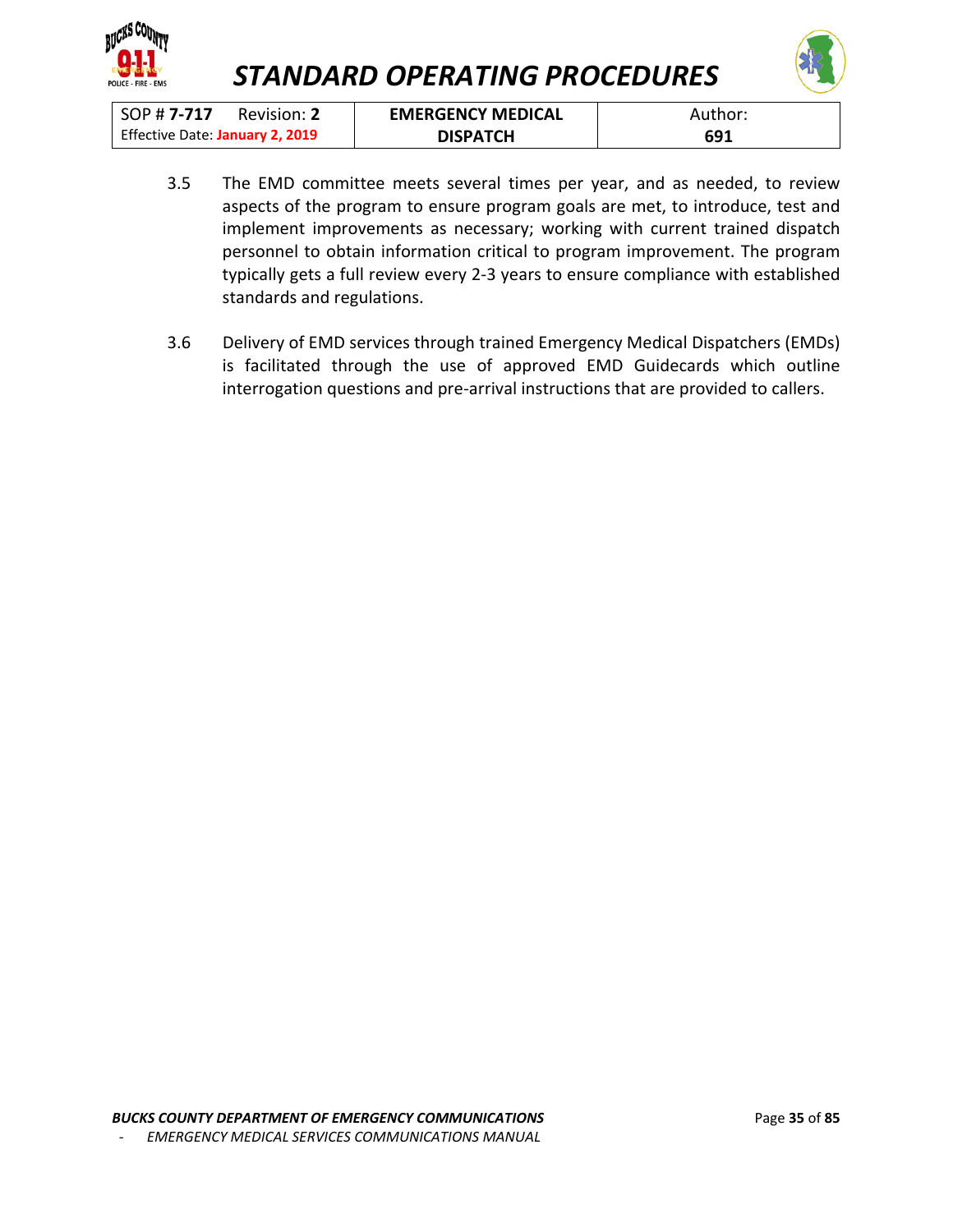3.5 The EMD committee meets several times per year, and as needed, to review aspects of the program to ensure program goals are met, to introduce, test and implement improvements as necessary; working with current trained dispatch personnel to obtain information critical to program improvement. The program typically gets a full review every 2-3 years to ensure compliance with established standards and regulations.

3.6 Delivery of EMD services through trained Emergency Medical Dispatchers (EMDs) is facilitated through the use of approved EMD Guidecards which outline interrogation questions and pre-arrival instructions that are provided to callers.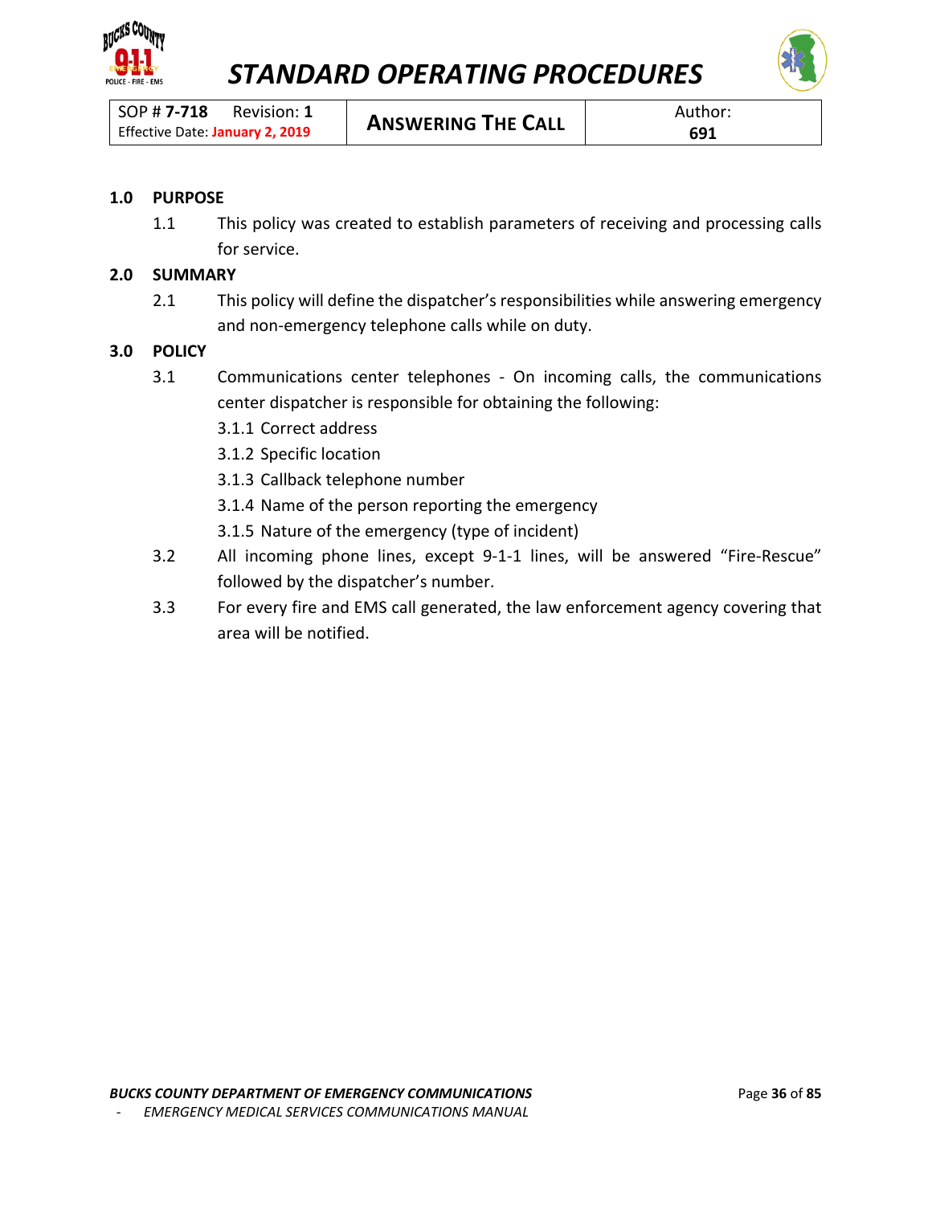# STANDARD OPERATING PROCEDURES

| SOP # **7-718** Revision: **1** Effective Date: **January 2, 2019** | **ANSWERING THE CALL** | Author: **691** |
|---|---|---|

## 1.0 PURPOSE

1.1 This policy was created to establish parameters of receiving and processing calls for service.

## 2.0 SUMMARY

2.1 This policy will define the dispatcher's responsibilities while answering emergency and non-emergency telephone calls while on duty.

## 3.0 POLICY

3.1 Communications center telephones - On incoming calls, the communications center dispatcher is responsible for obtaining the following:

3.1.1 Correct address

3.1.2 Specific location

3.1.3 Callback telephone number

3.1.4 Name of the person reporting the emergency

3.1.5 Nature of the emergency (type of incident)

3.2 All incoming phone lines, except 9-1-1 lines, will be answered "Fire-Rescue" followed by the dispatcher's number.

3.3 For every fire and EMS call generated, the law enforcement agency covering that area will be notified.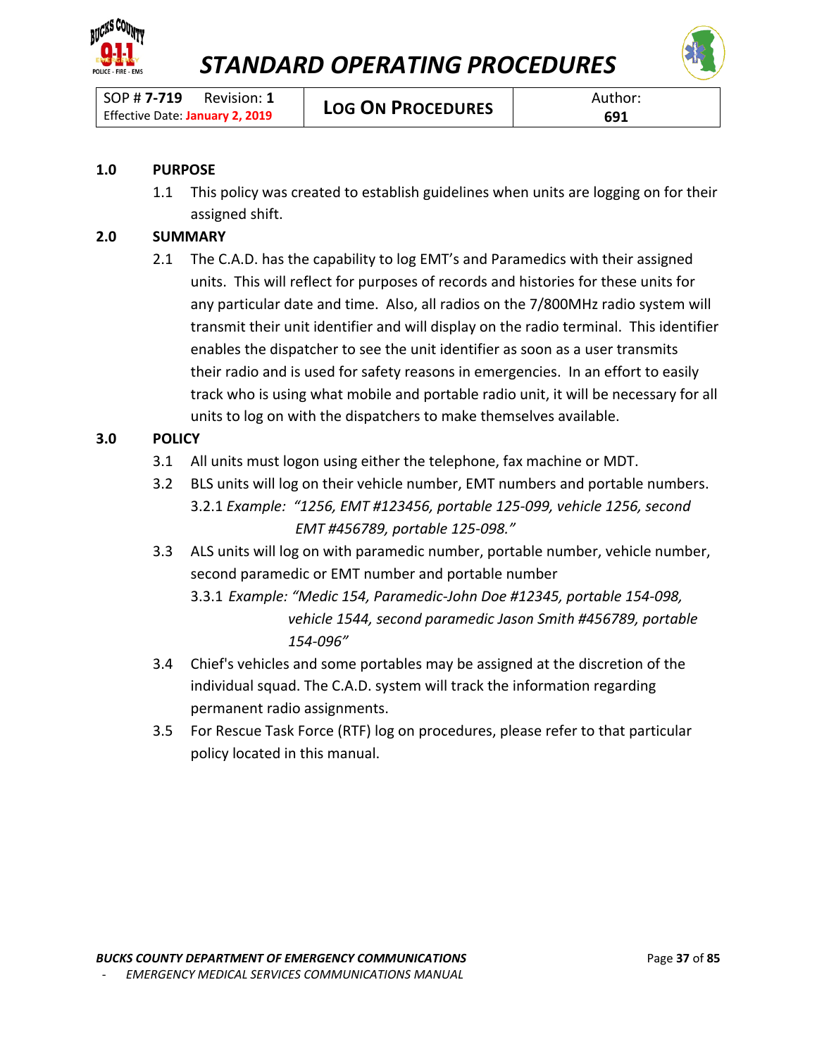# STANDARD OPERATING PROCEDURES

| SOP # **7-719** Revision: **1** Effective Date: **January 2, 2019** | **LOG ON PROCEDURES** | Author: **691** |
|---|---|---|

## 1.0 PURPOSE

1.1 This policy was created to establish guidelines when units are logging on for their assigned shift.

## 2.0 SUMMARY

2.1 The C.A.D. has the capability to log EMT's and Paramedics with their assigned units. This will reflect for purposes of records and histories for these units for any particular date and time. Also, all radios on the 7/800MHz radio system will transmit their unit identifier and will display on the radio terminal. This identifier enables the dispatcher to see the unit identifier as soon as a user transmits their radio and is used for safety reasons in emergencies. In an effort to easily track who is using what mobile and portable radio unit, it will be necessary for all units to log on with the dispatchers to make themselves available.

## 3.0 POLICY

3.1 All units must logon using either the telephone, fax machine or MDT.

3.2 BLS units will log on their vehicle number, EMT numbers and portable numbers.

3.2.1 *Example: "1256, EMT #123456, portable 125-099, vehicle 1256, second EMT #456789, portable 125-098."*

3.3 ALS units will log on with paramedic number, portable number, vehicle number, second paramedic or EMT number and portable number

3.3.1 *Example: "Medic 154, Paramedic-John Doe #12345, portable 154-098, vehicle 1544, second paramedic Jason Smith #456789, portable 154-096"*

3.4 Chief's vehicles and some portables may be assigned at the discretion of the individual squad. The C.A.D. system will track the information regarding permanent radio assignments.

3.5 For Rescue Task Force (RTF) log on procedures, please refer to that particular policy located in this manual.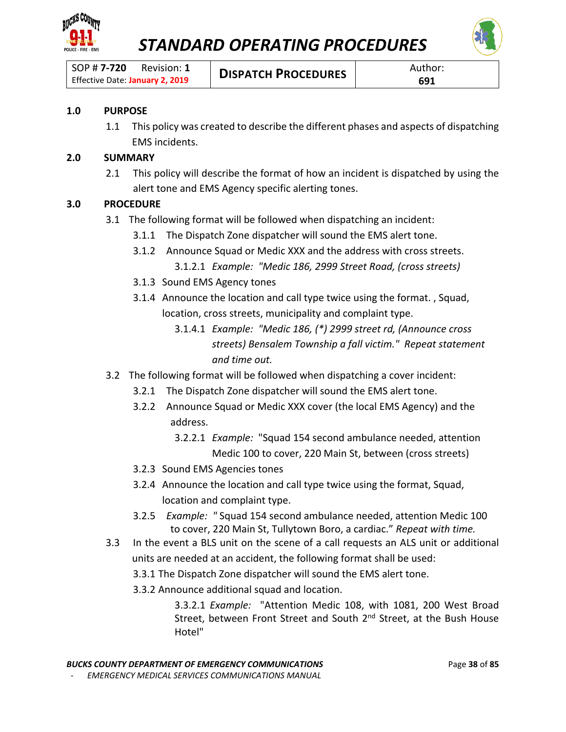# STANDARD OPERATING PROCEDURES

| SOP # **7-720** Revision: **1** Effective Date: **January 2, 2019** | **DISPATCH PROCEDURES** | Author: **691** |
|---|---|---|

**1.0 PURPOSE**

1.1 This policy was created to describe the different phases and aspects of dispatching EMS incidents.

**2.0 SUMMARY**

2.1 This policy will describe the format of how an incident is dispatched by using the alert tone and EMS Agency specific alerting tones.

**3.0 PROCEDURE**

3.1 The following format will be followed when dispatching an incident:

3.1.1 The Dispatch Zone dispatcher will sound the EMS alert tone.

3.1.2 Announce Squad or Medic XXX and the address with cross streets.

3.1.2.1 *Example: "Medic 186, 2999 Street Road, (cross streets)*

3.1.3 Sound EMS Agency tones

3.1.4 Announce the location and call type twice using the format. , Squad, location, cross streets, municipality and complaint type.

3.1.4.1 *Example: "Medic 186, (*) 2999 street rd, (Announce cross streets) Bensalem Township a fall victim." Repeat statement and time out.*

3.2 The following format will be followed when dispatching a cover incident:

3.2.1 The Dispatch Zone dispatcher will sound the EMS alert tone.

3.2.2 Announce Squad or Medic XXX cover (the local EMS Agency) and the address.

3.2.2.1 *Example:* "Squad 154 second ambulance needed, attention Medic 100 to cover, 220 Main St, between (cross streets)

3.2.3 Sound EMS Agencies tones

3.2.4 Announce the location and call type twice using the format, Squad, location and complaint type.

3.2.5 *Example:* " Squad 154 second ambulance needed, attention Medic 100 to cover, 220 Main St, Tullytown Boro, a cardiac." *Repeat with time.*

3.3 In the event a BLS unit on the scene of a call requests an ALS unit or additional units are needed at an accident, the following format shall be used:

3.3.1 The Dispatch Zone dispatcher will sound the EMS alert tone.

3.3.2 Announce additional squad and location.

3.3.2.1 *Example:* "Attention Medic 108, with 1081, 200 West Broad Street, between Front Street and South 2nd Street, at the Bush House Hotel"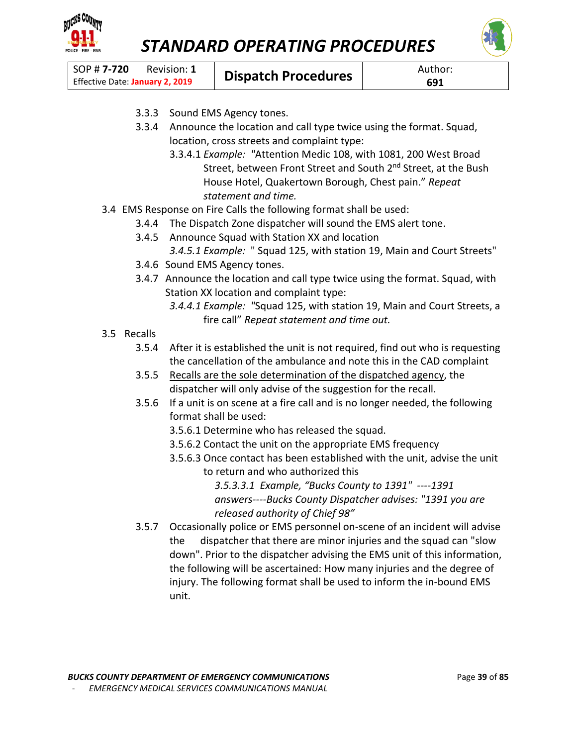3.3.3 Sound EMS Agency tones.

3.3.4 Announce the location and call type twice using the format. Squad, location, cross streets and complaint type:

3.3.4.1 *Example:* "Attention Medic 108, with 1081, 200 West Broad Street, between Front Street and South 2nd Street, at the Bush House Hotel, Quakertown Borough, Chest pain." *Repeat statement and time.*

3.4 EMS Response on Fire Calls the following format shall be used:

3.4.4 The Dispatch Zone dispatcher will sound the EMS alert tone.

3.4.5 Announce Squad with Station XX and location

*3.4.5.1 Example:* " Squad 125, with station 19, Main and Court Streets"

3.4.6 Sound EMS Agency tones.

3.4.7 Announce the location and call type twice using the format. Squad, with Station XX location and complaint type:

*3.4.4.1 Example:* "Squad 125, with station 19, Main and Court Streets, a fire call" *Repeat statement and time out.*

3.5 Recalls

3.5.4 After it is established the unit is not required, find out who is requesting the cancellation of the ambulance and note this in the CAD complaint

3.5.5 <u>Recalls are the sole determination of the dispatched agency</u>, the dispatcher will only advise of the suggestion for the recall.

3.5.6 If a unit is on scene at a fire call and is no longer needed, the following format shall be used:

3.5.6.1 Determine who has released the squad.

3.5.6.2 Contact the unit on the appropriate EMS frequency

3.5.6.3 Once contact has been established with the unit, advise the unit to return and who authorized this

*3.5.3.3.1 Example, "Bucks County to 1391" ----1391 answers----Bucks County Dispatcher advises: "1391 you are released authority of Chief 98"*

3.5.7 Occasionally police or EMS personnel on-scene of an incident will advise the dispatcher that there are minor injuries and the squad can "slow down". Prior to the dispatcher advising the EMS unit of this information, the following will be ascertained: How many injuries and the degree of injury. The following format shall be used to inform the in-bound EMS unit.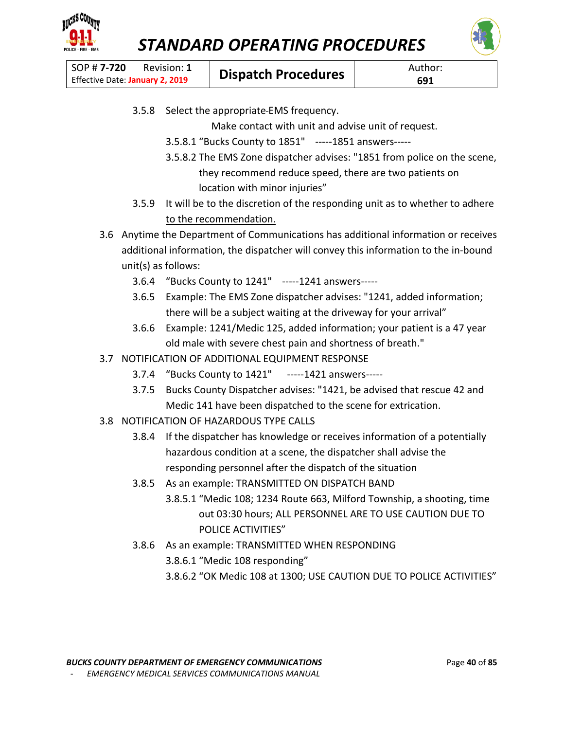3.5.8 Select the appropriate EMS frequency.

Make contact with unit and advise unit of request.

3.5.8.1 "Bucks County to 1851" -----1851 answers-----

3.5.8.2 The EMS Zone dispatcher advises: "1851 from police on the scene, they recommend reduce speed, there are two patients on location with minor injuries"

3.5.9 <u>It will be to the discretion of the responding unit as to whether to adhere to the recommendation.</u>

3.6 Anytime the Department of Communications has additional information or receives additional information, the dispatcher will convey this information to the in-bound unit(s) as follows:

3.6.4 "Bucks County to 1241" -----1241 answers-----

3.6.5 Example: The EMS Zone dispatcher advises: "1241, added information; there will be a subject waiting at the driveway for your arrival"

3.6.6 Example: 1241/Medic 125, added information; your patient is a 47 year old male with severe chest pain and shortness of breath."

3.7 NOTIFICATION OF ADDITIONAL EQUIPMENT RESPONSE

3.7.4 "Bucks County to 1421" -----1421 answers-----

3.7.5 Bucks County Dispatcher advises: "1421, be advised that rescue 42 and Medic 141 have been dispatched to the scene for extrication.

3.8 NOTIFICATION OF HAZARDOUS TYPE CALLS

3.8.4 If the dispatcher has knowledge or receives information of a potentially hazardous condition at a scene, the dispatcher shall advise the responding personnel after the dispatch of the situation

3.8.5 As an example: TRANSMITTED ON DISPATCH BAND

3.8.5.1 "Medic 108; 1234 Route 663, Milford Township, a shooting, time out 03:30 hours; ALL PERSONNEL ARE TO USE CAUTION DUE TO POLICE ACTIVITIES"

3.8.6 As an example: TRANSMITTED WHEN RESPONDING

3.8.6.1 "Medic 108 responding"

3.8.6.2 "OK Medic 108 at 1300; USE CAUTION DUE TO POLICE ACTIVITIES"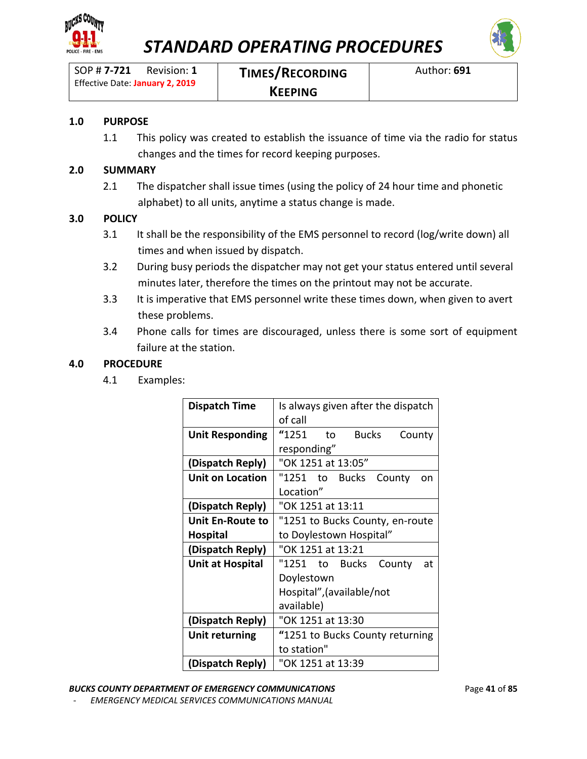# STANDARD OPERATING PROCEDURES

| SOP # **7-721** Revision: **1** Effective Date: **January 2, 2019** | **TIMES/RECORDING KEEPING** | Author: **691** |
|---|---|---|

## 1.0 PURPOSE

1.1 This policy was created to establish the issuance of time via the radio for status changes and the times for record keeping purposes.

## 2.0 SUMMARY

2.1 The dispatcher shall issue times (using the policy of 24 hour time and phonetic alphabet) to all units, anytime a status change is made.

## 3.0 POLICY

3.1 It shall be the responsibility of the EMS personnel to record (log/write down) all times and when issued by dispatch.

3.2 During busy periods the dispatcher may not get your status entered until several minutes later, therefore the times on the printout may not be accurate.

3.3 It is imperative that EMS personnel write these times down, when given to avert these problems.

3.4 Phone calls for times are discouraged, unless there is some sort of equipment failure at the station.

## 4.0 PROCEDURE

4.1 Examples:

| **Dispatch Time** | Is always given after the dispatch of call |
|---|---|
| **Unit Responding** | "1251 to Bucks County responding" |
| **(Dispatch Reply)** | "OK 1251 at 13:05" |
| **Unit on Location** | "1251 to Bucks County on Location" |
| **(Dispatch Reply)** | "OK 1251 at 13:11 |
| **Unit En-Route to Hospital** | "1251 to Bucks County, en-route to Doylestown Hospital" |
| **(Dispatch Reply)** | "OK 1251 at 13:21 |
| **Unit at Hospital** | "1251 to Bucks County at Doylestown Hospital",(available/not available) |
| **(Dispatch Reply)** | "OK 1251 at 13:30 |
| **Unit returning** | "1251 to Bucks County returning to station" |
| **(Dispatch Reply)** | "OK 1251 at 13:39 |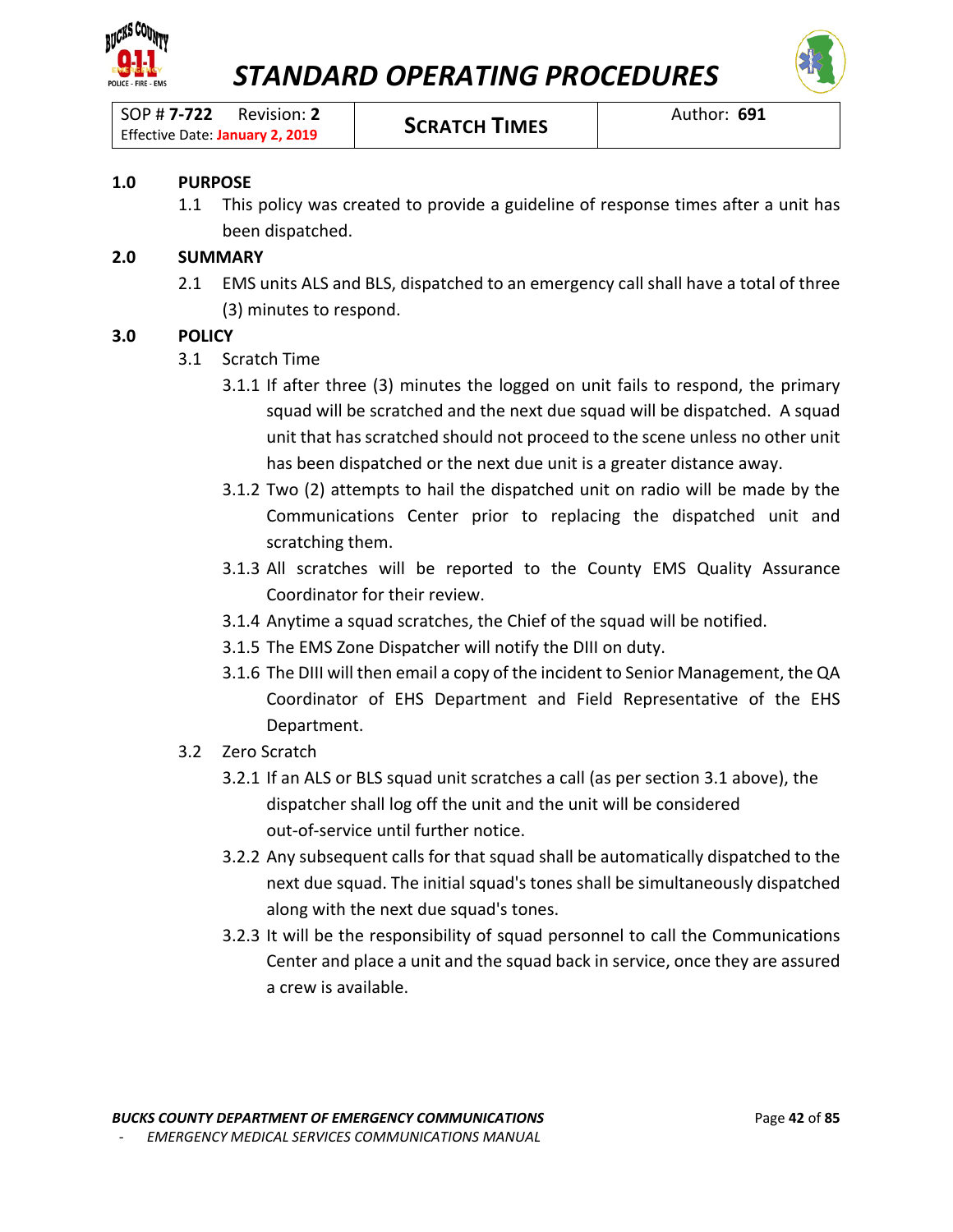# STANDARD OPERATING PROCEDURES

| SOP # **7-722** Revision: **2**<br>Effective Date: **January 2, 2019** | **SCRATCH TIMES** | Author: **691** |
| --- | --- | --- |

## 1.0 PURPOSE

1.1 This policy was created to provide a guideline of response times after a unit has been dispatched.

## 2.0 SUMMARY

2.1 EMS units ALS and BLS, dispatched to an emergency call shall have a total of three (3) minutes to respond.

## 3.0 POLICY

3.1 Scratch Time

3.1.1 If after three (3) minutes the logged on unit fails to respond, the primary squad will be scratched and the next due squad will be dispatched. A squad unit that has scratched should not proceed to the scene unless no other unit has been dispatched or the next due unit is a greater distance away.

3.1.2 Two (2) attempts to hail the dispatched unit on radio will be made by the Communications Center prior to replacing the dispatched unit and scratching them.

3.1.3 All scratches will be reported to the County EMS Quality Assurance Coordinator for their review.

3.1.4 Anytime a squad scratches, the Chief of the squad will be notified.

3.1.5 The EMS Zone Dispatcher will notify the DIII on duty.

3.1.6 The DIII will then email a copy of the incident to Senior Management, the QA Coordinator of EHS Department and Field Representative of the EHS Department.

3.2 Zero Scratch

3.2.1 If an ALS or BLS squad unit scratches a call (as per section 3.1 above), the dispatcher shall log off the unit and the unit will be considered out-of-service until further notice.

3.2.2 Any subsequent calls for that squad shall be automatically dispatched to the next due squad. The initial squad's tones shall be simultaneously dispatched along with the next due squad's tones.

3.2.3 It will be the responsibility of squad personnel to call the Communications Center and place a unit and the squad back in service, once they are assured a crew is available.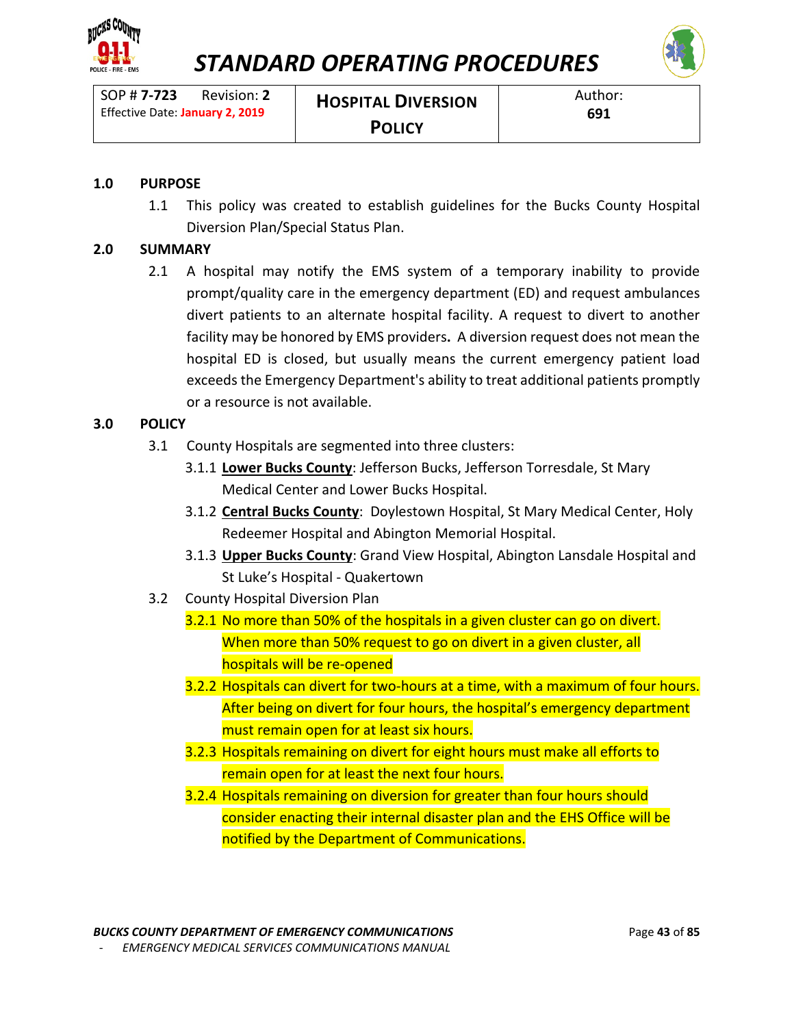# STANDARD OPERATING PROCEDURES

| SOP # **7-723** Revision: **2** Effective Date: **January 2, 2019** | **HOSPITAL DIVERSION POLICY** | Author: **691** |
|---|---|---|

## 1.0 PURPOSE

1.1 This policy was created to establish guidelines for the Bucks County Hospital Diversion Plan/Special Status Plan.

## 2.0 SUMMARY

2.1 A hospital may notify the EMS system of a temporary inability to provide prompt/quality care in the emergency department (ED) and request ambulances divert patients to an alternate hospital facility. A request to divert to another facility may be honored by EMS providers**.** A diversion request does not mean the hospital ED is closed, but usually means the current emergency patient load exceeds the Emergency Department's ability to treat additional patients promptly or a resource is not available.

## 3.0 POLICY

3.1 County Hospitals are segmented into three clusters:

3.1.1 **Lower Bucks County**: Jefferson Bucks, Jefferson Torresdale, St Mary Medical Center and Lower Bucks Hospital.

3.1.2 **Central Bucks County**: Doylestown Hospital, St Mary Medical Center, Holy Redeemer Hospital and Abington Memorial Hospital.

3.1.3 **Upper Bucks County**: Grand View Hospital, Abington Lansdale Hospital and St Luke's Hospital - Quakertown

3.2 County Hospital Diversion Plan

3.2.1 No more than 50% of the hospitals in a given cluster can go on divert. When more than 50% request to go on divert in a given cluster, all hospitals will be re-opened

3.2.2 Hospitals can divert for two-hours at a time, with a maximum of four hours. After being on divert for four hours, the hospital's emergency department must remain open for at least six hours.

3.2.3 Hospitals remaining on divert for eight hours must make all efforts to remain open for at least the next four hours.

3.2.4 Hospitals remaining on diversion for greater than four hours should consider enacting their internal disaster plan and the EHS Office will be notified by the Department of Communications.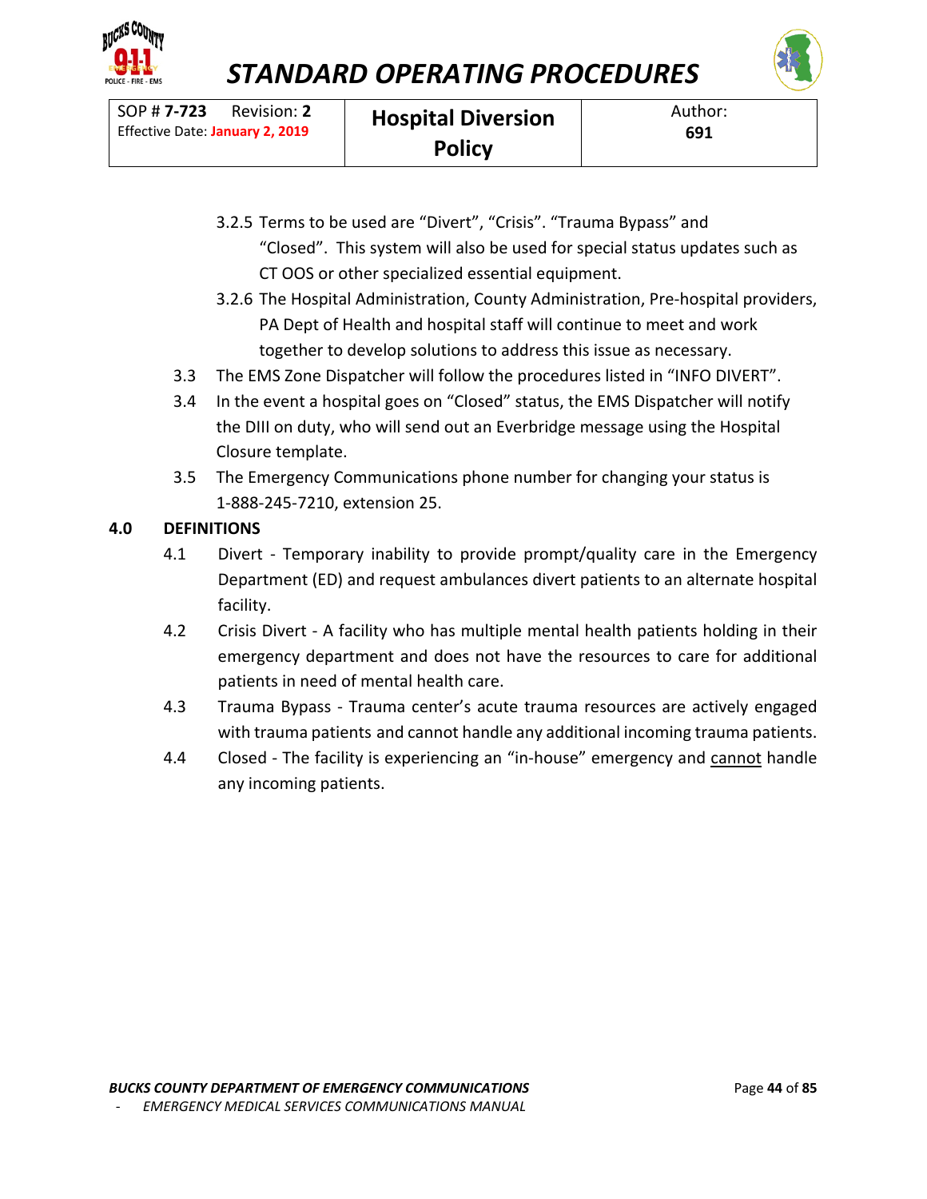3.2.5 Terms to be used are "Divert", "Crisis". "Trauma Bypass" and "Closed". This system will also be used for special status updates such as CT OOS or other specialized essential equipment.

3.2.6 The Hospital Administration, County Administration, Pre-hospital providers, PA Dept of Health and hospital staff will continue to meet and work together to develop solutions to address this issue as necessary.

3.3 The EMS Zone Dispatcher will follow the procedures listed in "INFO DIVERT".

3.4 In the event a hospital goes on "Closed" status, the EMS Dispatcher will notify the DIII on duty, who will send out an Everbridge message using the Hospital Closure template.

3.5 The Emergency Communications phone number for changing your status is 1-888-245-7210, extension 25.

**4.0 DEFINITIONS**

4.1 Divert - Temporary inability to provide prompt/quality care in the Emergency Department (ED) and request ambulances divert patients to an alternate hospital facility.

4.2 Crisis Divert - A facility who has multiple mental health patients holding in their emergency department and does not have the resources to care for additional patients in need of mental health care.

4.3 Trauma Bypass - Trauma center's acute trauma resources are actively engaged with trauma patients and cannot handle any additional incoming trauma patients.

4.4 Closed - The facility is experiencing an "in-house" emergency and <u>cannot</u> handle any incoming patients.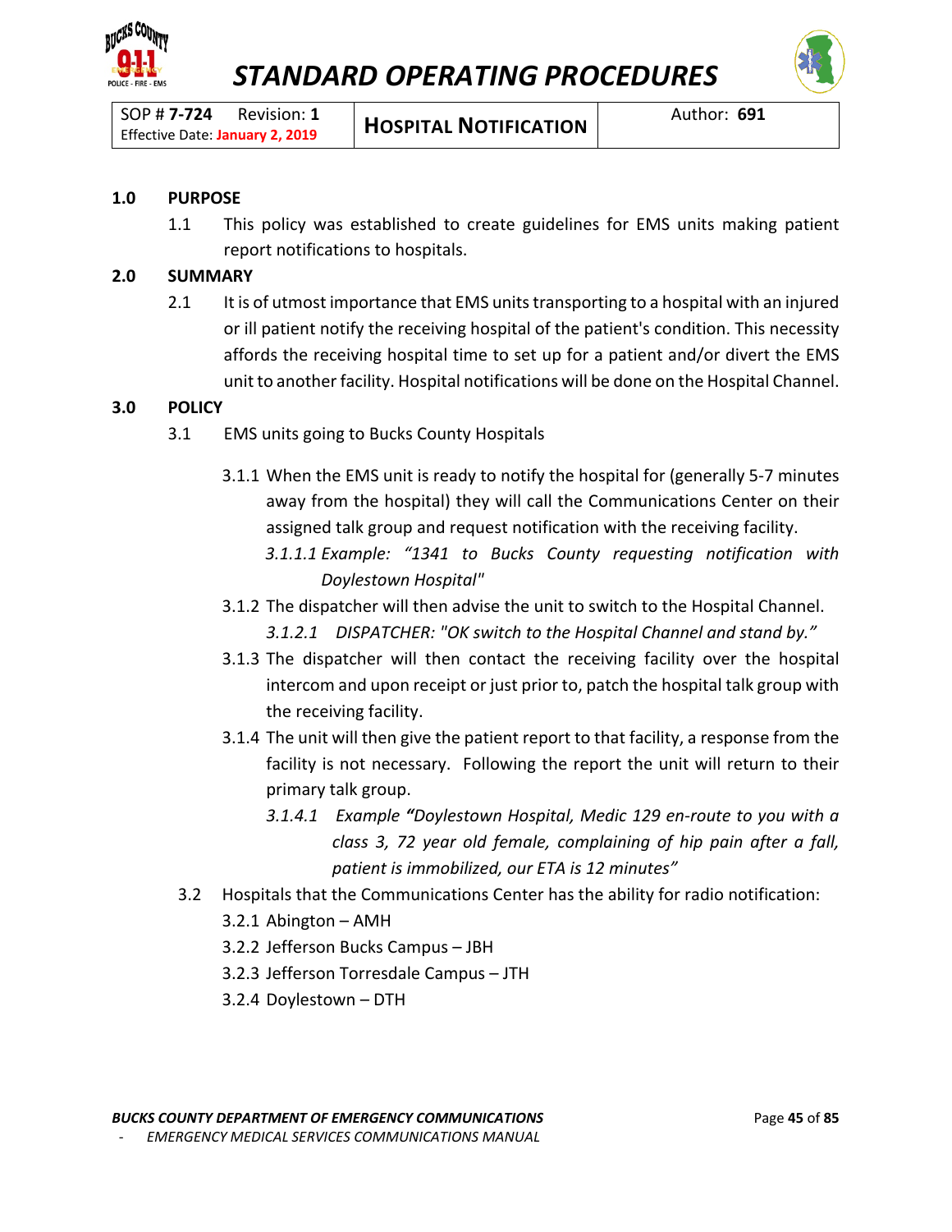# STANDARD OPERATING PROCEDURES

| SOP # **7-724** Revision: **1** Effective Date: **January 2, 2019** | **HOSPITAL NOTIFICATION** | Author: **691** |
|---|---|---|

**1.0 PURPOSE**

1.1 This policy was established to create guidelines for EMS units making patient report notifications to hospitals.

**2.0 SUMMARY**

2.1 It is of utmost importance that EMS units transporting to a hospital with an injured or ill patient notify the receiving hospital of the patient's condition. This necessity affords the receiving hospital time to set up for a patient and/or divert the EMS unit to another facility. Hospital notifications will be done on the Hospital Channel.

**3.0 POLICY**

3.1 EMS units going to Bucks County Hospitals

3.1.1 When the EMS unit is ready to notify the hospital for (generally 5-7 minutes away from the hospital) they will call the Communications Center on their assigned talk group and request notification with the receiving facility.

*3.1.1.1 Example: "1341 to Bucks County requesting notification with Doylestown Hospital"*

3.1.2 The dispatcher will then advise the unit to switch to the Hospital Channel.

*3.1.2.1 DISPATCHER: "OK switch to the Hospital Channel and stand by."*

3.1.3 The dispatcher will then contact the receiving facility over the hospital intercom and upon receipt or just prior to, patch the hospital talk group with the receiving facility.

3.1.4 The unit will then give the patient report to that facility, a response from the facility is not necessary. Following the report the unit will return to their primary talk group.

*3.1.4.1 Example **"**Doylestown Hospital, Medic 129 en-route to you with a class 3, 72 year old female, complaining of hip pain after a fall, patient is immobilized, our ETA is 12 minutes"*

3.2 Hospitals that the Communications Center has the ability for radio notification:

3.2.1 Abington – AMH

3.2.2 Jefferson Bucks Campus – JBH

3.2.3 Jefferson Torresdale Campus – JTH

3.2.4 Doylestown – DTH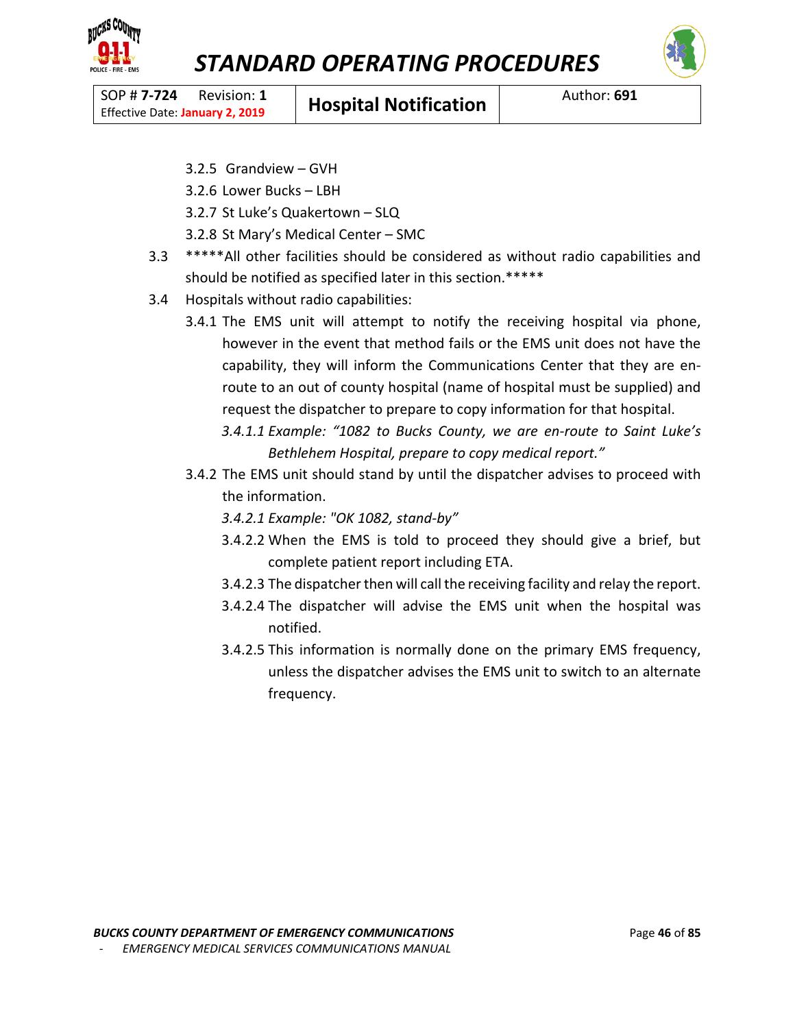- 3.2.5 Grandview – GVH
- 3.2.6 Lower Bucks – LBH
- 3.2.7 St Luke's Quakertown – SLQ
- 3.2.8 St Mary's Medical Center – SMC

3.3 *****All other facilities should be considered as without radio capabilities and should be notified as specified later in this section.*****

3.4 Hospitals without radio capabilities:

- 3.4.1 The EMS unit will attempt to notify the receiving hospital via phone, however in the event that method fails or the EMS unit does not have the capability, they will inform the Communications Center that they are en-route to an out of county hospital (name of hospital must be supplied) and request the dispatcher to prepare to copy information for that hospital.
  - *3.4.1.1 Example: "1082 to Bucks County, we are en-route to Saint Luke's Bethlehem Hospital, prepare to copy medical report."*
- 3.4.2 The EMS unit should stand by until the dispatcher advises to proceed with the information.
  - *3.4.2.1 Example: "OK 1082, stand-by"*
  - 3.4.2.2 When the EMS is told to proceed they should give a brief, but complete patient report including ETA.
  - 3.4.2.3 The dispatcher then will call the receiving facility and relay the report.
  - 3.4.2.4 The dispatcher will advise the EMS unit when the hospital was notified.
  - 3.4.2.5 This information is normally done on the primary EMS frequency, unless the dispatcher advises the EMS unit to switch to an alternate frequency.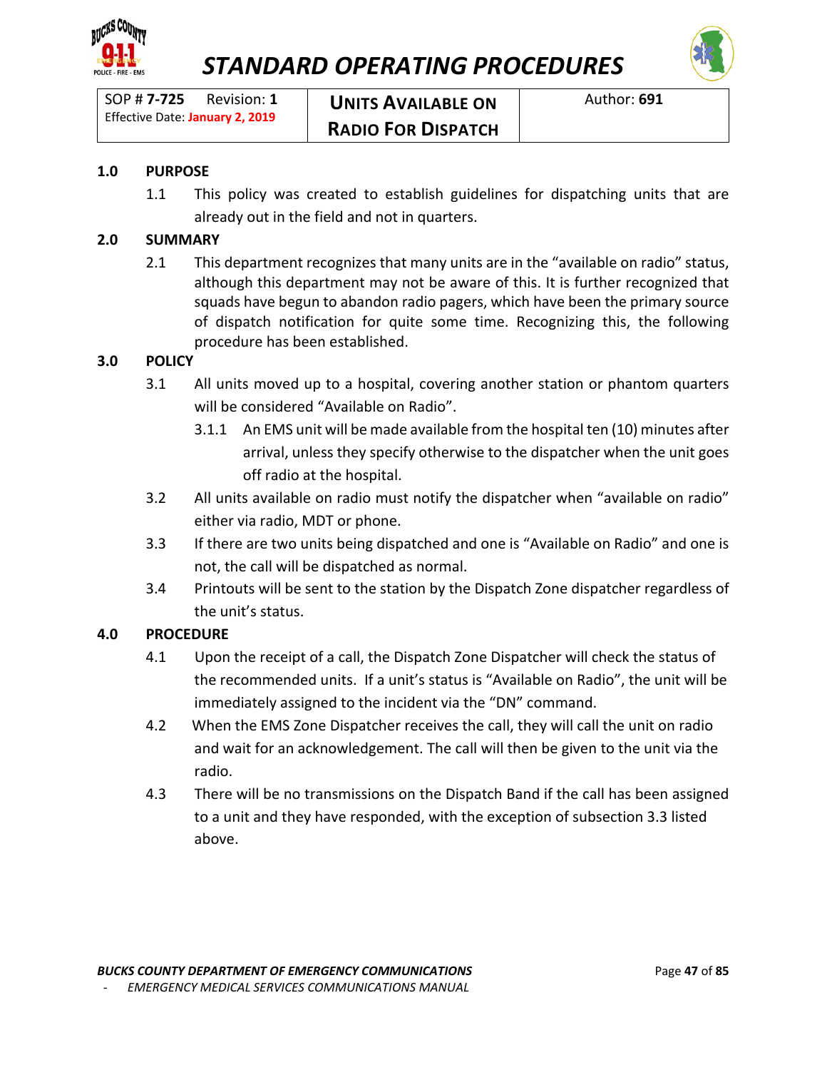# STANDARD OPERATING PROCEDURES

| SOP # **7-725** Revision: **1** Effective Date: **January 2, 2019** | **UNITS AVAILABLE ON RADIO FOR DISPATCH** | Author: **691** |
|---|---|---|

## 1.0 PURPOSE

1.1 This policy was created to establish guidelines for dispatching units that are already out in the field and not in quarters.

## 2.0 SUMMARY

2.1 This department recognizes that many units are in the "available on radio" status, although this department may not be aware of this. It is further recognized that squads have begun to abandon radio pagers, which have been the primary source of dispatch notification for quite some time. Recognizing this, the following procedure has been established.

## 3.0 POLICY

3.1 All units moved up to a hospital, covering another station or phantom quarters will be considered "Available on Radio".

3.1.1 An EMS unit will be made available from the hospital ten (10) minutes after arrival, unless they specify otherwise to the dispatcher when the unit goes off radio at the hospital.

3.2 All units available on radio must notify the dispatcher when "available on radio" either via radio, MDT or phone.

3.3 If there are two units being dispatched and one is "Available on Radio" and one is not, the call will be dispatched as normal.

3.4 Printouts will be sent to the station by the Dispatch Zone dispatcher regardless of the unit's status.

## 4.0 PROCEDURE

4.1 Upon the receipt of a call, the Dispatch Zone Dispatcher will check the status of the recommended units. If a unit's status is "Available on Radio", the unit will be immediately assigned to the incident via the "DN" command.

4.2 When the EMS Zone Dispatcher receives the call, they will call the unit on radio and wait for an acknowledgement. The call will then be given to the unit via the radio.

4.3 There will be no transmissions on the Dispatch Band if the call has been assigned to a unit and they have responded, with the exception of subsection 3.3 listed above.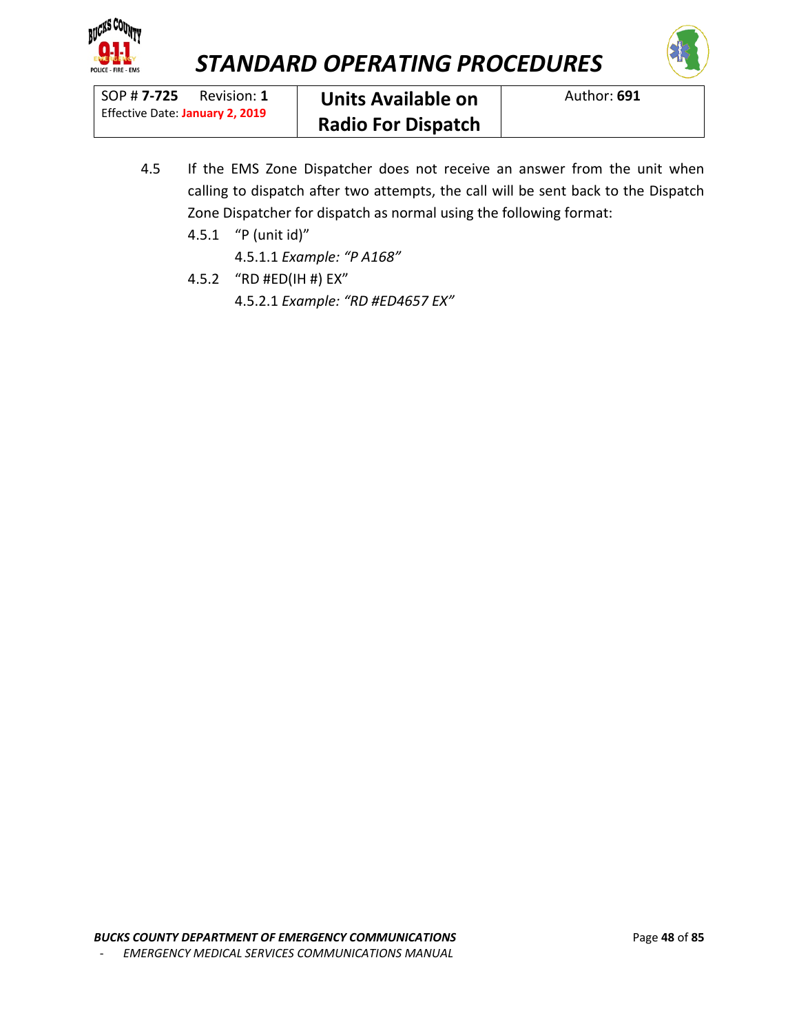4.5 If the EMS Zone Dispatcher does not receive an answer from the unit when calling to dispatch after two attempts, the call will be sent back to the Dispatch Zone Dispatcher for dispatch as normal using the following format:

- 4.5.1 "P (unit id)"
  - 4.5.1.1 *Example: "P A168"*
- 4.5.2 "RD #ED(IH #) EX"
  - 4.5.2.1 *Example: "RD #ED4657 EX"*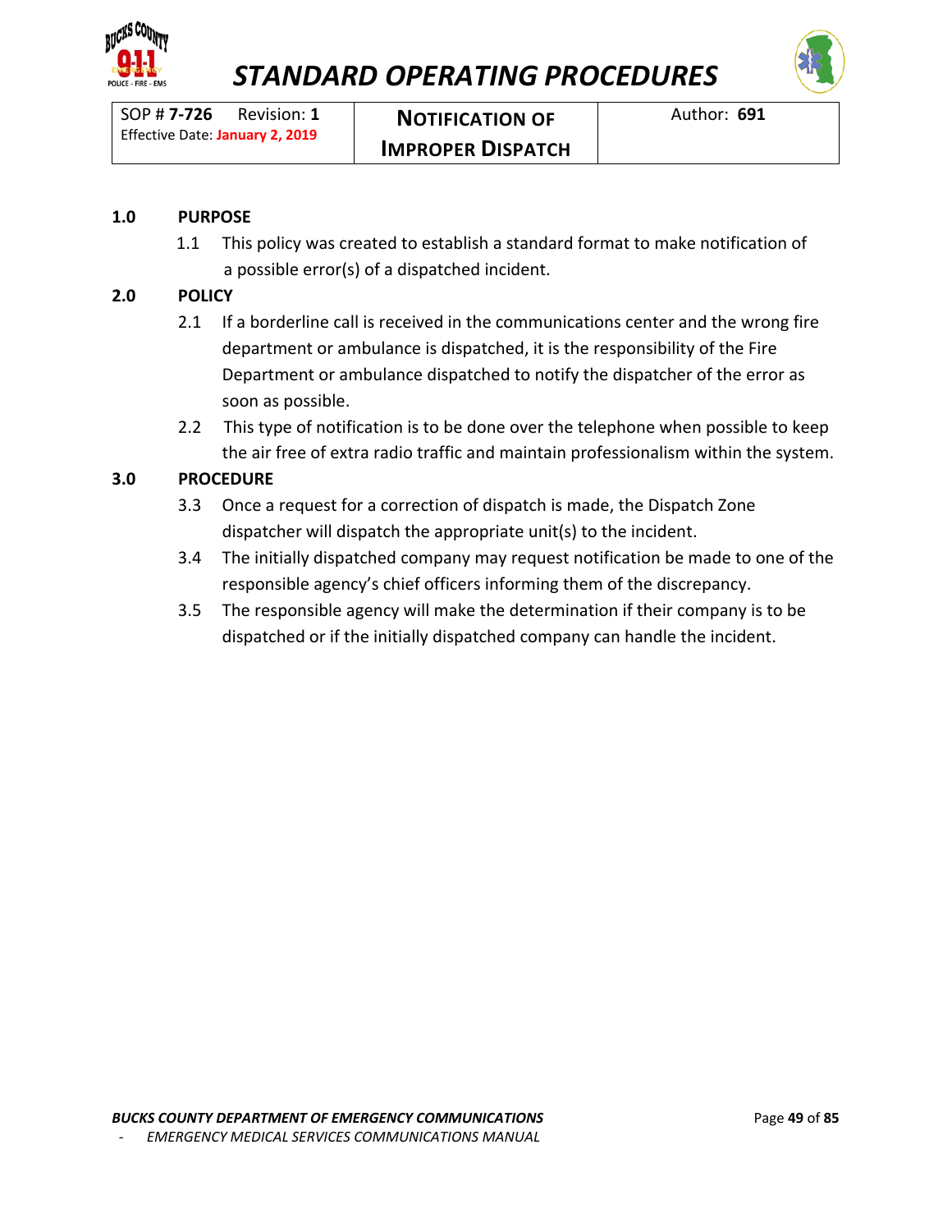# STANDARD OPERATING PROCEDURES

| SOP # **7-726** Revision: **1** Effective Date: **January 2, 2019** | **NOTIFICATION OF IMPROPER DISPATCH** | Author: **691** |
|---|---|---|

## 1.0 PURPOSE

1.1 This policy was created to establish a standard format to make notification of a possible error(s) of a dispatched incident.

## 2.0 POLICY

2.1 If a borderline call is received in the communications center and the wrong fire department or ambulance is dispatched, it is the responsibility of the Fire Department or ambulance dispatched to notify the dispatcher of the error as soon as possible.

2.2 This type of notification is to be done over the telephone when possible to keep the air free of extra radio traffic and maintain professionalism within the system.

## 3.0 PROCEDURE

3.3 Once a request for a correction of dispatch is made, the Dispatch Zone dispatcher will dispatch the appropriate unit(s) to the incident.

3.4 The initially dispatched company may request notification be made to one of the responsible agency's chief officers informing them of the discrepancy.

3.5 The responsible agency will make the determination if their company is to be dispatched or if the initially dispatched company can handle the incident.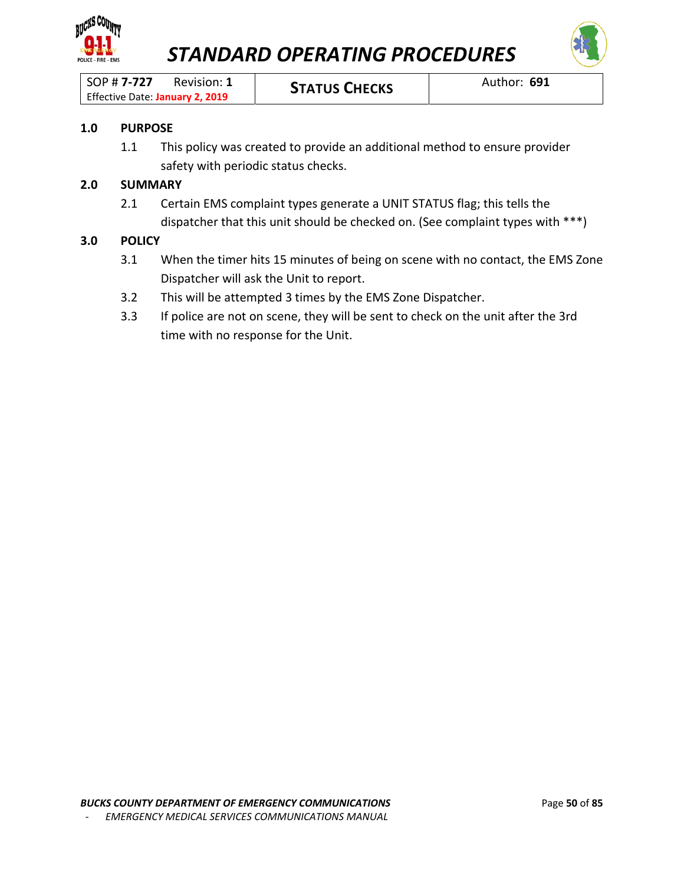# STANDARD OPERATING PROCEDURES

| SOP # **7-727** Revision: **1** Effective Date: **January 2, 2019** | **STATUS CHECKS** | Author: **691** |
|---|---|---|

## 1.0 PURPOSE

1.1 This policy was created to provide an additional method to ensure provider safety with periodic status checks.

## 2.0 SUMMARY

2.1 Certain EMS complaint types generate a UNIT STATUS flag; this tells the dispatcher that this unit should be checked on. (See complaint types with ***)

## 3.0 POLICY

3.1 When the timer hits 15 minutes of being on scene with no contact, the EMS Zone Dispatcher will ask the Unit to report.

3.2 This will be attempted 3 times by the EMS Zone Dispatcher.

3.3 If police are not on scene, they will be sent to check on the unit after the 3rd time with no response for the Unit.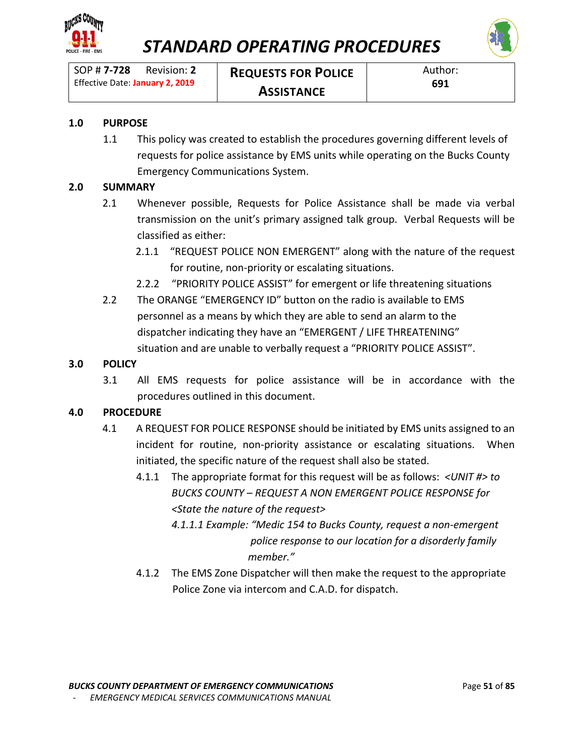# STANDARD OPERATING PROCEDURES

| SOP # **7-728** Revision: **2** Effective Date: **January 2, 2019** | **REQUESTS FOR POLICE ASSISTANCE** | Author: **691** |
|---|---|---|

## 1.0 PURPOSE

1.1 This policy was created to establish the procedures governing different levels of requests for police assistance by EMS units while operating on the Bucks County Emergency Communications System.

## 2.0 SUMMARY

2.1 Whenever possible, Requests for Police Assistance shall be made via verbal transmission on the unit's primary assigned talk group. Verbal Requests will be classified as either:

2.1.1 "REQUEST POLICE NON EMERGENT" along with the nature of the request for routine, non-priority or escalating situations.

2.2.2 "PRIORITY POLICE ASSIST" for emergent or life threatening situations

2.2 The ORANGE "EMERGENCY ID" button on the radio is available to EMS personnel as a means by which they are able to send an alarm to the dispatcher indicating they have an "EMERGENT / LIFE THREATENING" situation and are unable to verbally request a "PRIORITY POLICE ASSIST".

## 3.0 POLICY

3.1 All EMS requests for police assistance will be in accordance with the procedures outlined in this document.

## 4.0 PROCEDURE

4.1 A REQUEST FOR POLICE RESPONSE should be initiated by EMS units assigned to an incident for routine, non-priority assistance or escalating situations. When initiated, the specific nature of the request shall also be stated.

4.1.1 The appropriate format for this request will be as follows: *<UNIT #> to BUCKS COUNTY – REQUEST A NON EMERGENT POLICE RESPONSE for <State the nature of the request>*

*4.1.1.1 Example: "Medic 154 to Bucks County, request a non-emergent police response to our location for a disorderly family member."*

4.1.2 The EMS Zone Dispatcher will then make the request to the appropriate Police Zone via intercom and C.A.D. for dispatch.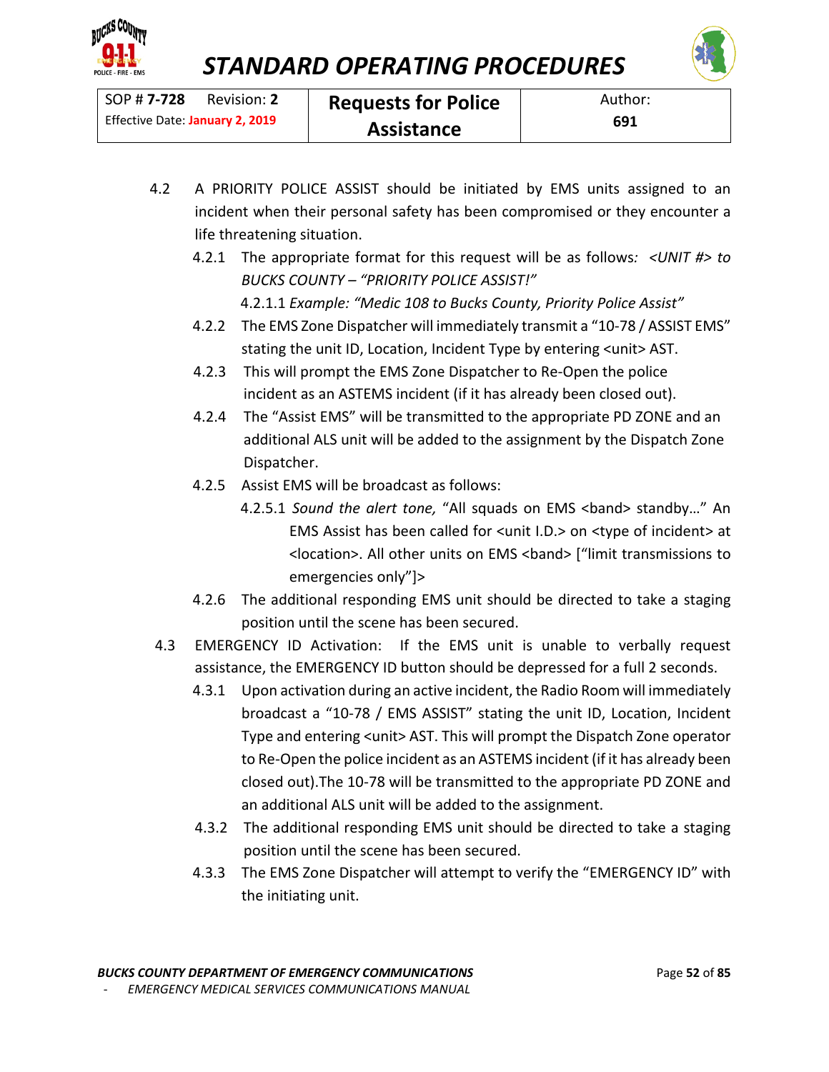| SOP # **7-728** Revision: **2** Effective Date: **January 2, 2019** | **Requests for Police Assistance** | Author: **691** |
| --- | --- | --- |

4.2 A PRIORITY POLICE ASSIST should be initiated by EMS units assigned to an incident when their personal safety has been compromised or they encounter a life threatening situation.

4.2.1 The appropriate format for this request will be as follows*: <UNIT #> to BUCKS COUNTY – "PRIORITY POLICE ASSIST!"*

4.2.1.1 *Example: "Medic 108 to Bucks County, Priority Police Assist"*

4.2.2 The EMS Zone Dispatcher will immediately transmit a "10-78 / ASSIST EMS" stating the unit ID, Location, Incident Type by entering <unit> AST.

4.2.3 This will prompt the EMS Zone Dispatcher to Re-Open the police incident as an ASTEMS incident (if it has already been closed out).

4.2.4 The "Assist EMS" will be transmitted to the appropriate PD ZONE and an additional ALS unit will be added to the assignment by the Dispatch Zone Dispatcher.

4.2.5 Assist EMS will be broadcast as follows:

4.2.5.1 *Sound the alert tone,* "All squads on EMS <band> standby…" An EMS Assist has been called for <unit I.D.> on <type of incident> at <location>. All other units on EMS <band> ["limit transmissions to emergencies only"]>

4.2.6 The additional responding EMS unit should be directed to take a staging position until the scene has been secured.

4.3 EMERGENCY ID Activation: If the EMS unit is unable to verbally request assistance, the EMERGENCY ID button should be depressed for a full 2 seconds.

4.3.1 Upon activation during an active incident, the Radio Room will immediately broadcast a "10-78 / EMS ASSIST" stating the unit ID, Location, Incident Type and entering <unit> AST. This will prompt the Dispatch Zone operator to Re-Open the police incident as an ASTEMS incident (if it has already been closed out).The 10-78 will be transmitted to the appropriate PD ZONE and an additional ALS unit will be added to the assignment.

4.3.2 The additional responding EMS unit should be directed to take a staging position until the scene has been secured.

4.3.3 The EMS Zone Dispatcher will attempt to verify the "EMERGENCY ID" with the initiating unit.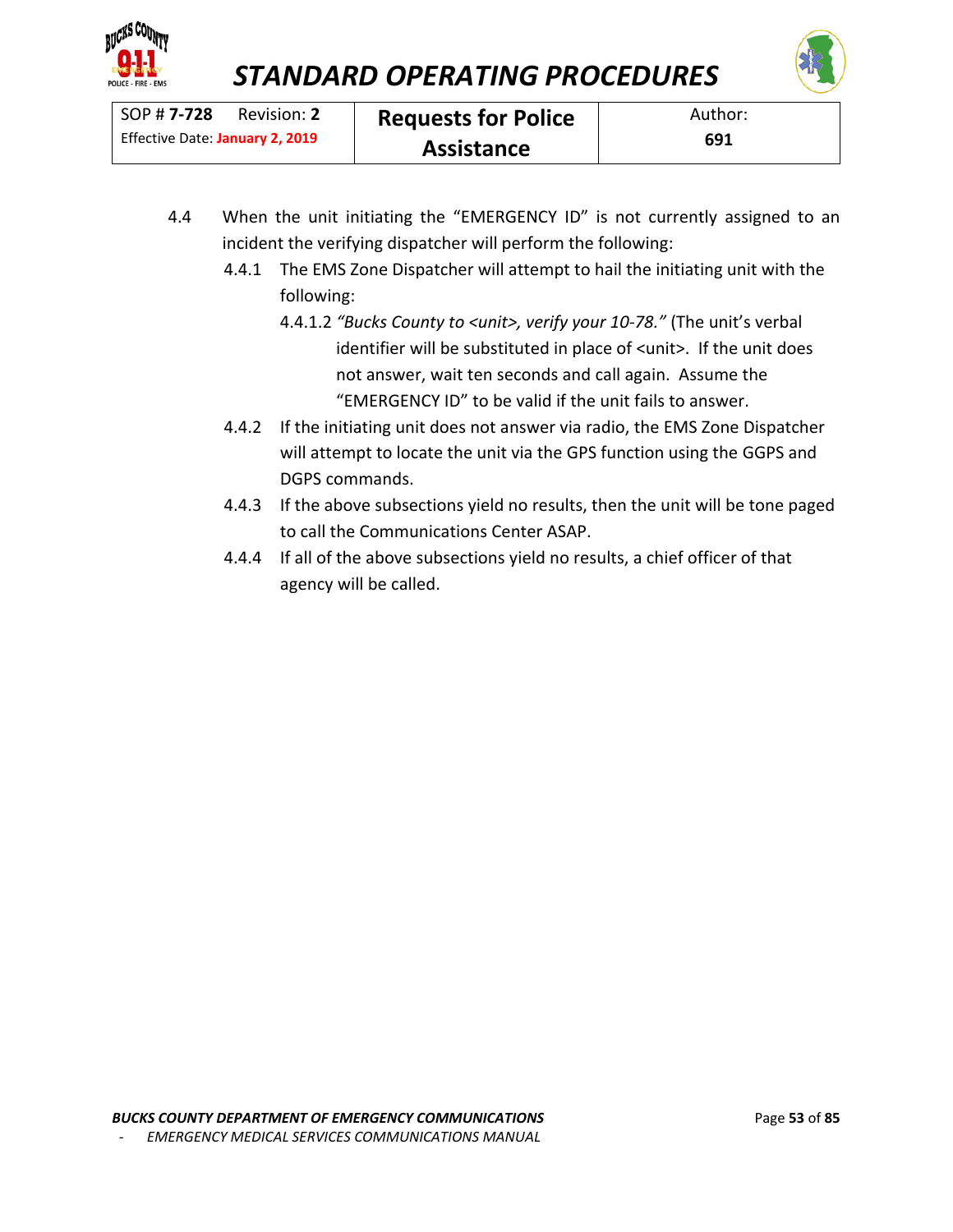4.4 When the unit initiating the "EMERGENCY ID" is not currently assigned to an incident the verifying dispatcher will perform the following:

4.4.1 The EMS Zone Dispatcher will attempt to hail the initiating unit with the following:

4.4.1.2 *"Bucks County to <unit>, verify your 10-78."* (The unit's verbal identifier will be substituted in place of <unit>. If the unit does not answer, wait ten seconds and call again. Assume the "EMERGENCY ID" to be valid if the unit fails to answer.

4.4.2 If the initiating unit does not answer via radio, the EMS Zone Dispatcher will attempt to locate the unit via the GPS function using the GGPS and DGPS commands.

4.4.3 If the above subsections yield no results, then the unit will be tone paged to call the Communications Center ASAP.

4.4.4 If all of the above subsections yield no results, a chief officer of that agency will be called.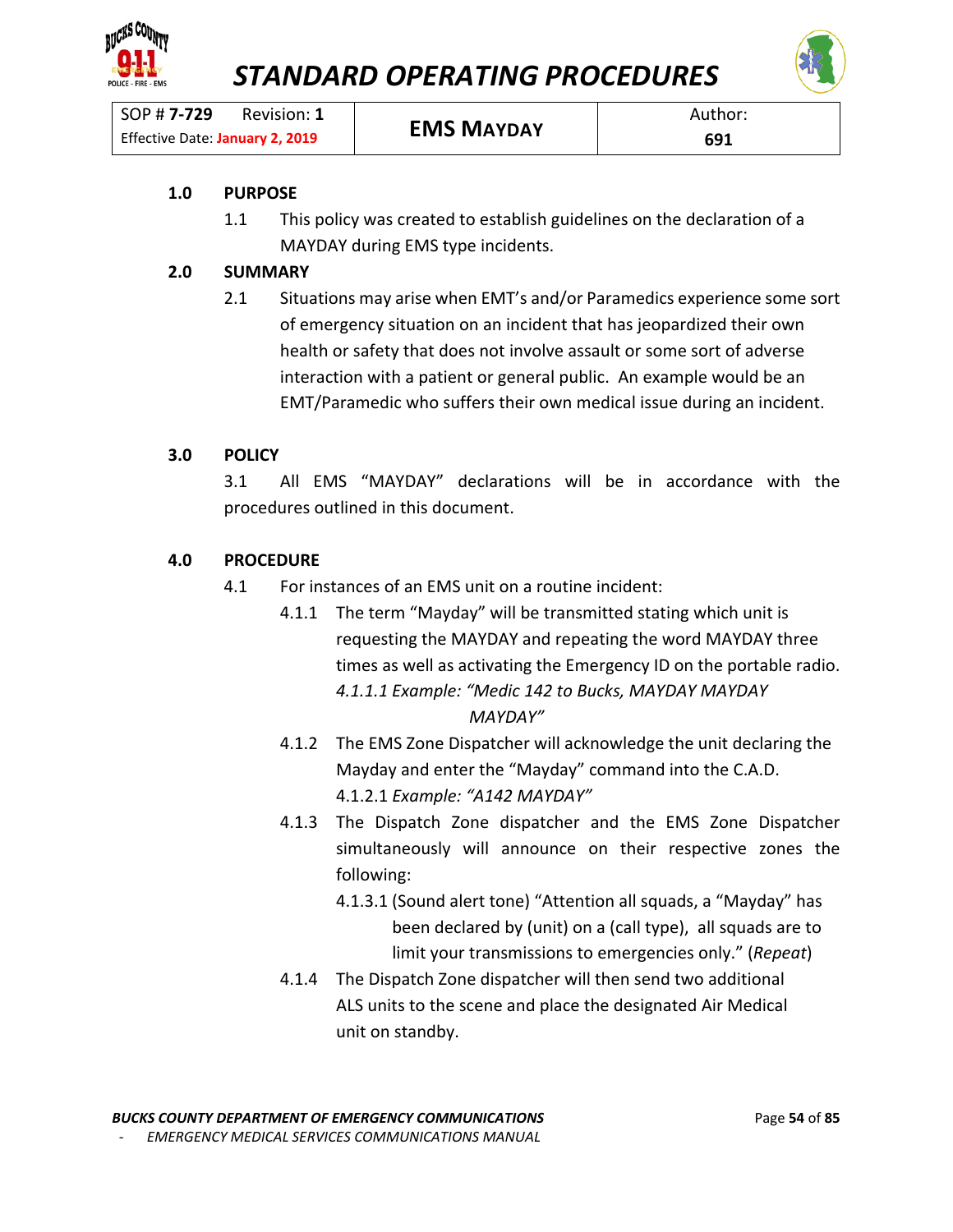# STANDARD OPERATING PROCEDURES

| SOP # **7-729** Revision: **1** Effective Date: **January 2, 2019** | **EMS MAYDAY** | Author: **691** |
|---|---|---|

**1.0 PURPOSE**

1.1 This policy was created to establish guidelines on the declaration of a MAYDAY during EMS type incidents.

**2.0 SUMMARY**

2.1 Situations may arise when EMT's and/or Paramedics experience some sort of emergency situation on an incident that has jeopardized their own health or safety that does not involve assault or some sort of adverse interaction with a patient or general public. An example would be an EMT/Paramedic who suffers their own medical issue during an incident.

**3.0 POLICY**

3.1 All EMS "MAYDAY" declarations will be in accordance with the procedures outlined in this document.

**4.0 PROCEDURE**

4.1 For instances of an EMS unit on a routine incident:

4.1.1 The term "Mayday" will be transmitted stating which unit is requesting the MAYDAY and repeating the word MAYDAY three times as well as activating the Emergency ID on the portable radio.

*4.1.1.1 Example: "Medic 142 to Bucks, MAYDAY MAYDAY MAYDAY"*

4.1.2 The EMS Zone Dispatcher will acknowledge the unit declaring the Mayday and enter the "Mayday" command into the C.A.D.

4.1.2.1 *Example: "A142 MAYDAY"*

4.1.3 The Dispatch Zone dispatcher and the EMS Zone Dispatcher simultaneously will announce on their respective zones the following:

4.1.3.1 (Sound alert tone) "Attention all squads, a "Mayday" has been declared by (unit) on a (call type), all squads are to limit your transmissions to emergencies only." (*Repeat*)

4.1.4 The Dispatch Zone dispatcher will then send two additional ALS units to the scene and place the designated Air Medical unit on standby.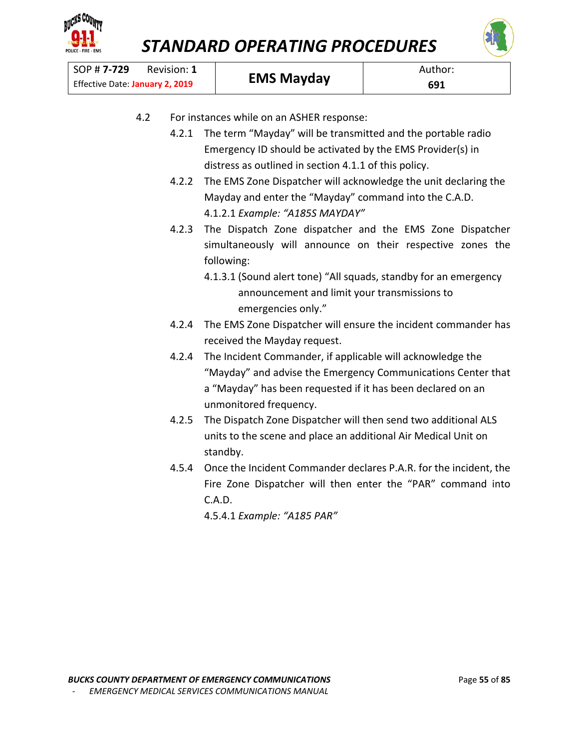4.2 For instances while on an ASHER response:

- 4.2.1 The term "Mayday" will be transmitted and the portable radio Emergency ID should be activated by the EMS Provider(s) in distress as outlined in section 4.1.1 of this policy.
- 4.2.2 The EMS Zone Dispatcher will acknowledge the unit declaring the Mayday and enter the "Mayday" command into the C.A.D.
  - 4.1.2.1 *Example: "A185S MAYDAY"*
- 4.2.3 The Dispatch Zone dispatcher and the EMS Zone Dispatcher simultaneously will announce on their respective zones the following:
  - 4.1.3.1 (Sound alert tone) "All squads, standby for an emergency announcement and limit your transmissions to emergencies only."
- 4.2.4 The EMS Zone Dispatcher will ensure the incident commander has received the Mayday request.
- 4.2.4 The Incident Commander, if applicable will acknowledge the "Mayday" and advise the Emergency Communications Center that a "Mayday" has been requested if it has been declared on an unmonitored frequency.
- 4.2.5 The Dispatch Zone Dispatcher will then send two additional ALS units to the scene and place an additional Air Medical Unit on standby.
- 4.5.4 Once the Incident Commander declares P.A.R. for the incident, the Fire Zone Dispatcher will then enter the "PAR" command into C.A.D.
  - 4.5.4.1 *Example: "A185 PAR"*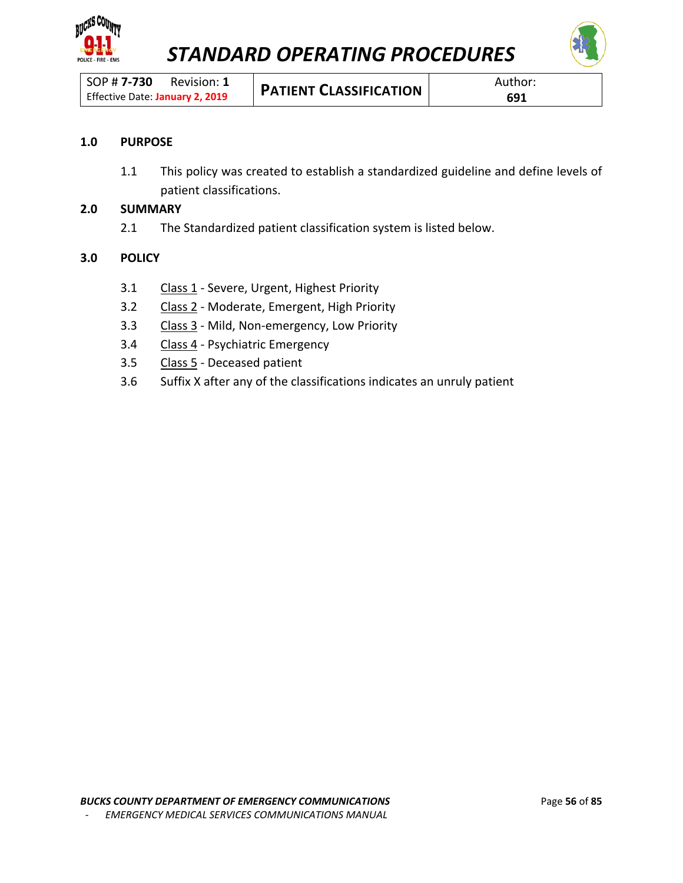# STANDARD OPERATING PROCEDURES

| SOP # **7-730** Revision: **1** Effective Date: **January 2, 2019** | **PATIENT CLASSIFICATION** | Author: **691** |
|---|---|---|

## 1.0 PURPOSE

1.1 This policy was created to establish a standardized guideline and define levels of patient classifications.

## 2.0 SUMMARY

2.1 The Standardized patient classification system is listed below.

## 3.0 POLICY

3.1 Class 1 - Severe, Urgent, Highest Priority

3.2 Class 2 - Moderate, Emergent, High Priority

3.3 Class 3 - Mild, Non-emergency, Low Priority

3.4 Class 4 - Psychiatric Emergency

3.5 Class 5 - Deceased patient

3.6 Suffix X after any of the classifications indicates an unruly patient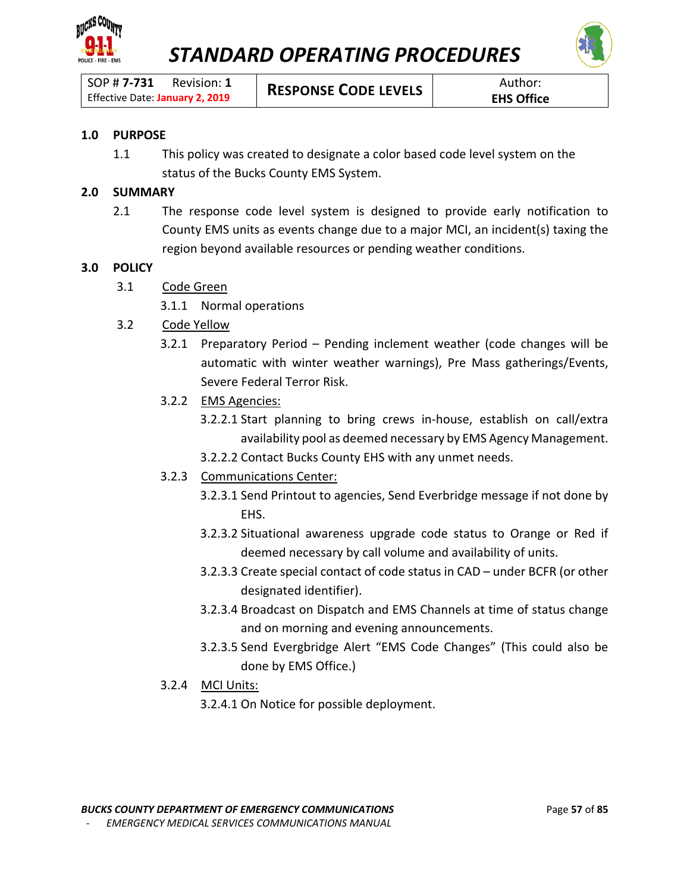# STANDARD OPERATING PROCEDURES

| SOP # **7-731** Revision: **1** Effective Date: **January 2, 2019** | **RESPONSE CODE LEVELS** | Author: **EHS Office** |
|---|---|---|

## 1.0 PURPOSE

1.1 This policy was created to designate a color based code level system on the status of the Bucks County EMS System.

## 2.0 SUMMARY

2.1 The response code level system is designed to provide early notification to County EMS units as events change due to a major MCI, an incident(s) taxing the region beyond available resources or pending weather conditions.

## 3.0 POLICY

3.1 Code Green

3.1.1 Normal operations

3.2 Code Yellow

3.2.1 Preparatory Period – Pending inclement weather (code changes will be automatic with winter weather warnings), Pre Mass gatherings/Events, Severe Federal Terror Risk.

3.2.2 EMS Agencies:

3.2.2.1 Start planning to bring crews in-house, establish on call/extra availability pool as deemed necessary by EMS Agency Management.

3.2.2.2 Contact Bucks County EHS with any unmet needs.

3.2.3 Communications Center:

3.2.3.1 Send Printout to agencies, Send Everbridge message if not done by EHS.

3.2.3.2 Situational awareness upgrade code status to Orange or Red if deemed necessary by call volume and availability of units.

3.2.3.3 Create special contact of code status in CAD – under BCFR (or other designated identifier).

3.2.3.4 Broadcast on Dispatch and EMS Channels at time of status change and on morning and evening announcements.

3.2.3.5 Send Evergbridge Alert "EMS Code Changes" (This could also be done by EMS Office.)

3.2.4 MCI Units:

3.2.4.1 On Notice for possible deployment.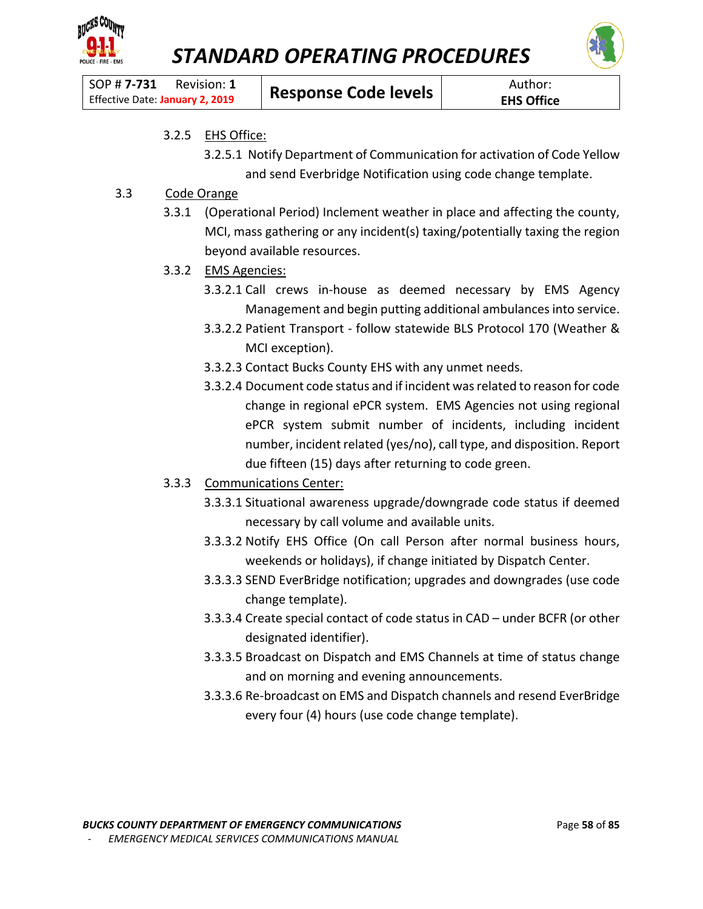3.2.5 EHS Office:

3.2.5.1 Notify Department of Communication for activation of Code Yellow and send Everbridge Notification using code change template.

3.3 Code Orange

3.3.1 (Operational Period) Inclement weather in place and affecting the county, MCI, mass gathering or any incident(s) taxing/potentially taxing the region beyond available resources.

3.3.2 EMS Agencies:

3.3.2.1 Call crews in-house as deemed necessary by EMS Agency Management and begin putting additional ambulances into service.

3.3.2.2 Patient Transport - follow statewide BLS Protocol 170 (Weather & MCI exception).

3.3.2.3 Contact Bucks County EHS with any unmet needs.

3.3.2.4 Document code status and if incident was related to reason for code change in regional ePCR system. EMS Agencies not using regional ePCR system submit number of incidents, including incident number, incident related (yes/no), call type, and disposition. Report due fifteen (15) days after returning to code green.

3.3.3 Communications Center:

3.3.3.1 Situational awareness upgrade/downgrade code status if deemed necessary by call volume and available units.

3.3.3.2 Notify EHS Office (On call Person after normal business hours, weekends or holidays), if change initiated by Dispatch Center.

3.3.3.3 SEND EverBridge notification; upgrades and downgrades (use code change template).

3.3.3.4 Create special contact of code status in CAD – under BCFR (or other designated identifier).

3.3.3.5 Broadcast on Dispatch and EMS Channels at time of status change and on morning and evening announcements.

3.3.3.6 Re-broadcast on EMS and Dispatch channels and resend EverBridge every four (4) hours (use code change template).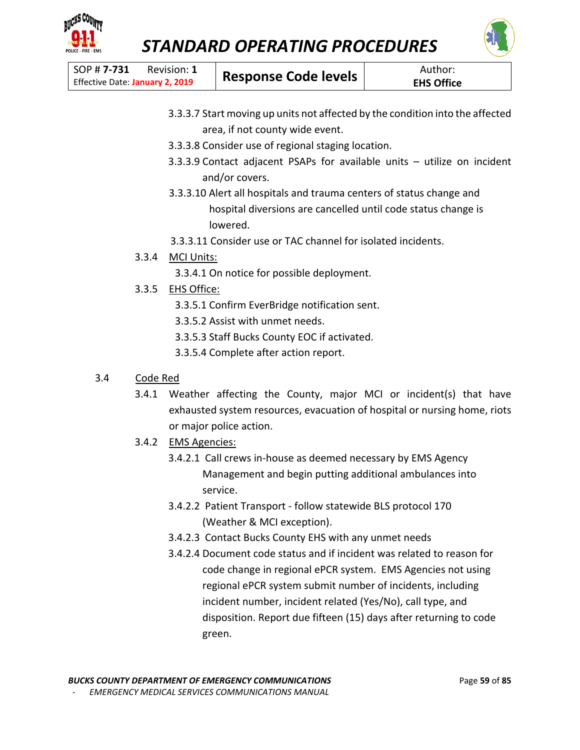3.3.3.7 Start moving up units not affected by the condition into the affected area, if not county wide event.

3.3.3.8 Consider use of regional staging location.

3.3.3.9 Contact adjacent PSAPs for available units – utilize on incident and/or covers.

3.3.3.10 Alert all hospitals and trauma centers of status change and hospital diversions are cancelled until code status change is lowered.

3.3.3.11 Consider use or TAC channel for isolated incidents.

3.3.4 MCI Units:

3.3.4.1 On notice for possible deployment.

3.3.5 EHS Office:

3.3.5.1 Confirm EverBridge notification sent.

3.3.5.2 Assist with unmet needs.

3.3.5.3 Staff Bucks County EOC if activated.

3.3.5.4 Complete after action report.

## 3.4 Code Red

3.4.1 Weather affecting the County, major MCI or incident(s) that have exhausted system resources, evacuation of hospital or nursing home, riots or major police action.

3.4.2 EMS Agencies:

3.4.2.1 Call crews in-house as deemed necessary by EMS Agency Management and begin putting additional ambulances into service.

3.4.2.2 Patient Transport - follow statewide BLS protocol 170 (Weather & MCI exception).

3.4.2.3 Contact Bucks County EHS with any unmet needs

3.4.2.4 Document code status and if incident was related to reason for code change in regional ePCR system. EMS Agencies not using regional ePCR system submit number of incidents, including incident number, incident related (Yes/No), call type, and disposition. Report due fifteen (15) days after returning to code green.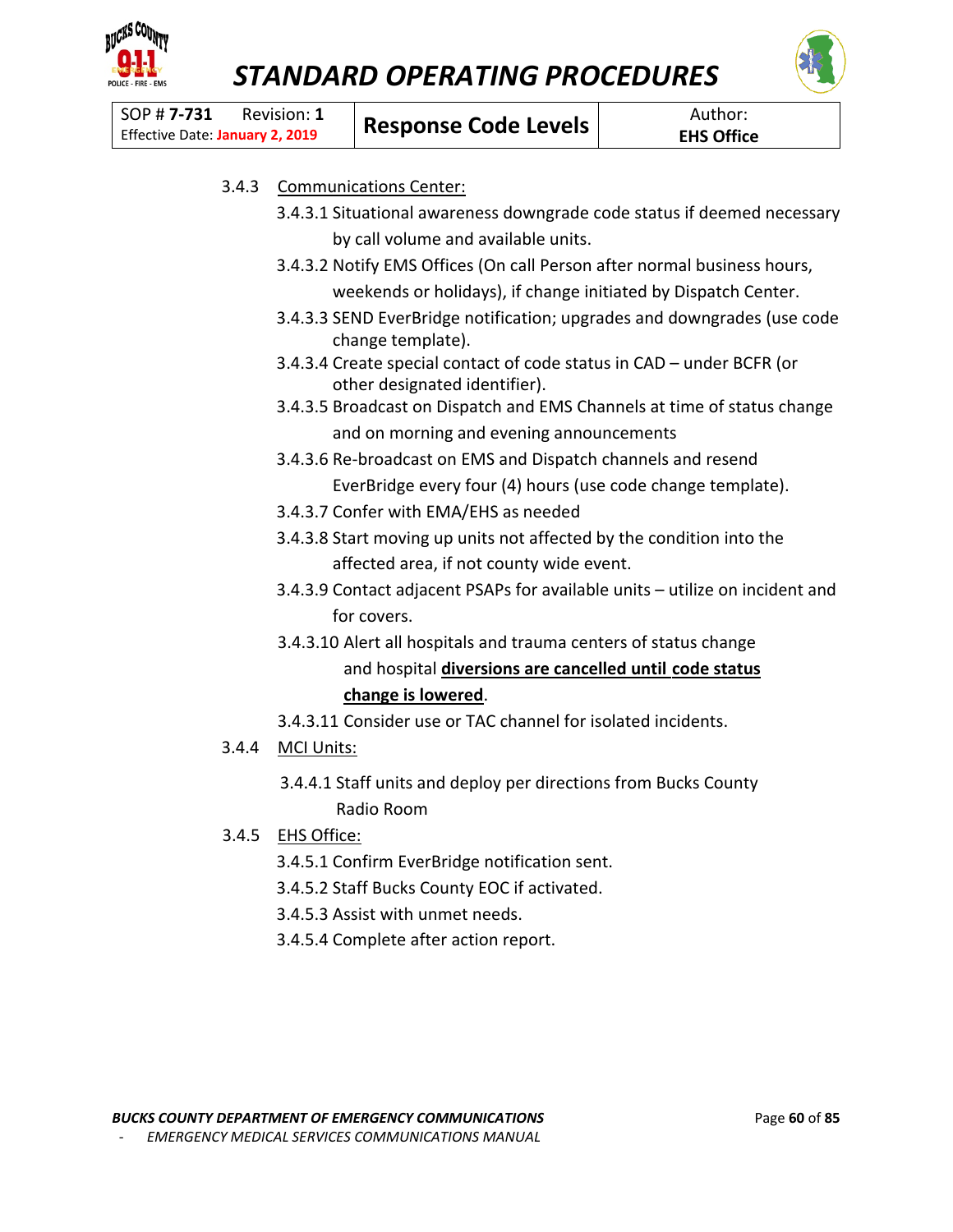3.4.3 Communications Center:

3.4.3.1 Situational awareness downgrade code status if deemed necessary by call volume and available units.

3.4.3.2 Notify EMS Offices (On call Person after normal business hours, weekends or holidays), if change initiated by Dispatch Center.

3.4.3.3 SEND EverBridge notification; upgrades and downgrades (use code change template).

3.4.3.4 Create special contact of code status in CAD – under BCFR (or other designated identifier).

3.4.3.5 Broadcast on Dispatch and EMS Channels at time of status change and on morning and evening announcements

3.4.3.6 Re-broadcast on EMS and Dispatch channels and resend EverBridge every four (4) hours (use code change template).

3.4.3.7 Confer with EMA/EHS as needed

3.4.3.8 Start moving up units not affected by the condition into the affected area, if not county wide event.

3.4.3.9 Contact adjacent PSAPs for available units – utilize on incident and for covers.

3.4.3.10 Alert all hospitals and trauma centers of status change and hospital **diversions are cancelled until code status change is lowered**.

3.4.3.11 Consider use or TAC channel for isolated incidents.

3.4.4 MCI Units:

3.4.4.1 Staff units and deploy per directions from Bucks County Radio Room

3.4.5 EHS Office:

3.4.5.1 Confirm EverBridge notification sent.

3.4.5.2 Staff Bucks County EOC if activated.

3.4.5.3 Assist with unmet needs.

3.4.5.4 Complete after action report.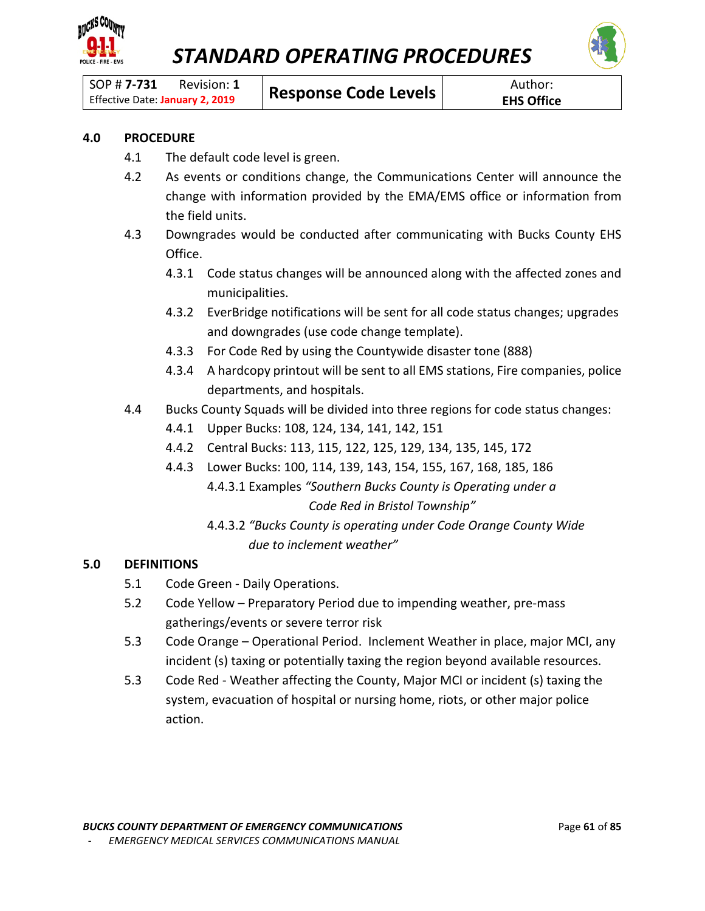# STANDARD OPERATING PROCEDURES

| SOP # **7-731** Revision: **1** Effective Date: **January 2, 2019** | **Response Code Levels** | Author: **EHS Office** |
|---|---|---|

## 4.0 PROCEDURE

4.1 The default code level is green.

4.2 As events or conditions change, the Communications Center will announce the change with information provided by the EMA/EMS office or information from the field units.

4.3 Downgrades would be conducted after communicating with Bucks County EHS Office.

- 4.3.1 Code status changes will be announced along with the affected zones and municipalities.
- 4.3.2 EverBridge notifications will be sent for all code status changes; upgrades and downgrades (use code change template).
- 4.3.3 For Code Red by using the Countywide disaster tone (888)
- 4.3.4 A hardcopy printout will be sent to all EMS stations, Fire companies, police departments, and hospitals.

4.4 Bucks County Squads will be divided into three regions for code status changes:

- 4.4.1 Upper Bucks: 108, 124, 134, 141, 142, 151
- 4.4.2 Central Bucks: 113, 115, 122, 125, 129, 134, 135, 145, 172
- 4.4.3 Lower Bucks: 100, 114, 139, 143, 154, 155, 167, 168, 185, 186
  - 4.4.3.1 Examples *"Southern Bucks County is Operating under a Code Red in Bristol Township"*
  - 4.4.3.2 *"Bucks County is operating under Code Orange County Wide due to inclement weather"*

## 5.0 DEFINITIONS

5.1 Code Green - Daily Operations.

5.2 Code Yellow – Preparatory Period due to impending weather, pre-mass gatherings/events or severe terror risk

5.3 Code Orange – Operational Period. Inclement Weather in place, major MCI, any incident (s) taxing or potentially taxing the region beyond available resources.

5.3 Code Red - Weather affecting the County, Major MCI or incident (s) taxing the system, evacuation of hospital or nursing home, riots, or other major police action.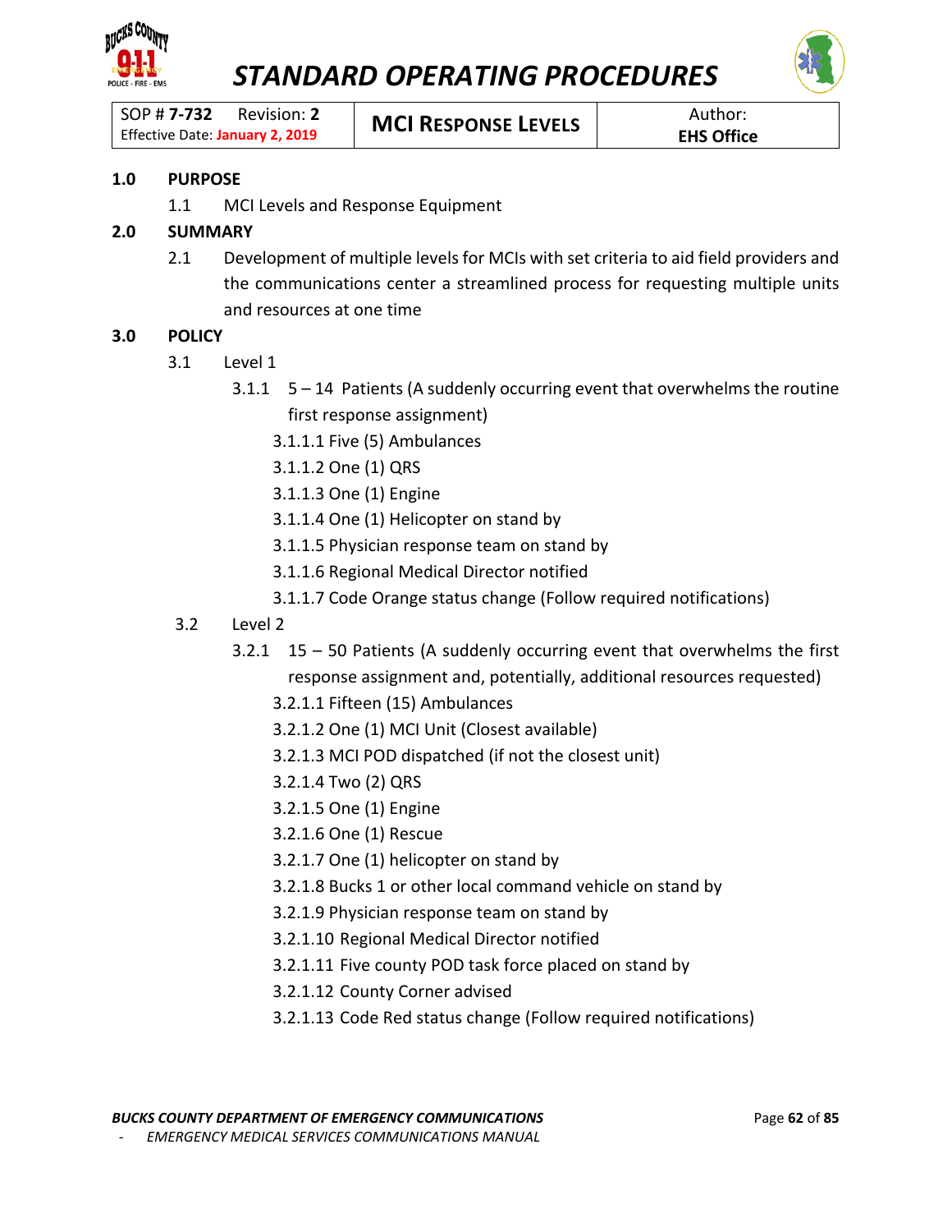# STANDARD OPERATING PROCEDURES

| SOP # **7-732** Revision: **2** Effective Date: **January 2, 2019** | **MCI RESPONSE LEVELS** | Author: **EHS Office** |
|---|---|---|

## 1.0 PURPOSE

1.1 MCI Levels and Response Equipment

## 2.0 SUMMARY

2.1 Development of multiple levels for MCIs with set criteria to aid field providers and the communications center a streamlined process for requesting multiple units and resources at one time

## 3.0 POLICY

3.1 Level 1

3.1.1 5 – 14 Patients (A suddenly occurring event that overwhelms the routine first response assignment)

3.1.1.1 Five (5) Ambulances

3.1.1.2 One (1) QRS

3.1.1.3 One (1) Engine

3.1.1.4 One (1) Helicopter on stand by

3.1.1.5 Physician response team on stand by

3.1.1.6 Regional Medical Director notified

3.1.1.7 Code Orange status change (Follow required notifications)

3.2 Level 2

3.2.1 15 – 50 Patients (A suddenly occurring event that overwhelms the first response assignment and, potentially, additional resources requested)

3.2.1.1 Fifteen (15) Ambulances

3.2.1.2 One (1) MCI Unit (Closest available)

3.2.1.3 MCI POD dispatched (if not the closest unit)

3.2.1.4 Two (2) QRS

3.2.1.5 One (1) Engine

3.2.1.6 One (1) Rescue

3.2.1.7 One (1) helicopter on stand by

3.2.1.8 Bucks 1 or other local command vehicle on stand by

3.2.1.9 Physician response team on stand by

3.2.1.10 Regional Medical Director notified

3.2.1.11 Five county POD task force placed on stand by

3.2.1.12 County Corner advised

3.2.1.13 Code Red status change (Follow required notifications)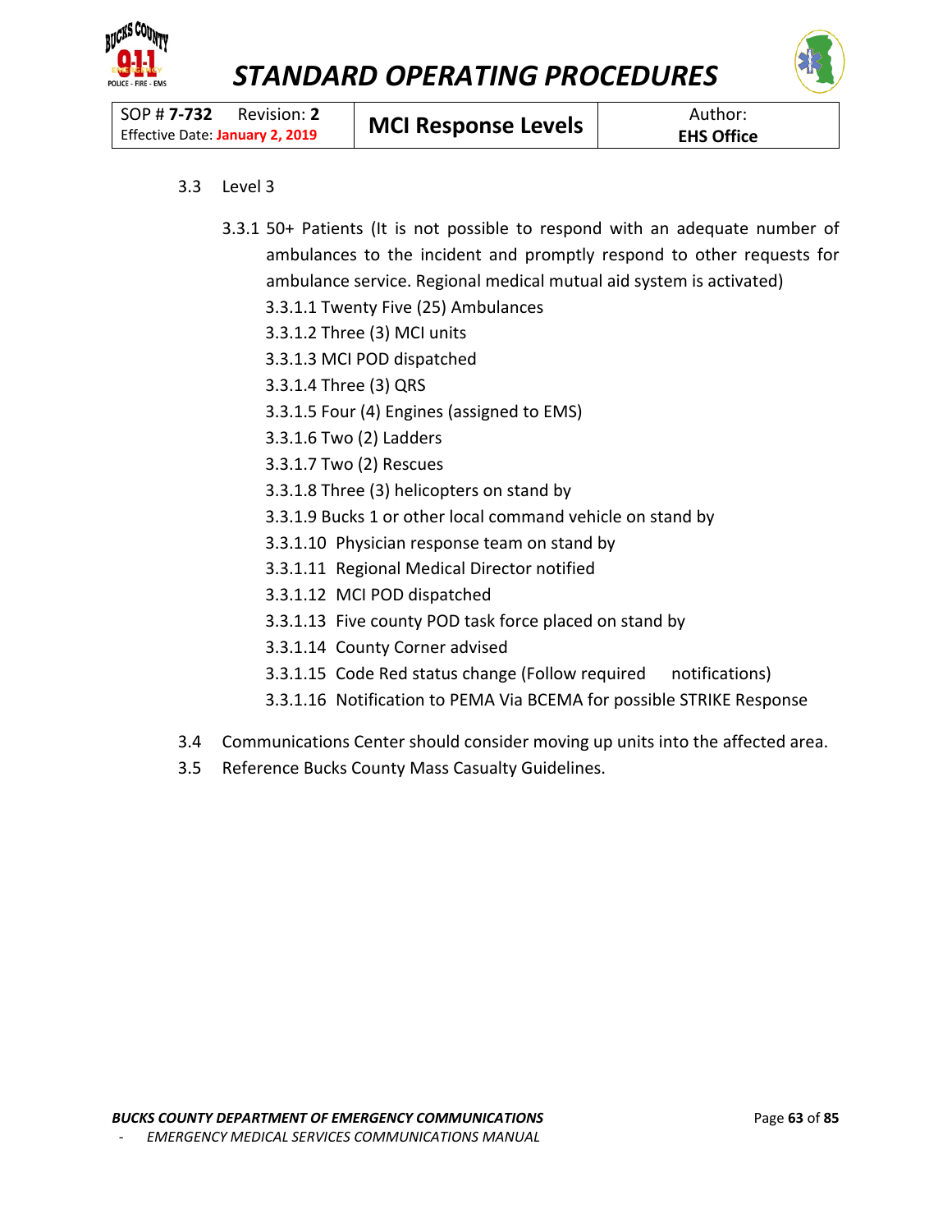3.3 Level 3

3.3.1 50+ Patients (It is not possible to respond with an adequate number of ambulances to the incident and promptly respond to other requests for ambulance service. Regional medical mutual aid system is activated)

- 3.3.1.1 Twenty Five (25) Ambulances
- 3.3.1.2 Three (3) MCI units
- 3.3.1.3 MCI POD dispatched
- 3.3.1.4 Three (3) QRS
- 3.3.1.5 Four (4) Engines (assigned to EMS)
- 3.3.1.6 Two (2) Ladders
- 3.3.1.7 Two (2) Rescues
- 3.3.1.8 Three (3) helicopters on stand by
- 3.3.1.9 Bucks 1 or other local command vehicle on stand by
- 3.3.1.10 Physician response team on stand by
- 3.3.1.11 Regional Medical Director notified
- 3.3.1.12 MCI POD dispatched
- 3.3.1.13 Five county POD task force placed on stand by
- 3.3.1.14 County Corner advised
- 3.3.1.15 Code Red status change (Follow required notifications)
- 3.3.1.16 Notification to PEMA Via BCEMA for possible STRIKE Response

3.4 Communications Center should consider moving up units into the affected area.

3.5 Reference Bucks County Mass Casualty Guidelines.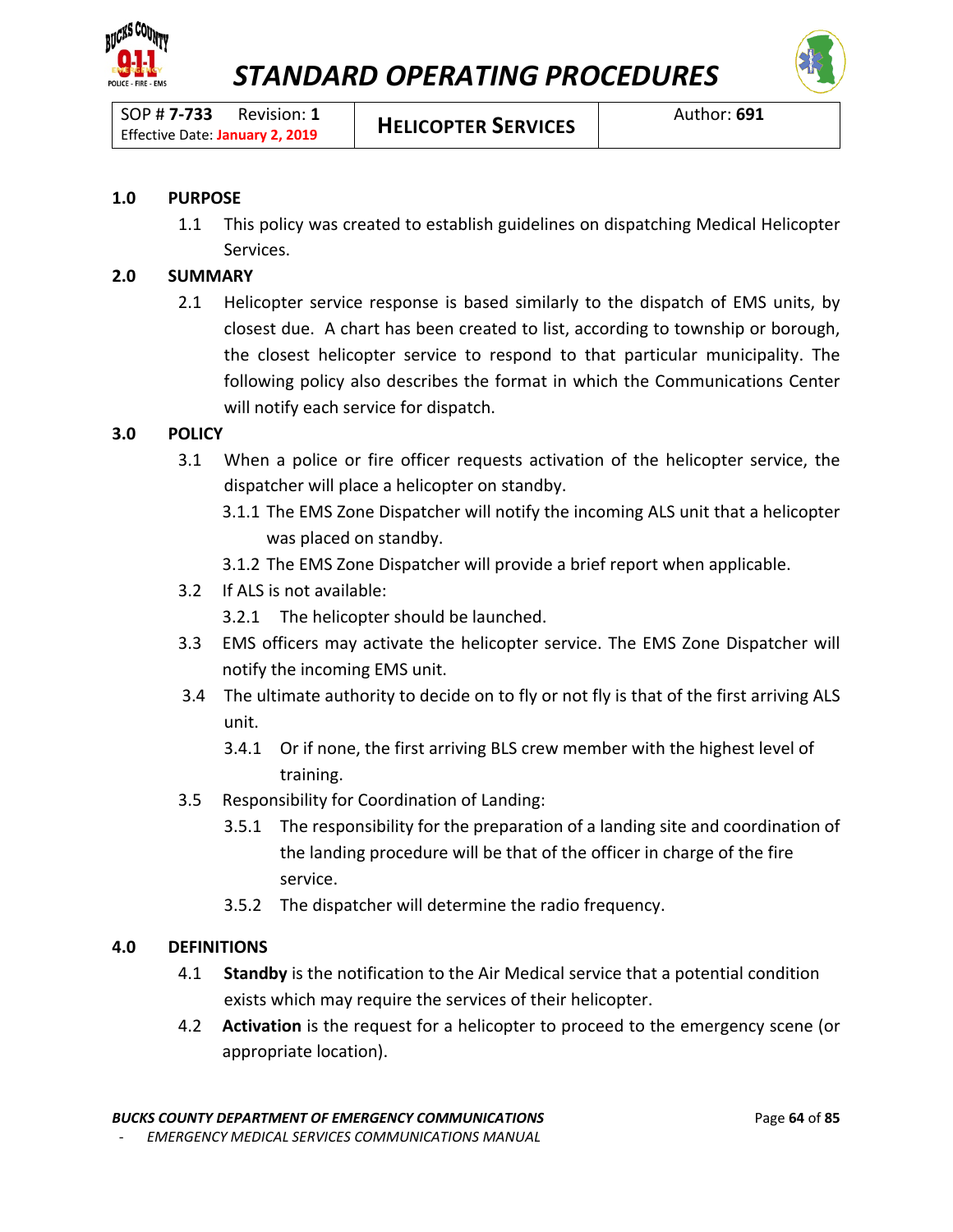# STANDARD OPERATING PROCEDURES

| SOP # **7-733** Revision: **1** Effective Date: **January 2, 2019** | **HELICOPTER SERVICES** | Author: **691** |
|---|---|---|

## 1.0 PURPOSE

1.1 This policy was created to establish guidelines on dispatching Medical Helicopter Services.

## 2.0 SUMMARY

2.1 Helicopter service response is based similarly to the dispatch of EMS units, by closest due. A chart has been created to list, according to township or borough, the closest helicopter service to respond to that particular municipality. The following policy also describes the format in which the Communications Center will notify each service for dispatch.

## 3.0 POLICY

3.1 When a police or fire officer requests activation of the helicopter service, the dispatcher will place a helicopter on standby.

- 3.1.1 The EMS Zone Dispatcher will notify the incoming ALS unit that a helicopter was placed on standby.
- 3.1.2 The EMS Zone Dispatcher will provide a brief report when applicable.

3.2 If ALS is not available:

- 3.2.1 The helicopter should be launched.

3.3 EMS officers may activate the helicopter service. The EMS Zone Dispatcher will notify the incoming EMS unit.

3.4 The ultimate authority to decide on to fly or not fly is that of the first arriving ALS unit.

- 3.4.1 Or if none, the first arriving BLS crew member with the highest level of training.

3.5 Responsibility for Coordination of Landing:

- 3.5.1 The responsibility for the preparation of a landing site and coordination of the landing procedure will be that of the officer in charge of the fire service.
- 3.5.2 The dispatcher will determine the radio frequency.

## 4.0 DEFINITIONS

4.1 **Standby** is the notification to the Air Medical service that a potential condition exists which may require the services of their helicopter.

4.2 **Activation** is the request for a helicopter to proceed to the emergency scene (or appropriate location).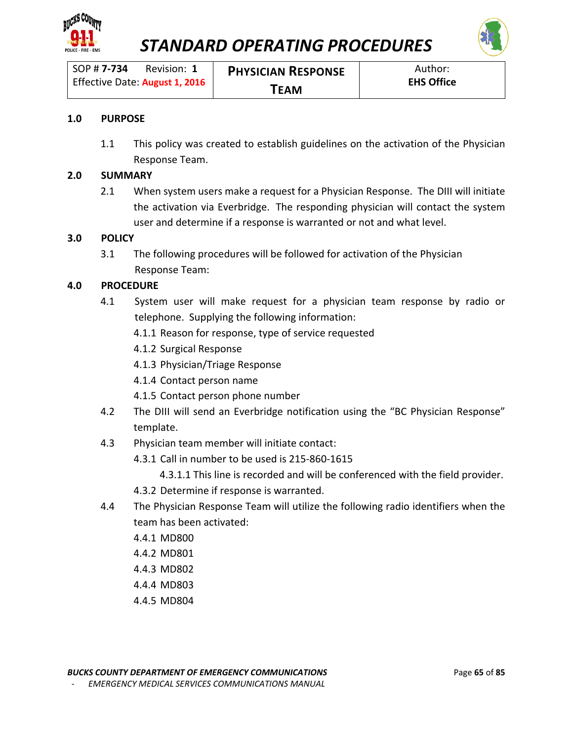# STANDARD OPERATING PROCEDURES

| SOP # **7-734** Revision: **1** Effective Date: **August 1, 2016** | **PHYSICIAN RESPONSE TEAM** | Author: **EHS Office** |
|---|---|---|

## 1.0 PURPOSE

1.1 This policy was created to establish guidelines on the activation of the Physician Response Team.

## 2.0 SUMMARY

2.1 When system users make a request for a Physician Response. The DIII will initiate the activation via Everbridge. The responding physician will contact the system user and determine if a response is warranted or not and what level.

## 3.0 POLICY

3.1 The following procedures will be followed for activation of the Physician Response Team:

## 4.0 PROCEDURE

4.1 System user will make request for a physician team response by radio or telephone. Supplying the following information:

- 4.1.1 Reason for response, type of service requested
- 4.1.2 Surgical Response
- 4.1.3 Physician/Triage Response
- 4.1.4 Contact person name
- 4.1.5 Contact person phone number

4.2 The DIII will send an Everbridge notification using the "BC Physician Response" template.

4.3 Physician team member will initiate contact:

- 4.3.1 Call in number to be used is 215-860-1615
  - 4.3.1.1 This line is recorded and will be conferenced with the field provider.
- 4.3.2 Determine if response is warranted.

4.4 The Physician Response Team will utilize the following radio identifiers when the team has been activated:

- 4.4.1 MD800
- 4.4.2 MD801
- 4.4.3 MD802
- 4.4.4 MD803
- 4.4.5 MD804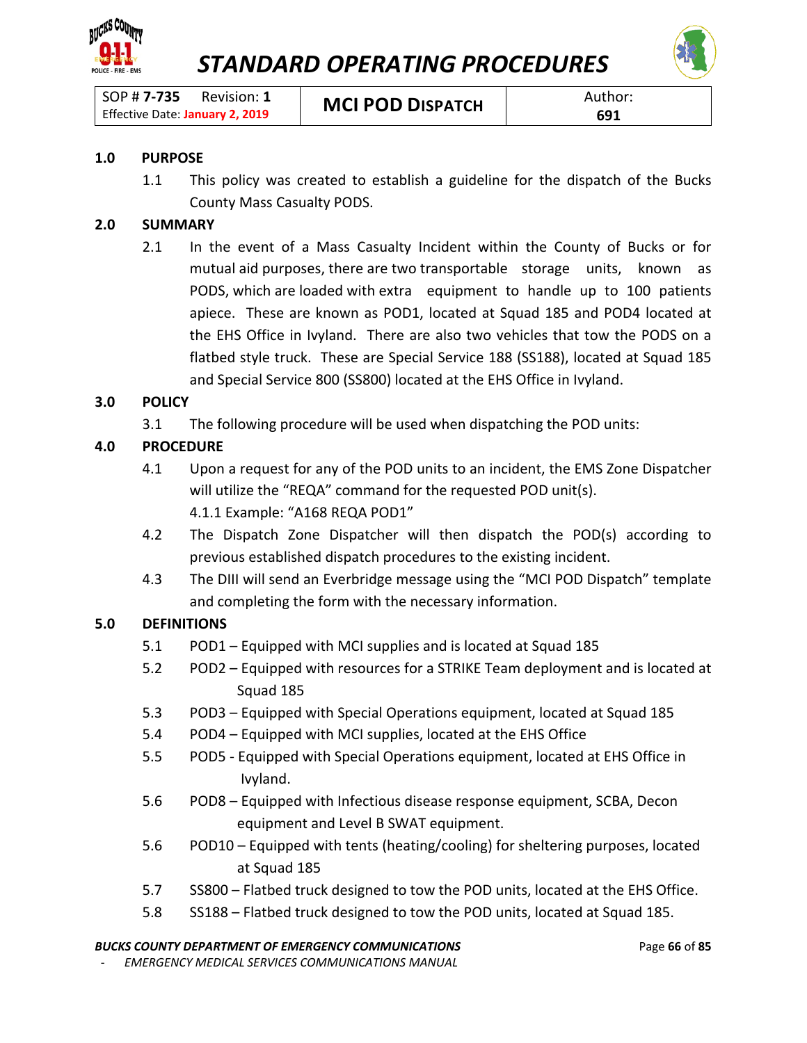# STANDARD OPERATING PROCEDURES

| SOP # **7-735** Revision: **1** Effective Date: **January 2, 2019** | **MCI POD DISPATCH** | Author: **691** |
|---|---|---|

## 1.0 PURPOSE

1.1 This policy was created to establish a guideline for the dispatch of the Bucks County Mass Casualty PODS.

## 2.0 SUMMARY

2.1 In the event of a Mass Casualty Incident within the County of Bucks or for mutual aid purposes, there are two transportable storage units, known as PODS, which are loaded with extra equipment to handle up to 100 patients apiece. These are known as POD1, located at Squad 185 and POD4 located at the EHS Office in Ivyland. There are also two vehicles that tow the PODS on a flatbed style truck. These are Special Service 188 (SS188), located at Squad 185 and Special Service 800 (SS800) located at the EHS Office in Ivyland.

## 3.0 POLICY

3.1 The following procedure will be used when dispatching the POD units:

## 4.0 PROCEDURE

4.1 Upon a request for any of the POD units to an incident, the EMS Zone Dispatcher will utilize the "REQA" command for the requested POD unit(s).

4.1.1 Example: "A168 REQA POD1"

4.2 The Dispatch Zone Dispatcher will then dispatch the POD(s) according to previous established dispatch procedures to the existing incident.

4.3 The DIII will send an Everbridge message using the "MCI POD Dispatch" template and completing the form with the necessary information.

## 5.0 DEFINITIONS

5.1 POD1 – Equipped with MCI supplies and is located at Squad 185

5.2 POD2 – Equipped with resources for a STRIKE Team deployment and is located at Squad 185

5.3 POD3 – Equipped with Special Operations equipment, located at Squad 185

5.4 POD4 – Equipped with MCI supplies, located at the EHS Office

5.5 POD5 - Equipped with Special Operations equipment, located at EHS Office in Ivyland.

5.6 POD8 – Equipped with Infectious disease response equipment, SCBA, Decon equipment and Level B SWAT equipment.

5.6 POD10 – Equipped with tents (heating/cooling) for sheltering purposes, located at Squad 185

5.7 SS800 – Flatbed truck designed to tow the POD units, located at the EHS Office.

5.8 SS188 – Flatbed truck designed to tow the POD units, located at Squad 185.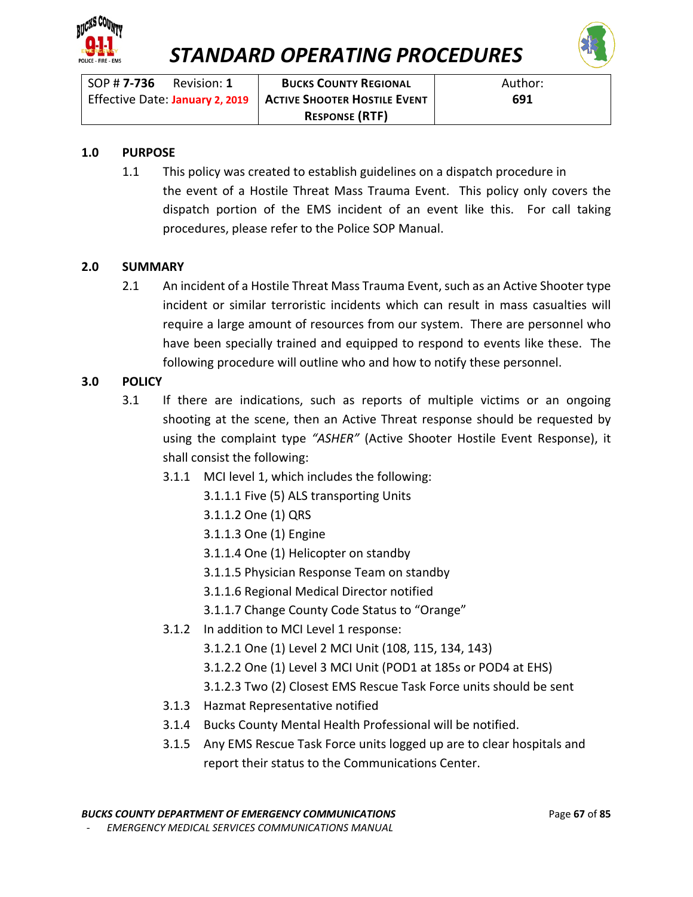# STANDARD OPERATING PROCEDURES

| SOP # **7-736** Revision: **1** Effective Date: **January 2, 2019** | **BUCKS COUNTY REGIONAL ACTIVE SHOOTER HOSTILE EVENT RESPONSE (RTF)** | Author: **691** |
|---|---|---|

## 1.0 PURPOSE

1.1 This policy was created to establish guidelines on a dispatch procedure in the event of a Hostile Threat Mass Trauma Event. This policy only covers the dispatch portion of the EMS incident of an event like this. For call taking procedures, please refer to the Police SOP Manual.

## 2.0 SUMMARY

2.1 An incident of a Hostile Threat Mass Trauma Event, such as an Active Shooter type incident or similar terroristic incidents which can result in mass casualties will require a large amount of resources from our system. There are personnel who have been specially trained and equipped to respond to events like these. The following procedure will outline who and how to notify these personnel.

## 3.0 POLICY

3.1 If there are indications, such as reports of multiple victims or an ongoing shooting at the scene, then an Active Threat response should be requested by using the complaint type *"ASHER"* (Active Shooter Hostile Event Response), it shall consist the following:

- 3.1.1 MCI level 1, which includes the following:
  - 3.1.1.1 Five (5) ALS transporting Units
  - 3.1.1.2 One (1) QRS
  - 3.1.1.3 One (1) Engine
  - 3.1.1.4 One (1) Helicopter on standby
  - 3.1.1.5 Physician Response Team on standby
  - 3.1.1.6 Regional Medical Director notified
  - 3.1.1.7 Change County Code Status to "Orange"
- 3.1.2 In addition to MCI Level 1 response:
  - 3.1.2.1 One (1) Level 2 MCI Unit (108, 115, 134, 143)
  - 3.1.2.2 One (1) Level 3 MCI Unit (POD1 at 185s or POD4 at EHS)
  - 3.1.2.3 Two (2) Closest EMS Rescue Task Force units should be sent
- 3.1.3 Hazmat Representative notified
- 3.1.4 Bucks County Mental Health Professional will be notified.
- 3.1.5 Any EMS Rescue Task Force units logged up are to clear hospitals and report their status to the Communications Center.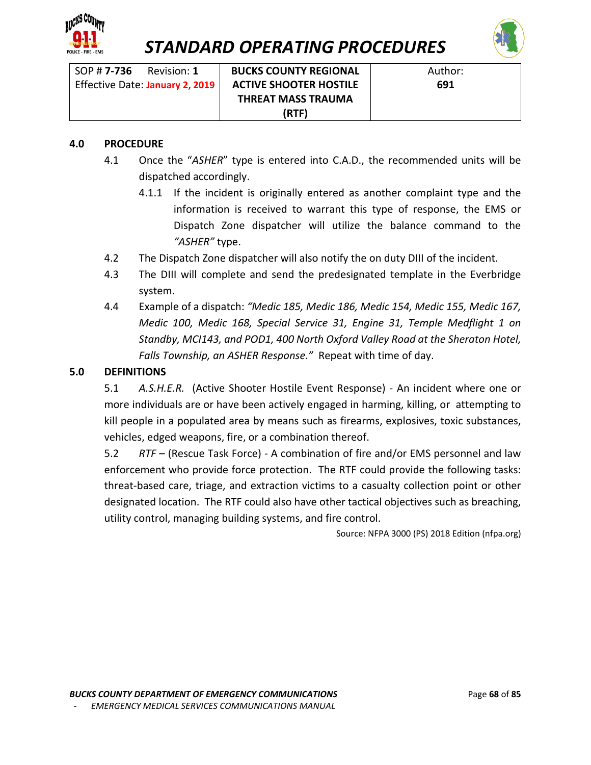| SOP # **7-736** Revision: **1** Effective Date: **January 2, 2019** | **BUCKS COUNTY REGIONAL ACTIVE SHOOTER HOSTILE THREAT MASS TRAUMA (RTF)** | Author: **691** |
|---|---|---|

## 4.0 PROCEDURE

4.1 Once the "*ASHER*" type is entered into C.A.D., the recommended units will be dispatched accordingly.

4.1.1 If the incident is originally entered as another complaint type and the information is received to warrant this type of response, the EMS or Dispatch Zone dispatcher will utilize the balance command to the *"ASHER"* type.

4.2 The Dispatch Zone dispatcher will also notify the on duty DIII of the incident.

4.3 The DIII will complete and send the predesignated template in the Everbridge system.

4.4 Example of a dispatch: *"Medic 185, Medic 186, Medic 154, Medic 155, Medic 167, Medic 100, Medic 168, Special Service 31, Engine 31, Temple Medflight 1 on Standby, MCI143, and POD1, 400 North Oxford Valley Road at the Sheraton Hotel, Falls Township, an ASHER Response."* Repeat with time of day.

## 5.0 DEFINITIONS

5.1 *A.S.H.E.R.* (Active Shooter Hostile Event Response) - An incident where one or more individuals are or have been actively engaged in harming, killing, or attempting to kill people in a populated area by means such as firearms, explosives, toxic substances, vehicles, edged weapons, fire, or a combination thereof.

5.2 *RTF* – (Rescue Task Force) - A combination of fire and/or EMS personnel and law enforcement who provide force protection. The RTF could provide the following tasks: threat-based care, triage, and extraction victims to a casualty collection point or other designated location. The RTF could also have other tactical objectives such as breaching, utility control, managing building systems, and fire control.

Source: NFPA 3000 (PS) 2018 Edition (nfpa.org)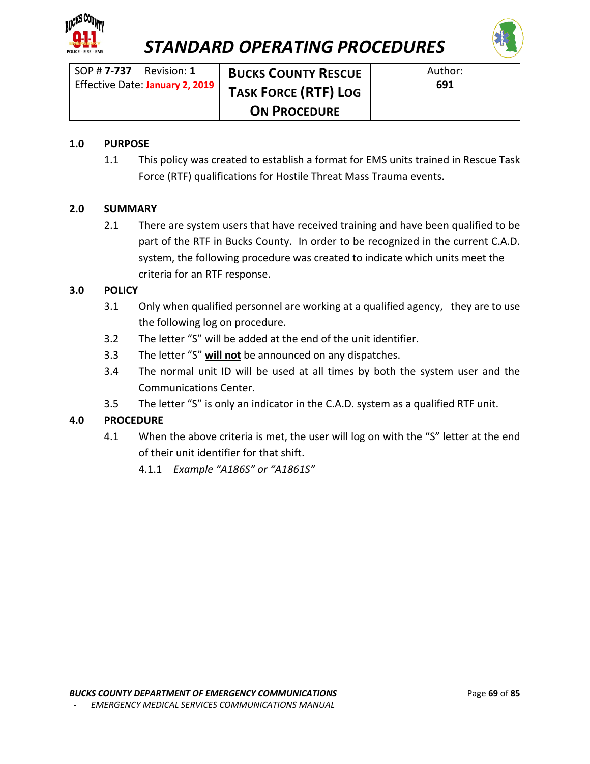# STANDARD OPERATING PROCEDURES

| SOP # **7-737** Revision: **1**<br>Effective Date: **January 2, 2019** | **BUCKS COUNTY RESCUE TASK FORCE (RTF) LOG ON PROCEDURE** | Author:<br>**691** |
|---|---|---|

## 1.0 PURPOSE

1.1 This policy was created to establish a format for EMS units trained in Rescue Task Force (RTF) qualifications for Hostile Threat Mass Trauma events.

## 2.0 SUMMARY

2.1 There are system users that have received training and have been qualified to be part of the RTF in Bucks County. In order to be recognized in the current C.A.D. system, the following procedure was created to indicate which units meet the criteria for an RTF response.

## 3.0 POLICY

3.1 Only when qualified personnel are working at a qualified agency, they are to use the following log on procedure.

3.2 The letter "S" will be added at the end of the unit identifier.

3.3 The letter "S" **<u>will not</u>** be announced on any dispatches.

3.4 The normal unit ID will be used at all times by both the system user and the Communications Center.

3.5 The letter "S" is only an indicator in the C.A.D. system as a qualified RTF unit.

## 4.0 PROCEDURE

4.1 When the above criteria is met, the user will log on with the "S" letter at the end of their unit identifier for that shift.

4.1.1 *Example "A186S" or "A1861S"*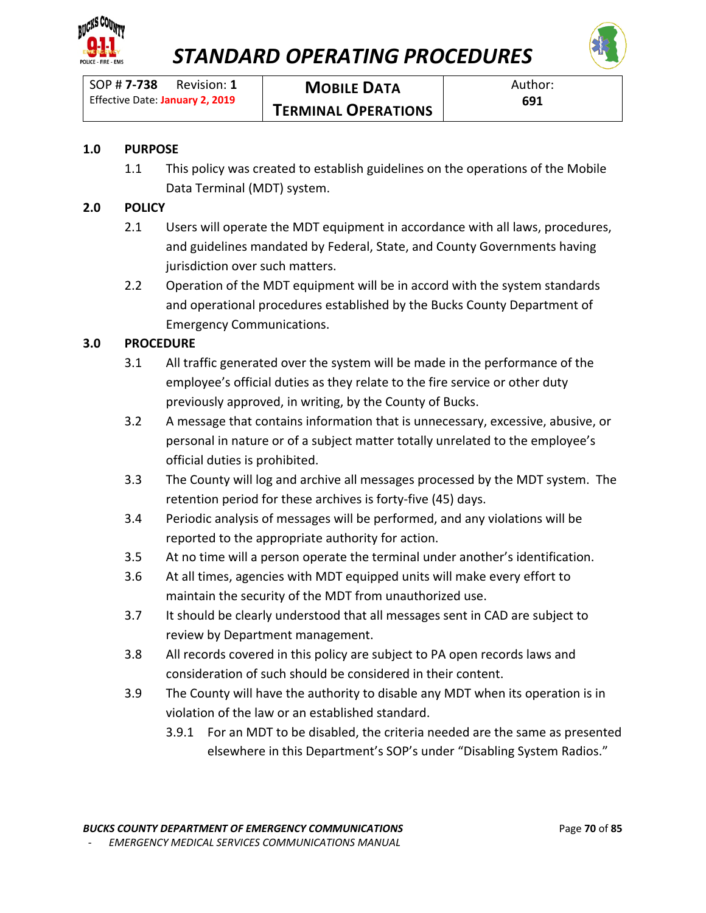# STANDARD OPERATING PROCEDURES

| SOP # **7-738** Revision: **1** Effective Date: **January 2, 2019** | **MOBILE DATA TERMINAL OPERATIONS** | Author: **691** |
|---|---|---|

## 1.0 PURPOSE

1.1 This policy was created to establish guidelines on the operations of the Mobile Data Terminal (MDT) system.

## 2.0 POLICY

2.1 Users will operate the MDT equipment in accordance with all laws, procedures, and guidelines mandated by Federal, State, and County Governments having jurisdiction over such matters.

2.2 Operation of the MDT equipment will be in accord with the system standards and operational procedures established by the Bucks County Department of Emergency Communications.

## 3.0 PROCEDURE

3.1 All traffic generated over the system will be made in the performance of the employee's official duties as they relate to the fire service or other duty previously approved, in writing, by the County of Bucks.

3.2 A message that contains information that is unnecessary, excessive, abusive, or personal in nature or of a subject matter totally unrelated to the employee's official duties is prohibited.

3.3 The County will log and archive all messages processed by the MDT system. The retention period for these archives is forty-five (45) days.

3.4 Periodic analysis of messages will be performed, and any violations will be reported to the appropriate authority for action.

3.5 At no time will a person operate the terminal under another's identification.

3.6 At all times, agencies with MDT equipped units will make every effort to maintain the security of the MDT from unauthorized use.

3.7 It should be clearly understood that all messages sent in CAD are subject to review by Department management.

3.8 All records covered in this policy are subject to PA open records laws and consideration of such should be considered in their content.

3.9 The County will have the authority to disable any MDT when its operation is in violation of the law or an established standard.

3.9.1 For an MDT to be disabled, the criteria needed are the same as presented elsewhere in this Department's SOP's under "Disabling System Radios."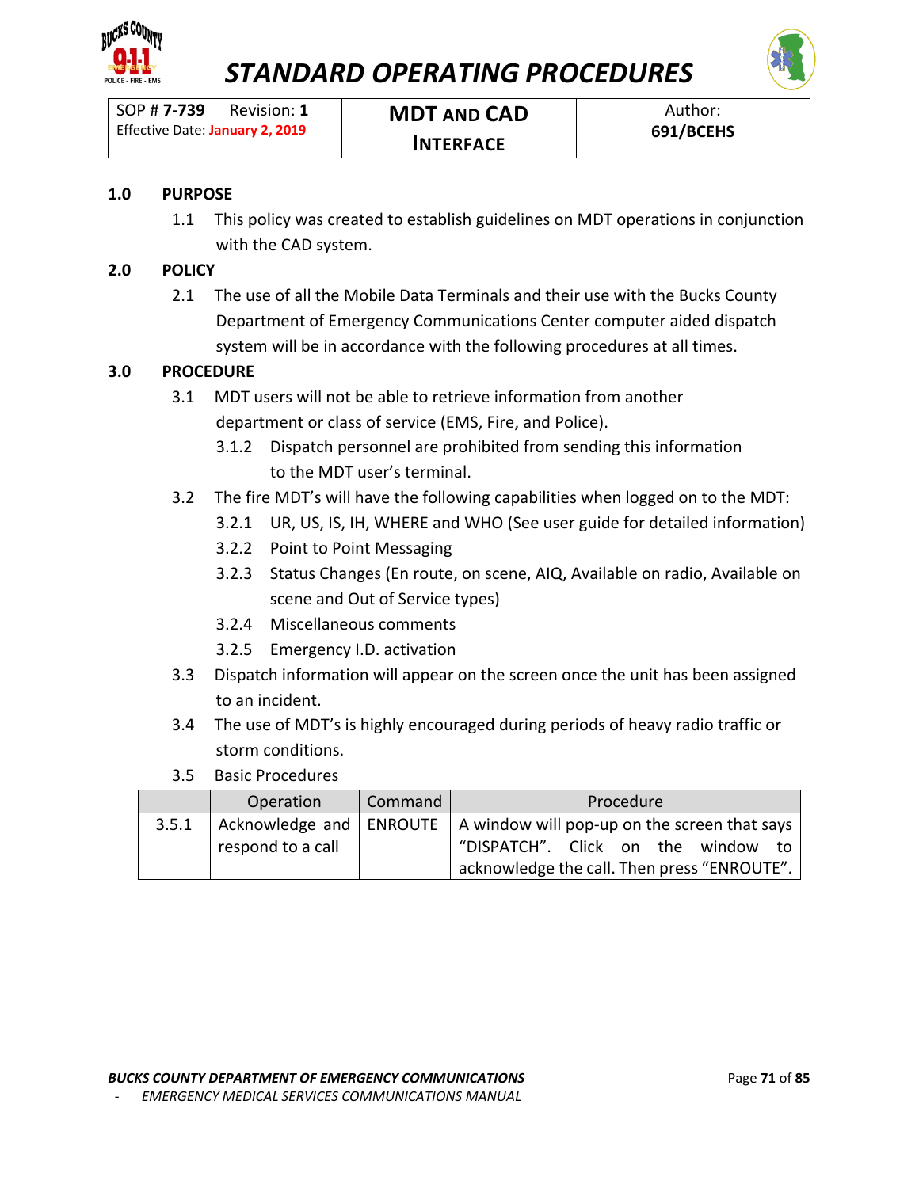# STANDARD OPERATING PROCEDURES

| SOP # **7-739** Revision: **1**<br>Effective Date: **January 2, 2019** | **MDT AND CAD INTERFACE** | Author:<br>**691/BCEHS** |
|---|---|---|

## 1.0 PURPOSE

1.1 This policy was created to establish guidelines on MDT operations in conjunction with the CAD system.

## 2.0 POLICY

2.1 The use of all the Mobile Data Terminals and their use with the Bucks County Department of Emergency Communications Center computer aided dispatch system will be in accordance with the following procedures at all times.

## 3.0 PROCEDURE

3.1 MDT users will not be able to retrieve information from another department or class of service (EMS, Fire, and Police).

3.1.2 Dispatch personnel are prohibited from sending this information to the MDT user's terminal.

3.2 The fire MDT's will have the following capabilities when logged on to the MDT:

3.2.1 UR, US, IS, IH, WHERE and WHO (See user guide for detailed information)

3.2.2 Point to Point Messaging

3.2.3 Status Changes (En route, on scene, AIQ, Available on radio, Available on scene and Out of Service types)

3.2.4 Miscellaneous comments

3.2.5 Emergency I.D. activation

3.3 Dispatch information will appear on the screen once the unit has been assigned to an incident.

3.4 The use of MDT's is highly encouraged during periods of heavy radio traffic or storm conditions.

3.5 Basic Procedures

| | Operation | Command | Procedure |
|---|---|---|---|
| 3.5.1 | Acknowledge and respond to a call | ENROUTE | A window will pop-up on the screen that says "DISPATCH". Click on the window to acknowledge the call. Then press "ENROUTE". |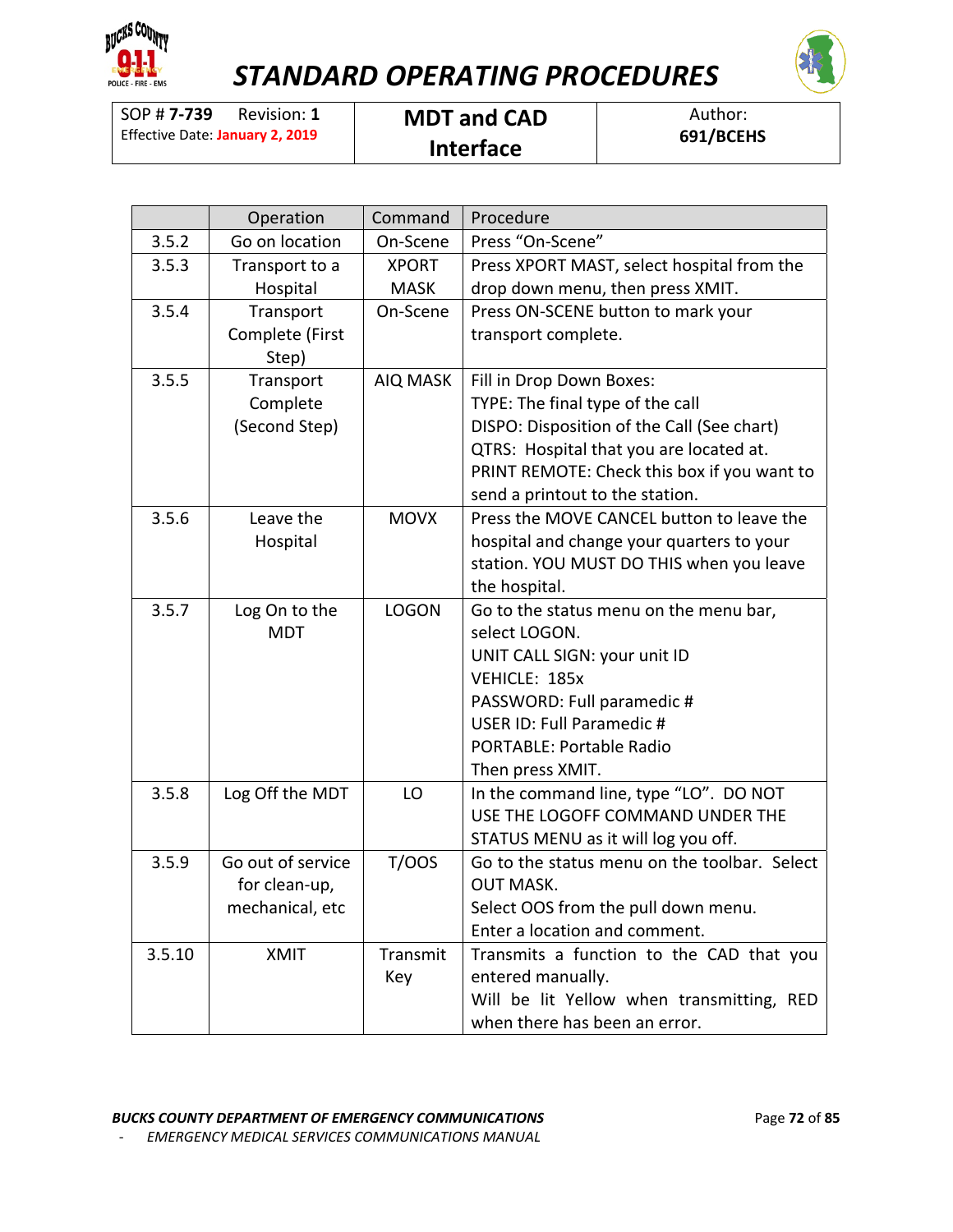| | Operation | Command | Procedure |
|---|---|---|---|
| 3.5.2 | Go on location | On-Scene | Press "On-Scene" |
| 3.5.3 | Transport to a Hospital | XPORT MASK | Press XPORT MAST, select hospital from the drop down menu, then press XMIT. |
| 3.5.4 | Transport Complete (First Step) | On-Scene | Press ON-SCENE button to mark your transport complete. |
| 3.5.5 | Transport Complete (Second Step) | AIQ MASK | Fill in Drop Down Boxes:<br>TYPE: The final type of the call<br>DISPO: Disposition of the Call (See chart)<br>QTRS: Hospital that you are located at.<br>PRINT REMOTE: Check this box if you want to send a printout to the station. |
| 3.5.6 | Leave the Hospital | MOVX | Press the MOVE CANCEL button to leave the hospital and change your quarters to your station. YOU MUST DO THIS when you leave the hospital. |
| 3.5.7 | Log On to the MDT | LOGON | Go to the status menu on the menu bar, select LOGON.<br>UNIT CALL SIGN: your unit ID<br>VEHICLE: 185x<br>PASSWORD: Full paramedic #<br>USER ID: Full Paramedic #<br>PORTABLE: Portable Radio<br>Then press XMIT. |
| 3.5.8 | Log Off the MDT | LO | In the command line, type "LO". DO NOT USE THE LOGOFF COMMAND UNDER THE STATUS MENU as it will log you off. |
| 3.5.9 | Go out of service for clean-up, mechanical, etc | T/OOS | Go to the status menu on the toolbar. Select OUT MASK.<br>Select OOS from the pull down menu.<br>Enter a location and comment. |
| 3.5.10 | XMIT | Transmit Key | Transmits a function to the CAD that you entered manually.<br>Will be lit Yellow when transmitting, RED when there has been an error. |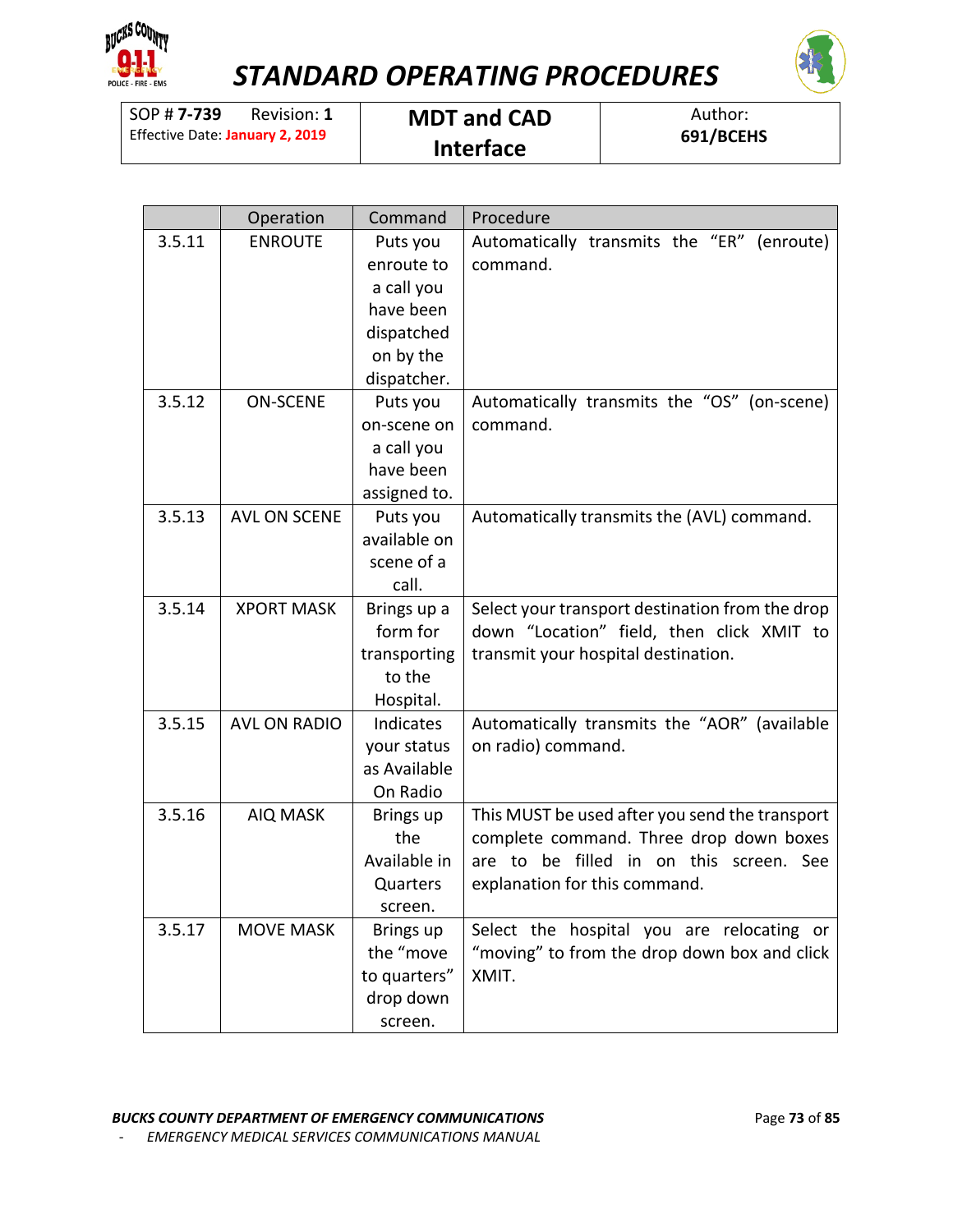| SOP # **7-739** Revision: **1** Effective Date: **January 2, 2019** | **MDT and CAD Interface** | Author: **691/BCEHS** |
|---|---|---|

| | Operation | Command | Procedure |
|---|---|---|---|
| 3.5.11 | ENROUTE | Puts you enroute to a call you have been dispatched on by the dispatcher. | Automatically transmits the "ER" (enroute) command. |
| 3.5.12 | ON-SCENE | Puts you on-scene on a call you have been assigned to. | Automatically transmits the "OS" (on-scene) command. |
| 3.5.13 | AVL ON SCENE | Puts you available on scene of a call. | Automatically transmits the (AVL) command. |
| 3.5.14 | XPORT MASK | Brings up a form for transporting to the Hospital. | Select your transport destination from the drop down "Location" field, then click XMIT to transmit your hospital destination. |
| 3.5.15 | AVL ON RADIO | Indicates your status as Available On Radio | Automatically transmits the "AOR" (available on radio) command. |
| 3.5.16 | AIQ MASK | Brings up the Available in Quarters screen. | This MUST be used after you send the transport complete command. Three drop down boxes are to be filled in on this screen. See explanation for this command. |
| 3.5.17 | MOVE MASK | Brings up the "move to quarters" drop down screen. | Select the hospital you are relocating or "moving" to from the drop down box and click XMIT. |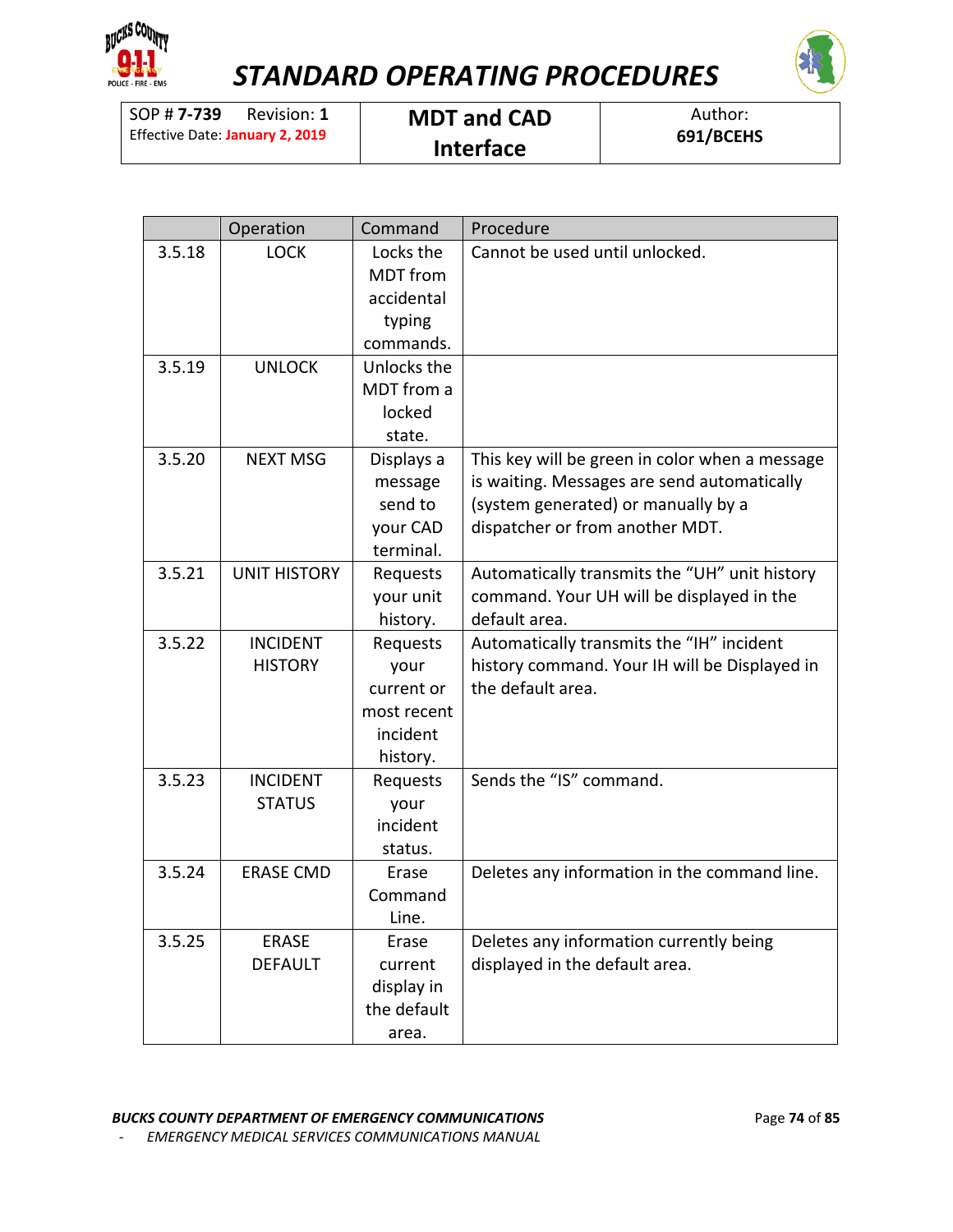| | Operation | Command | Procedure |
|---|---|---|---|
| 3.5.18 | LOCK | Locks the MDT from accidental typing commands. | Cannot be used until unlocked. |
| 3.5.19 | UNLOCK | Unlocks the MDT from a locked state. | |
| 3.5.20 | NEXT MSG | Displays a message send to your CAD terminal. | This key will be green in color when a message is waiting. Messages are send automatically (system generated) or manually by a dispatcher or from another MDT. |
| 3.5.21 | UNIT HISTORY | Requests your unit history. | Automatically transmits the "UH" unit history command. Your UH will be displayed in the default area. |
| 3.5.22 | INCIDENT HISTORY | Requests your current or most recent incident history. | Automatically transmits the "IH" incident history command. Your IH will be Displayed in the default area. |
| 3.5.23 | INCIDENT STATUS | Requests your incident status. | Sends the "IS" command. |
| 3.5.24 | ERASE CMD | Erase Command Line. | Deletes any information in the command line. |
| 3.5.25 | ERASE DEFAULT | Erase current display in the default area. | Deletes any information currently being displayed in the default area. |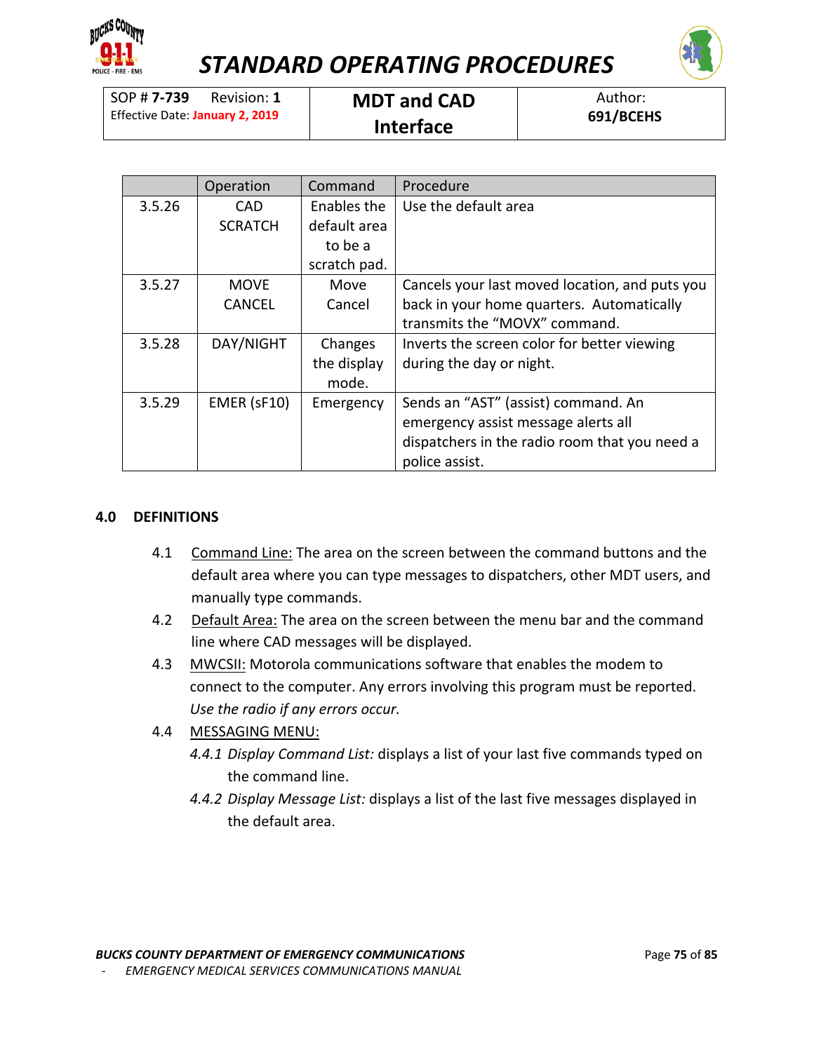| | Operation | Command | Procedure |
|---|---|---|---|
| 3.5.26 | CAD SCRATCH | Enables the default area to be a scratch pad. | Use the default area |
| 3.5.27 | MOVE CANCEL | Move Cancel | Cancels your last moved location, and puts you back in your home quarters. Automatically transmits the "MOVX" command. |
| 3.5.28 | DAY/NIGHT | Changes the display mode. | Inverts the screen color for better viewing during the day or night. |
| 3.5.29 | EMER (sF10) | Emergency | Sends an "AST" (assist) command. An emergency assist message alerts all dispatchers in the radio room that you need a police assist. |

## 4.0 DEFINITIONS

4.1 Command Line: The area on the screen between the command buttons and the default area where you can type messages to dispatchers, other MDT users, and manually type commands.

4.2 Default Area: The area on the screen between the menu bar and the command line where CAD messages will be displayed.

4.3 MWCSII: Motorola communications software that enables the modem to connect to the computer. Any errors involving this program must be reported. *Use the radio if any errors occur.*

4.4 MESSAGING MENU:

*4.4.1 Display Command List:* displays a list of your last five commands typed on the command line.

*4.4.2 Display Message List:* displays a list of the last five messages displayed in the default area.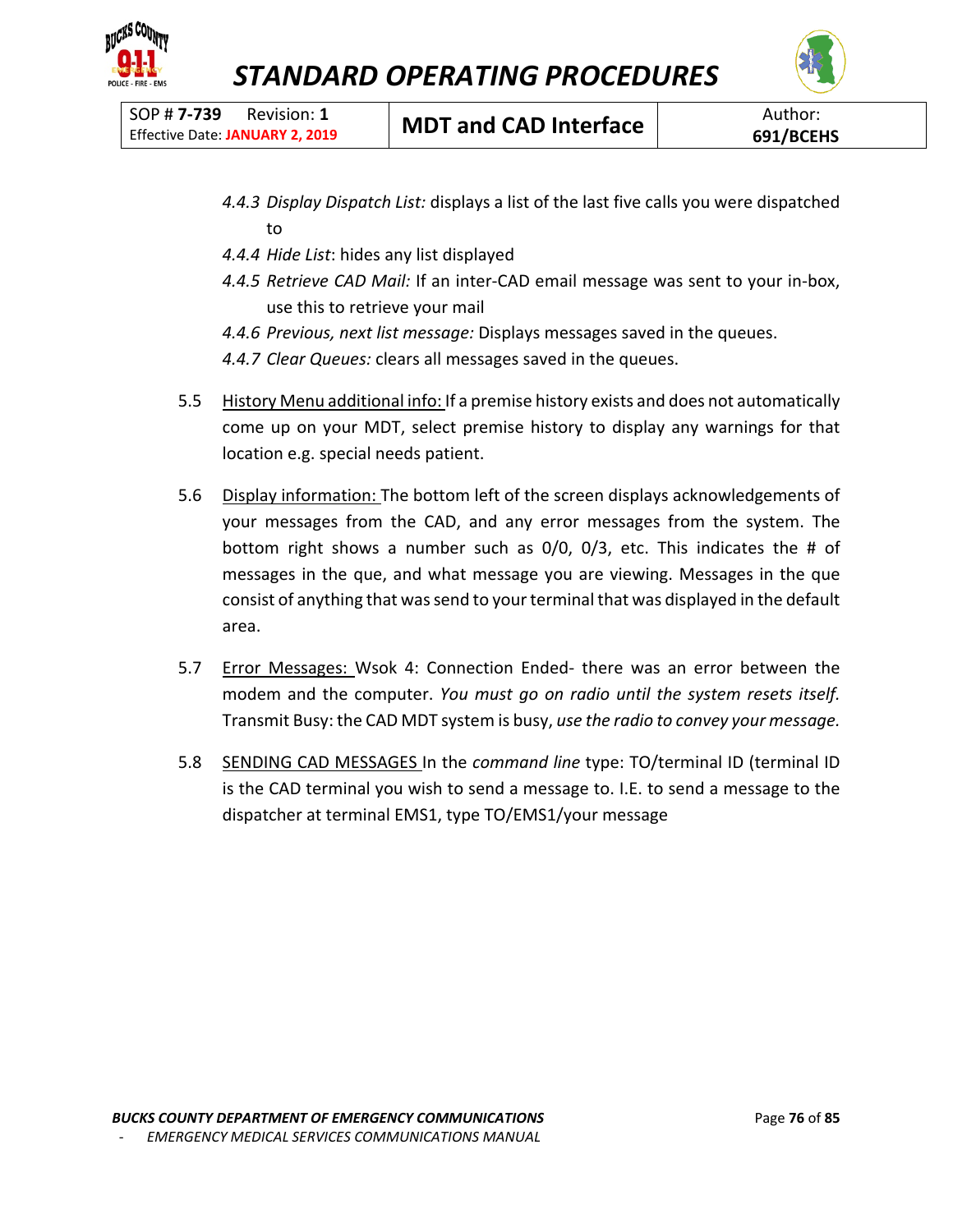*4.4.3 Display Dispatch List:* displays a list of the last five calls you were dispatched to

*4.4.4 Hide List*: hides any list displayed

*4.4.5 Retrieve CAD Mail:* If an inter-CAD email message was sent to your in-box, use this to retrieve your mail

*4.4.6 Previous, next list message:* Displays messages saved in the queues.

*4.4.7 Clear Queues:* clears all messages saved in the queues.

5.5 History Menu additional info: If a premise history exists and does not automatically come up on your MDT, select premise history to display any warnings for that location e.g. special needs patient.

5.6 Display information: The bottom left of the screen displays acknowledgements of your messages from the CAD, and any error messages from the system. The bottom right shows a number such as 0/0, 0/3, etc. This indicates the # of messages in the que, and what message you are viewing. Messages in the que consist of anything that was send to your terminal that was displayed in the default area.

5.7 Error Messages: Wsok 4: Connection Ended- there was an error between the modem and the computer. *You must go on radio until the system resets itself.* Transmit Busy: the CAD MDT system is busy, *use the radio to convey your message.*

5.8 SENDING CAD MESSAGES In the *command line* type: TO/terminal ID (terminal ID is the CAD terminal you wish to send a message to. I.E. to send a message to the dispatcher at terminal EMS1, type TO/EMS1/your message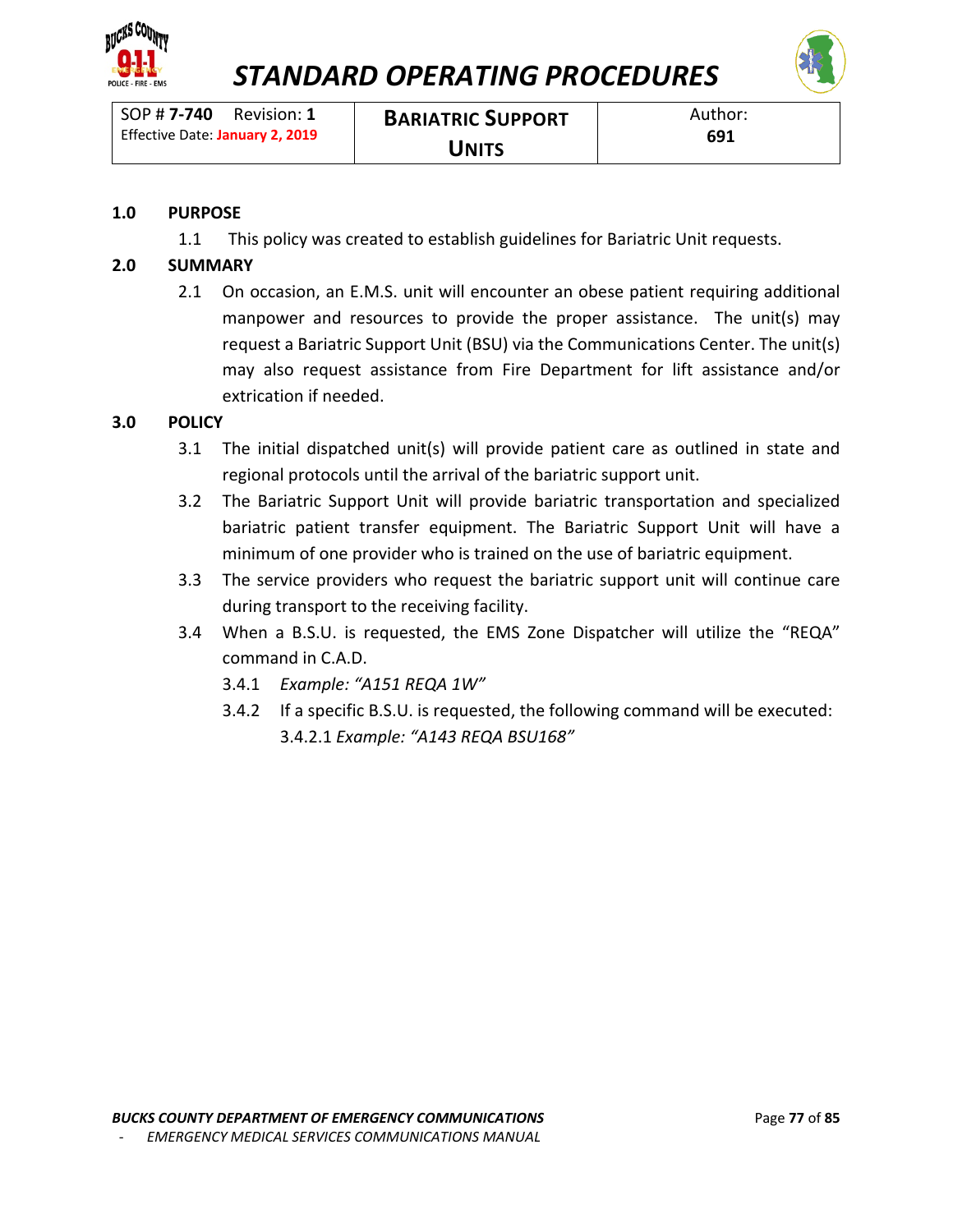# STANDARD OPERATING PROCEDURES

| SOP # **7-740** Revision: **1** Effective Date: **January 2, 2019** | **BARIATRIC SUPPORT UNITS** | Author: **691** |
|---|---|---|

## 1.0 PURPOSE

1.1 This policy was created to establish guidelines for Bariatric Unit requests.

## 2.0 SUMMARY

2.1 On occasion, an E.M.S. unit will encounter an obese patient requiring additional manpower and resources to provide the proper assistance. The unit(s) may request a Bariatric Support Unit (BSU) via the Communications Center. The unit(s) may also request assistance from Fire Department for lift assistance and/or extrication if needed.

## 3.0 POLICY

3.1 The initial dispatched unit(s) will provide patient care as outlined in state and regional protocols until the arrival of the bariatric support unit.

3.2 The Bariatric Support Unit will provide bariatric transportation and specialized bariatric patient transfer equipment. The Bariatric Support Unit will have a minimum of one provider who is trained on the use of bariatric equipment.

3.3 The service providers who request the bariatric support unit will continue care during transport to the receiving facility.

3.4 When a B.S.U. is requested, the EMS Zone Dispatcher will utilize the "REQA" command in C.A.D.

3.4.1 *Example: "A151 REQA 1W"*

3.4.2 If a specific B.S.U. is requested, the following command will be executed:

3.4.2.1 *Example: "A143 REQA BSU168"*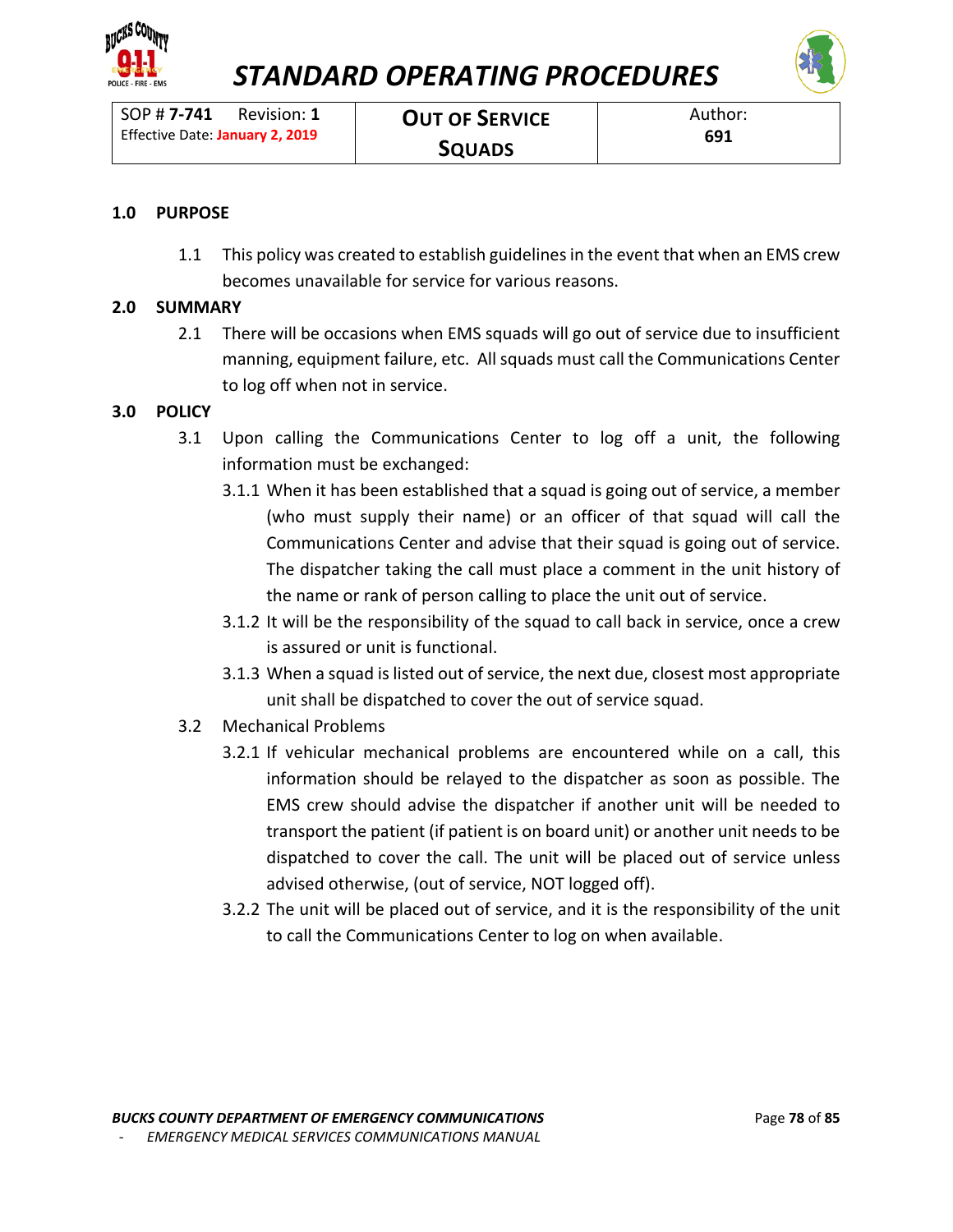# STANDARD OPERATING PROCEDURES

| SOP # **7-741** Revision: **1** Effective Date: **January 2, 2019** | **OUT OF SERVICE SQUADS** | Author: **691** |
|---|---|---|

## 1.0 PURPOSE

1.1 This policy was created to establish guidelines in the event that when an EMS crew becomes unavailable for service for various reasons.

## 2.0 SUMMARY

2.1 There will be occasions when EMS squads will go out of service due to insufficient manning, equipment failure, etc. All squads must call the Communications Center to log off when not in service.

## 3.0 POLICY

3.1 Upon calling the Communications Center to log off a unit, the following information must be exchanged:

3.1.1 When it has been established that a squad is going out of service, a member (who must supply their name) or an officer of that squad will call the Communications Center and advise that their squad is going out of service. The dispatcher taking the call must place a comment in the unit history of the name or rank of person calling to place the unit out of service.

3.1.2 It will be the responsibility of the squad to call back in service, once a crew is assured or unit is functional.

3.1.3 When a squad is listed out of service, the next due, closest most appropriate unit shall be dispatched to cover the out of service squad.

3.2 Mechanical Problems

3.2.1 If vehicular mechanical problems are encountered while on a call, this information should be relayed to the dispatcher as soon as possible. The EMS crew should advise the dispatcher if another unit will be needed to transport the patient (if patient is on board unit) or another unit needs to be dispatched to cover the call. The unit will be placed out of service unless advised otherwise, (out of service, NOT logged off).

3.2.2 The unit will be placed out of service, and it is the responsibility of the unit to call the Communications Center to log on when available.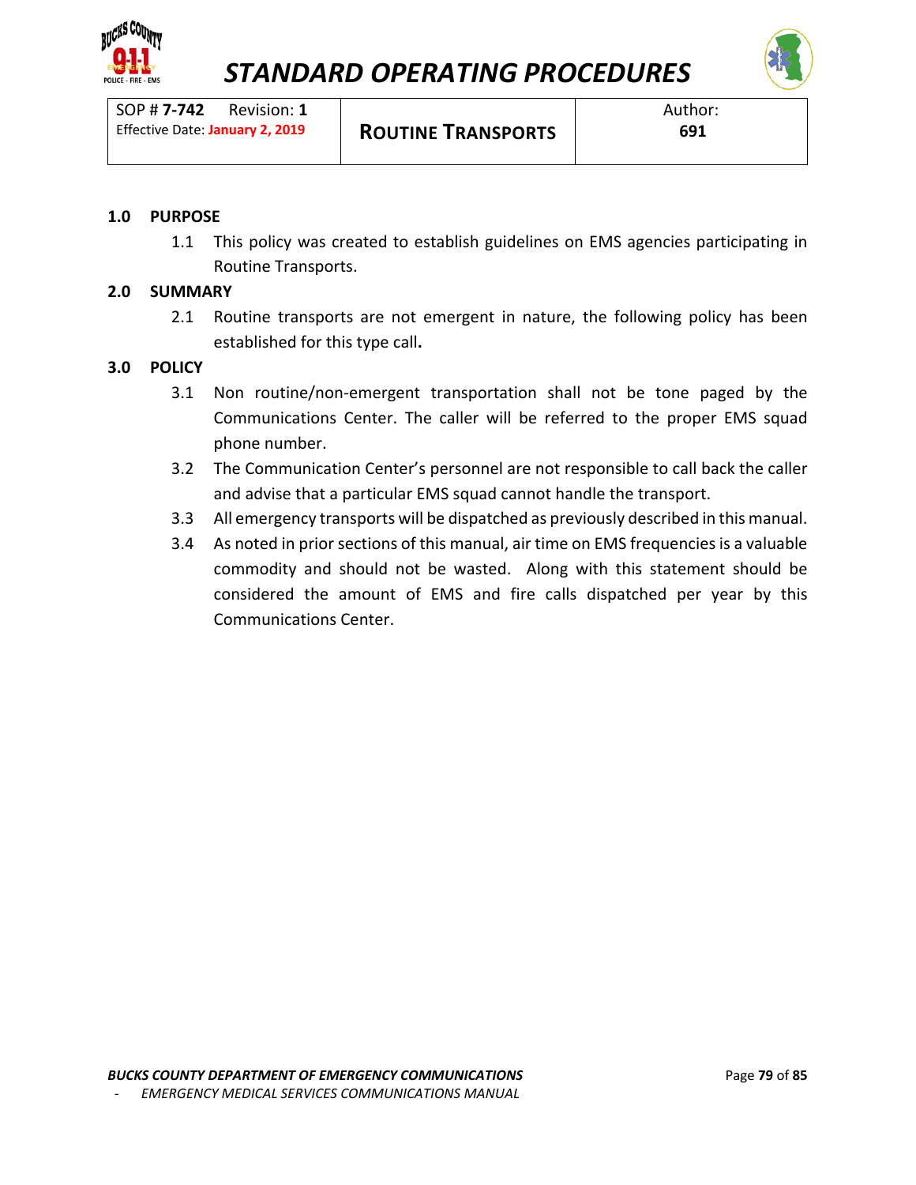# STANDARD OPERATING PROCEDURES

| SOP # **7-742** Revision: **1** Effective Date: **January 2, 2019** | **ROUTINE TRANSPORTS** | Author: **691** |
|---|---|---|

## 1.0 PURPOSE

1.1 This policy was created to establish guidelines on EMS agencies participating in Routine Transports.

## 2.0 SUMMARY

2.1 Routine transports are not emergent in nature, the following policy has been established for this type call**.**

## 3.0 POLICY

3.1 Non routine/non-emergent transportation shall not be tone paged by the Communications Center. The caller will be referred to the proper EMS squad phone number.

3.2 The Communication Center's personnel are not responsible to call back the caller and advise that a particular EMS squad cannot handle the transport.

3.3 All emergency transports will be dispatched as previously described in this manual.

3.4 As noted in prior sections of this manual, air time on EMS frequencies is a valuable commodity and should not be wasted. Along with this statement should be considered the amount of EMS and fire calls dispatched per year by this Communications Center.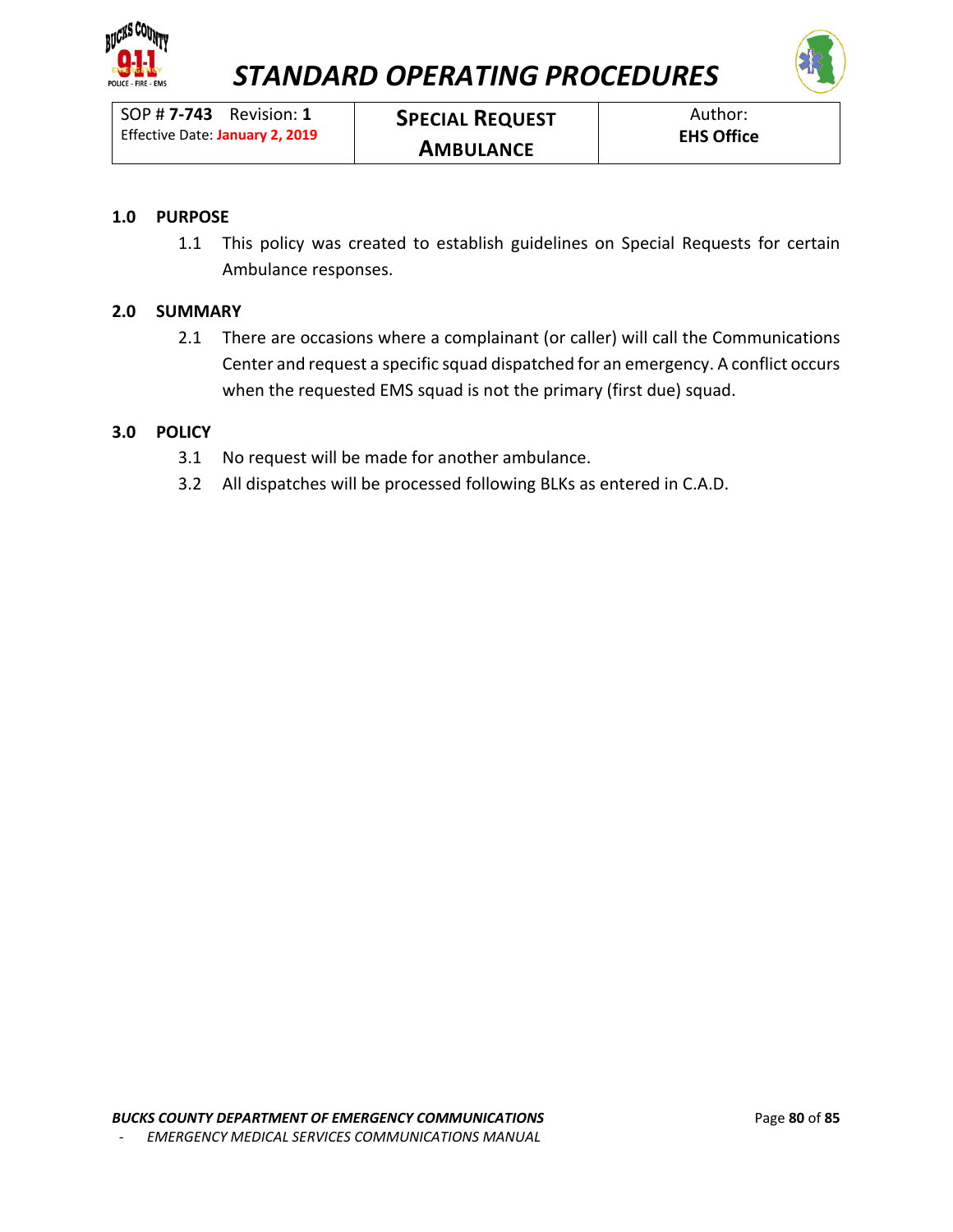# STANDARD OPERATING PROCEDURES

| SOP # **7-743** Revision: **1** Effective Date: **January 2, 2019** | **SPECIAL REQUEST AMBULANCE** | Author: **EHS Office** |
|---|---|---|

## 1.0 PURPOSE

1.1 This policy was created to establish guidelines on Special Requests for certain Ambulance responses.

## 2.0 SUMMARY

2.1 There are occasions where a complainant (or caller) will call the Communications Center and request a specific squad dispatched for an emergency. A conflict occurs when the requested EMS squad is not the primary (first due) squad.

## 3.0 POLICY

3.1 No request will be made for another ambulance.

3.2 All dispatches will be processed following BLKs as entered in C.A.D.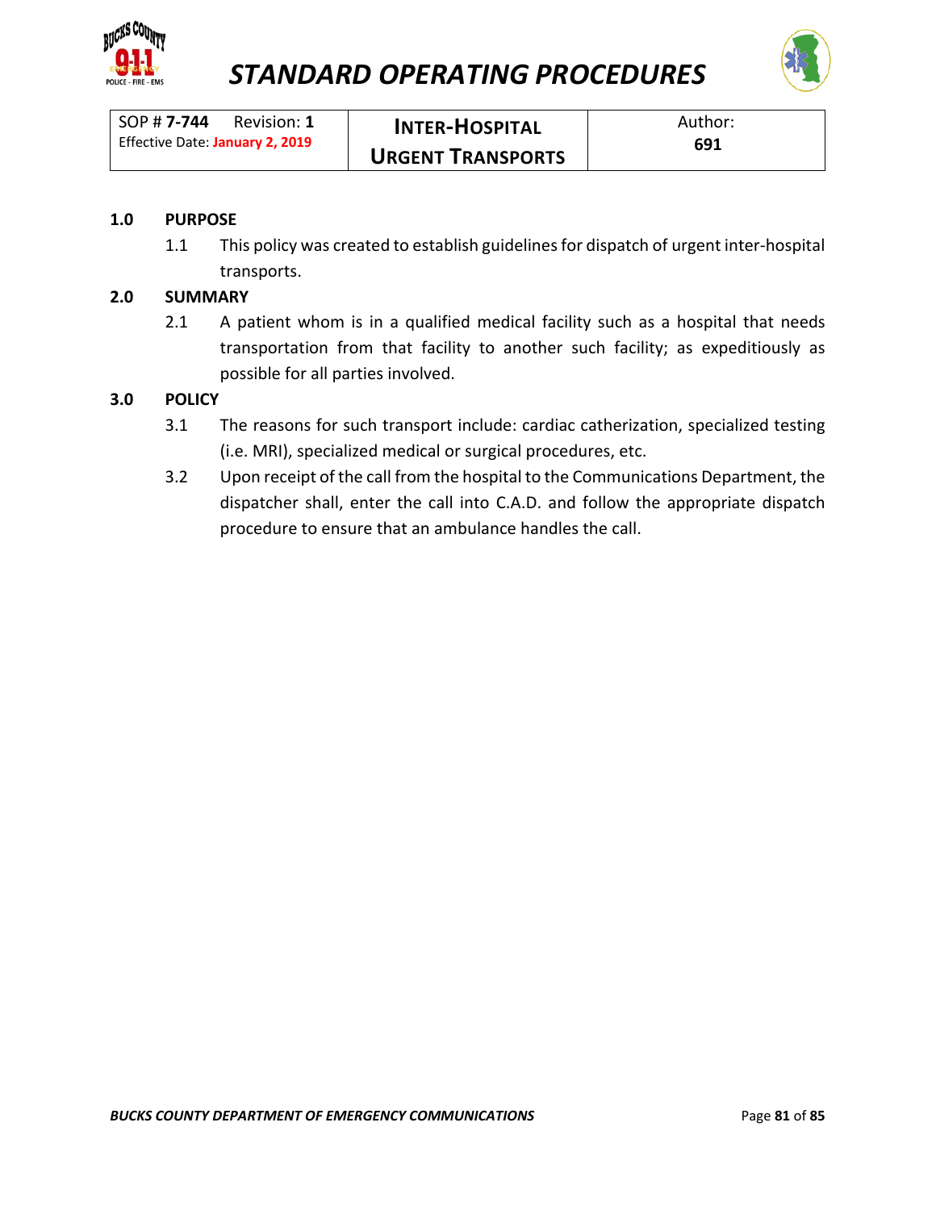# STANDARD OPERATING PROCEDURES

| SOP # **7-744** Revision: **1**<br>Effective Date: **January 2, 2019** | **INTER-HOSPITAL URGENT TRANSPORTS** | Author:<br>**691** |
|---|---|---|

## 1.0 PURPOSE

1.1 This policy was created to establish guidelines for dispatch of urgent inter-hospital transports.

## 2.0 SUMMARY

2.1 A patient whom is in a qualified medical facility such as a hospital that needs transportation from that facility to another such facility; as expeditiously as possible for all parties involved.

## 3.0 POLICY

3.1 The reasons for such transport include: cardiac catherization, specialized testing (i.e. MRI), specialized medical or surgical procedures, etc.

3.2 Upon receipt of the call from the hospital to the Communications Department, the dispatcher shall, enter the call into C.A.D. and follow the appropriate dispatch procedure to ensure that an ambulance handles the call.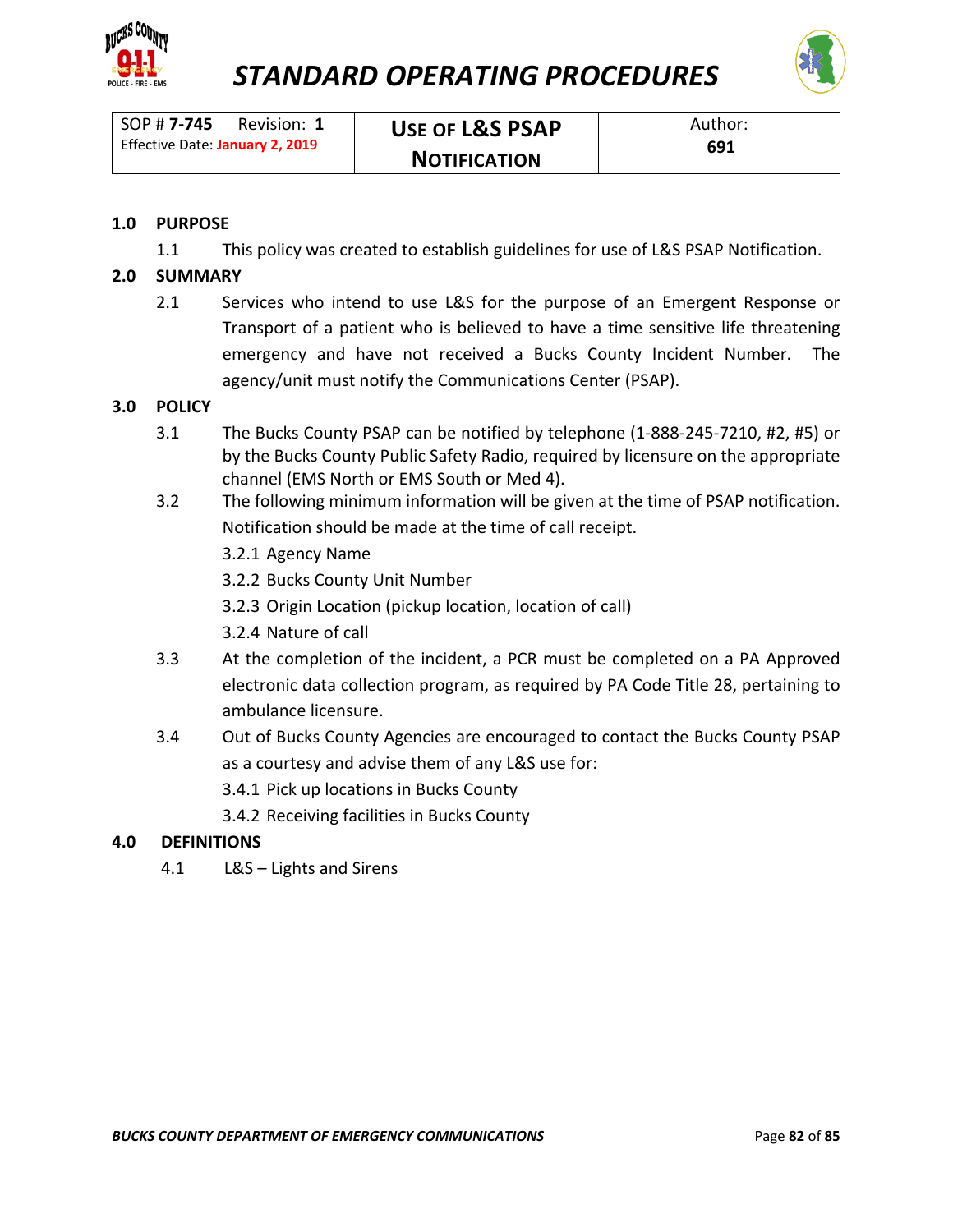# STANDARD OPERATING PROCEDURES

| SOP # **7-745** Revision: **1** Effective Date: **January 2, 2019** | **USE OF L&S PSAP NOTIFICATION** | Author: **691** |
|---|---|---|

## 1.0 PURPOSE

1.1 This policy was created to establish guidelines for use of L&S PSAP Notification.

## 2.0 SUMMARY

2.1 Services who intend to use L&S for the purpose of an Emergent Response or Transport of a patient who is believed to have a time sensitive life threatening emergency and have not received a Bucks County Incident Number. The agency/unit must notify the Communications Center (PSAP).

## 3.0 POLICY

3.1 The Bucks County PSAP can be notified by telephone (1-888-245-7210, #2, #5) or by the Bucks County Public Safety Radio, required by licensure on the appropriate channel (EMS North or EMS South or Med 4).

3.2 The following minimum information will be given at the time of PSAP notification. Notification should be made at the time of call receipt.

- 3.2.1 Agency Name
- 3.2.2 Bucks County Unit Number
- 3.2.3 Origin Location (pickup location, location of call)
- 3.2.4 Nature of call

3.3 At the completion of the incident, a PCR must be completed on a PA Approved electronic data collection program, as required by PA Code Title 28, pertaining to ambulance licensure.

3.4 Out of Bucks County Agencies are encouraged to contact the Bucks County PSAP as a courtesy and advise them of any L&S use for:

- 3.4.1 Pick up locations in Bucks County
- 3.4.2 Receiving facilities in Bucks County

## 4.0 DEFINITIONS

4.1 L&S – Lights and Sirens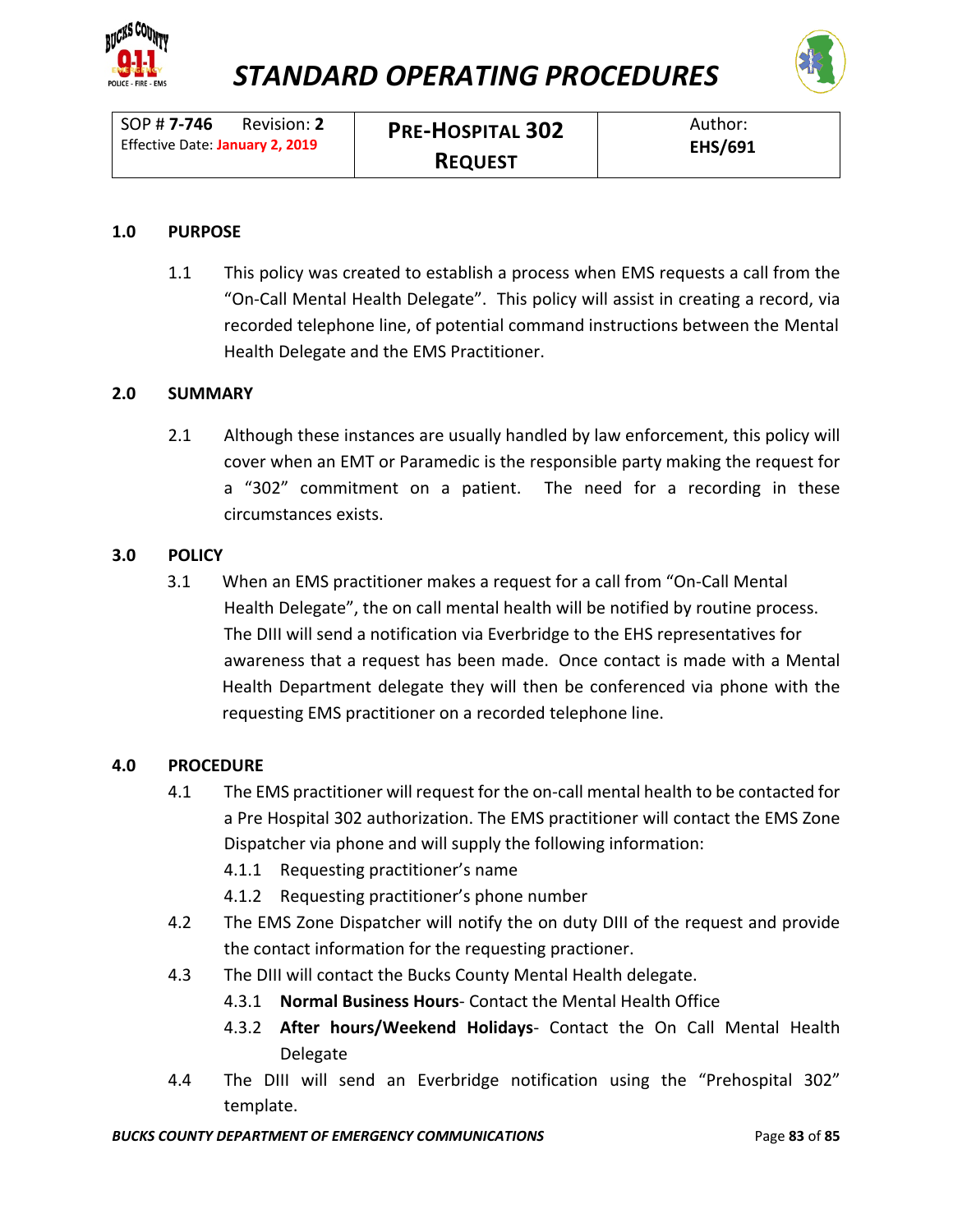# STANDARD OPERATING PROCEDURES

| SOP # **7-746** Revision: **2** Effective Date: **January 2, 2019** | **PRE-HOSPITAL 302 REQUEST** | Author: **EHS/691** |
|---|---|---|

## 1.0 PURPOSE

1.1 This policy was created to establish a process when EMS requests a call from the "On-Call Mental Health Delegate". This policy will assist in creating a record, via recorded telephone line, of potential command instructions between the Mental Health Delegate and the EMS Practitioner.

## 2.0 SUMMARY

2.1 Although these instances are usually handled by law enforcement, this policy will cover when an EMT or Paramedic is the responsible party making the request for a "302" commitment on a patient. The need for a recording in these circumstances exists.

## 3.0 POLICY

3.1 When an EMS practitioner makes a request for a call from "On-Call Mental Health Delegate", the on call mental health will be notified by routine process. The DIII will send a notification via Everbridge to the EHS representatives for awareness that a request has been made. Once contact is made with a Mental Health Department delegate they will then be conferenced via phone with the requesting EMS practitioner on a recorded telephone line.

## 4.0 PROCEDURE

4.1 The EMS practitioner will request for the on-call mental health to be contacted for a Pre Hospital 302 authorization. The EMS practitioner will contact the EMS Zone Dispatcher via phone and will supply the following information:

- 4.1.1 Requesting practitioner's name
- 4.1.2 Requesting practitioner's phone number

4.2 The EMS Zone Dispatcher will notify the on duty DIII of the request and provide the contact information for the requesting practioner.

4.3 The DIII will contact the Bucks County Mental Health delegate.

- 4.3.1 **Normal Business Hours**- Contact the Mental Health Office
- 4.3.2 **After hours/Weekend Holidays**- Contact the On Call Mental Health Delegate

4.4 The DIII will send an Everbridge notification using the "Prehospital 302" template.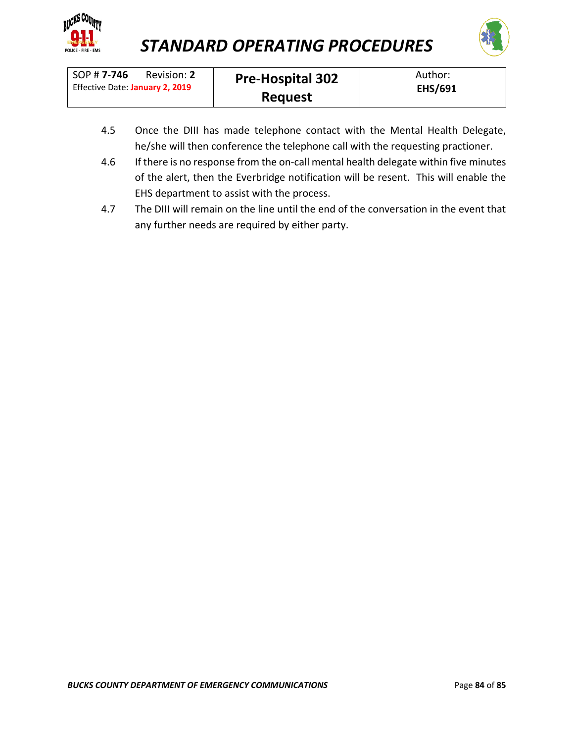4.5 Once the DIII has made telephone contact with the Mental Health Delegate, he/she will then conference the telephone call with the requesting practioner.

4.6 If there is no response from the on-call mental health delegate within five minutes of the alert, then the Everbridge notification will be resent. This will enable the EHS department to assist with the process.

4.7 The DIII will remain on the line until the end of the conversation in the event that any further needs are required by either party.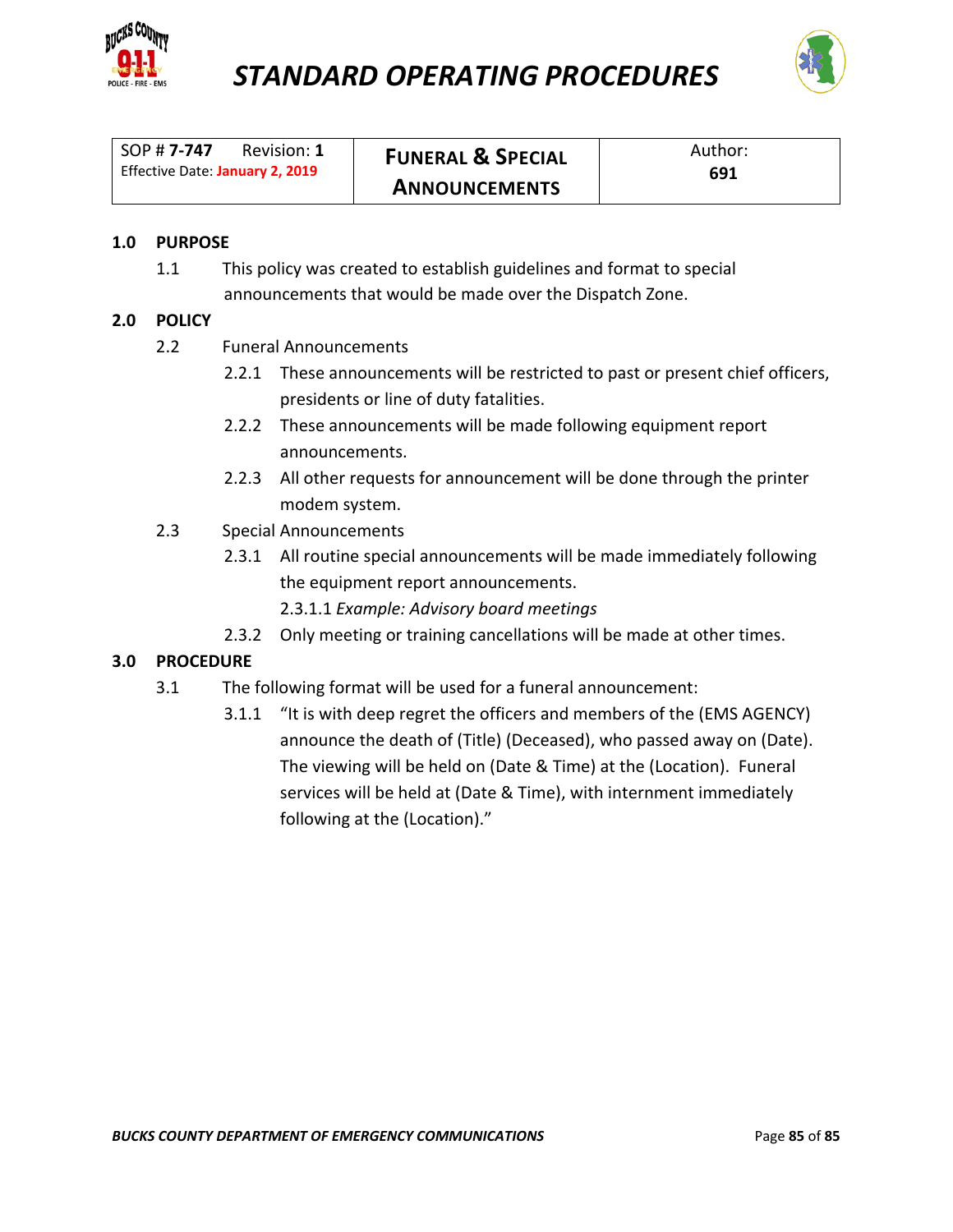# STANDARD OPERATING PROCEDURES

| SOP # **7-747** Revision: **1** Effective Date: **January 2, 2019** | **FUNERAL & SPECIAL ANNOUNCEMENTS** | Author: **691** |
|---|---|---|

## 1.0 PURPOSE

1.1 This policy was created to establish guidelines and format to special announcements that would be made over the Dispatch Zone.

## 2.0 POLICY

2.2 Funeral Announcements

- 2.2.1 These announcements will be restricted to past or present chief officers, presidents or line of duty fatalities.
- 2.2.2 These announcements will be made following equipment report announcements.
- 2.2.3 All other requests for announcement will be done through the printer modem system.

2.3 Special Announcements

- 2.3.1 All routine special announcements will be made immediately following the equipment report announcements.
  - 2.3.1.1 *Example: Advisory board meetings*
- 2.3.2 Only meeting or training cancellations will be made at other times.

## 3.0 PROCEDURE

3.1 The following format will be used for a funeral announcement:

- 3.1.1 "It is with deep regret the officers and members of the (EMS AGENCY) announce the death of (Title) (Deceased), who passed away on (Date). The viewing will be held on (Date & Time) at the (Location). Funeral services will be held at (Date & Time), with internment immediately following at the (Location)."